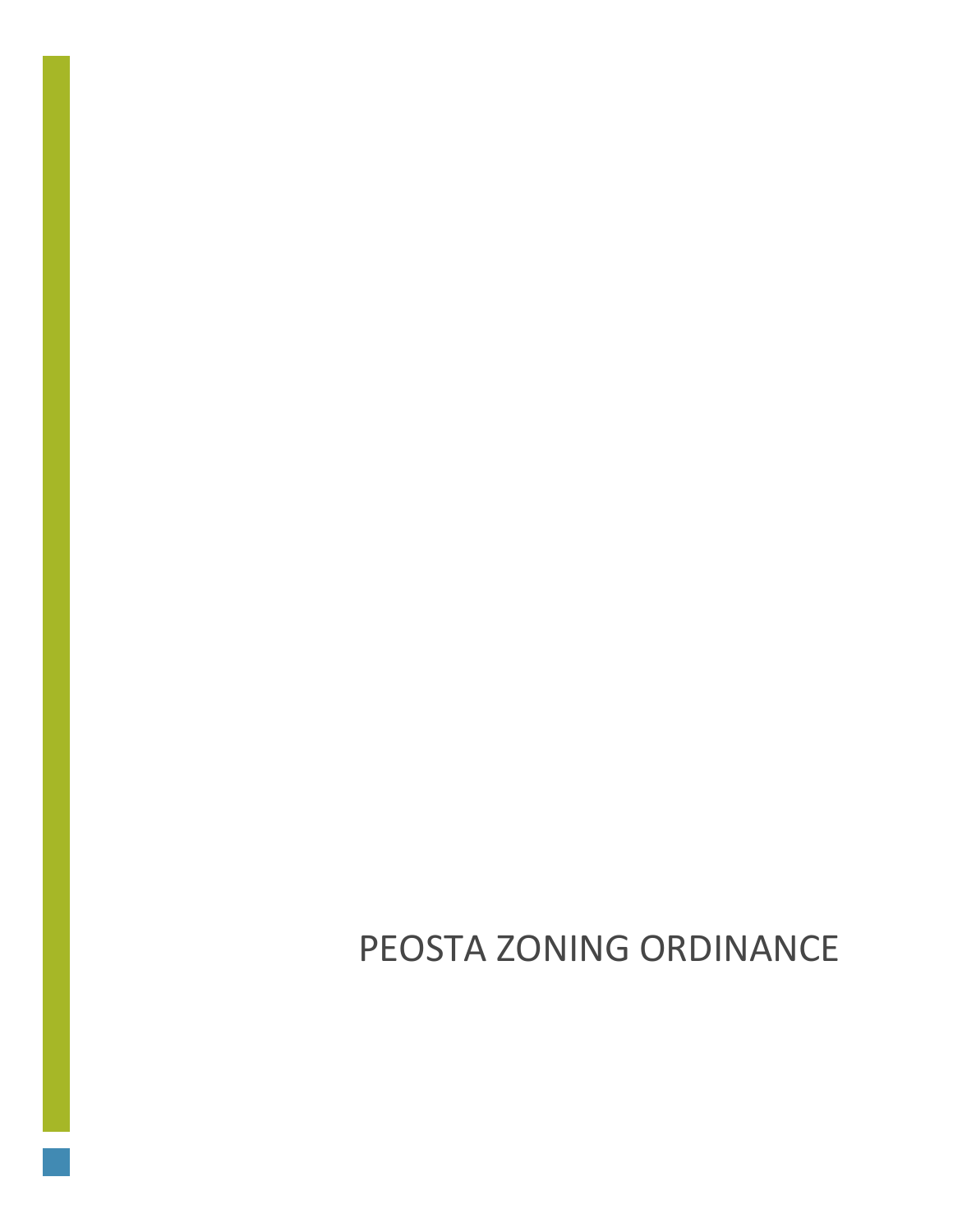# PEOSTA ZONING ORDINANCE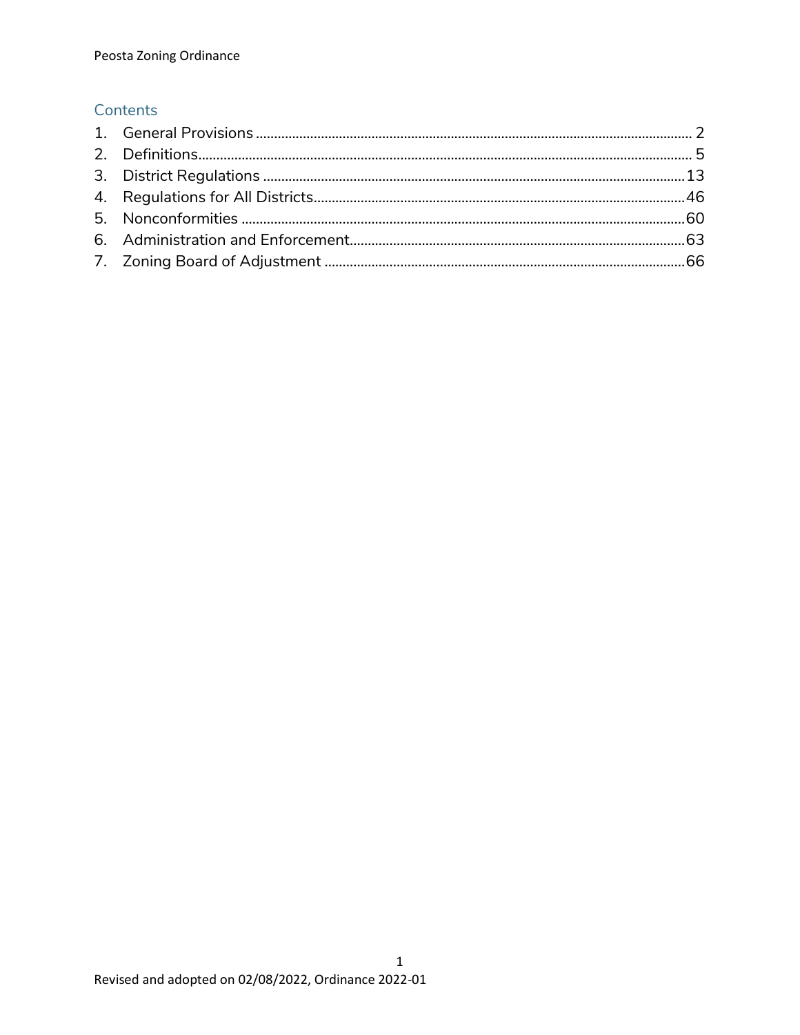## Contents

1. General Provisions ........................................................ 2
2. Definitions ........................................................ 5
3. District Regulations ........................................................ 13
4. Regulations for All Districts ........................................................ 46
5. Nonconformities ........................................................ 60
6. Administration and Enforcement ........................................................ 63
7. Zoning Board of Adjustment ........................................................ 66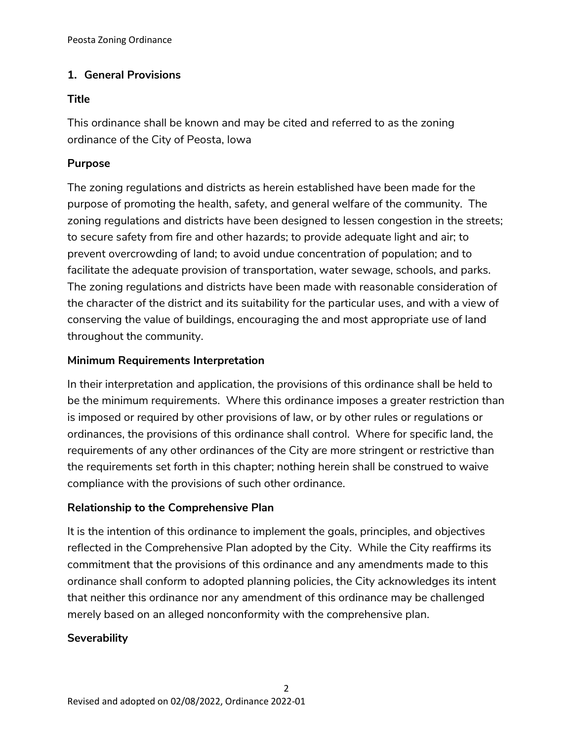## 1. General Provisions

### Title

This ordinance shall be known and may be cited and referred to as the zoning ordinance of the City of Peosta, Iowa

### Purpose

The zoning regulations and districts as herein established have been made for the purpose of promoting the health, safety, and general welfare of the community. The zoning regulations and districts have been designed to lessen congestion in the streets; to secure safety from fire and other hazards; to provide adequate light and air; to prevent overcrowding of land; to avoid undue concentration of population; and to facilitate the adequate provision of transportation, water sewage, schools, and parks. The zoning regulations and districts have been made with reasonable consideration of the character of the district and its suitability for the particular uses, and with a view of conserving the value of buildings, encouraging the and most appropriate use of land throughout the community.

### Minimum Requirements Interpretation

In their interpretation and application, the provisions of this ordinance shall be held to be the minimum requirements. Where this ordinance imposes a greater restriction than is imposed or required by other provisions of law, or by other rules or regulations or ordinances, the provisions of this ordinance shall control. Where for specific land, the requirements of any other ordinances of the City are more stringent or restrictive than the requirements set forth in this chapter; nothing herein shall be construed to waive compliance with the provisions of such other ordinance.

### Relationship to the Comprehensive Plan

It is the intention of this ordinance to implement the goals, principles, and objectives reflected in the Comprehensive Plan adopted by the City. While the City reaffirms its commitment that the provisions of this ordinance and any amendments made to this ordinance shall conform to adopted planning policies, the City acknowledges its intent that neither this ordinance nor any amendment of this ordinance may be challenged merely based on an alleged nonconformity with the comprehensive plan.

### Severability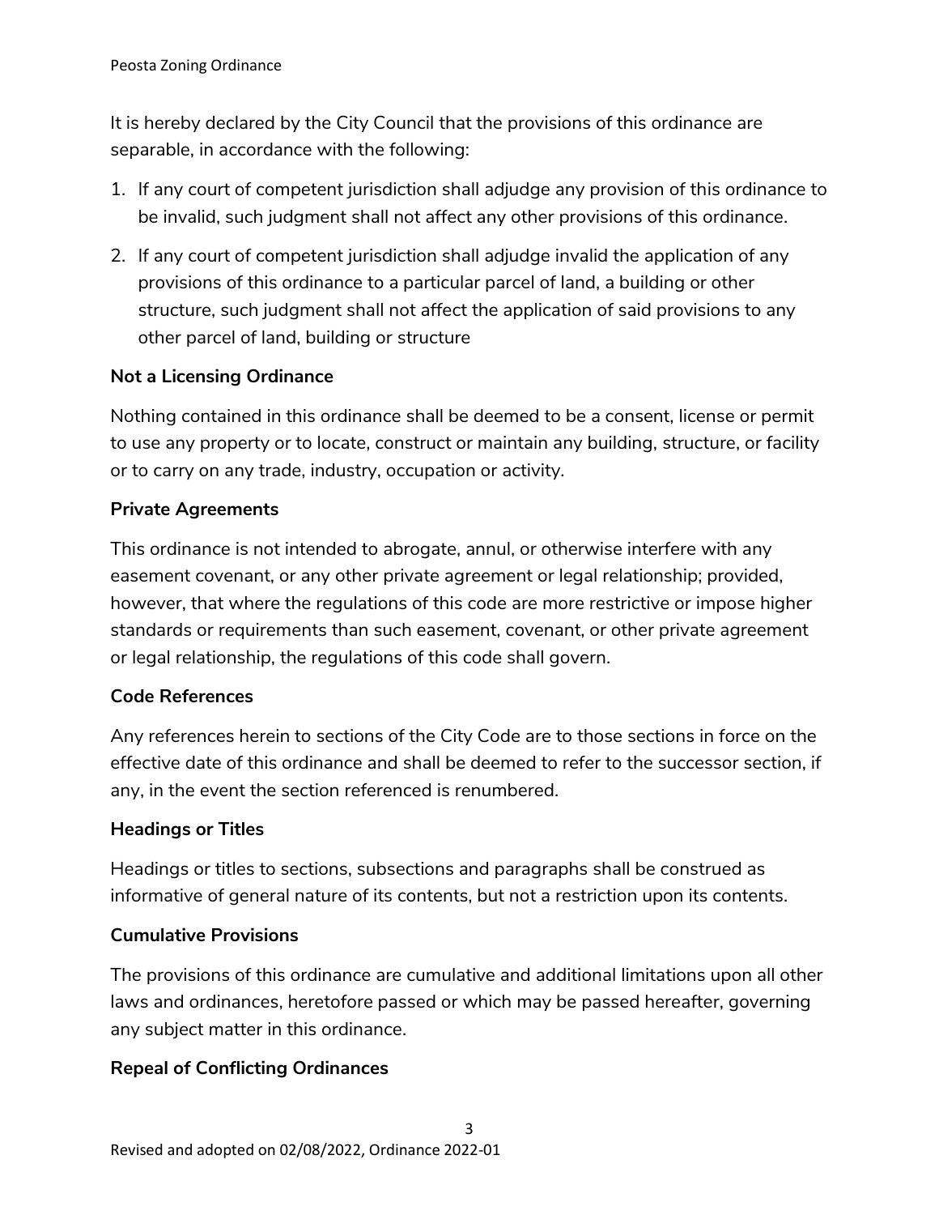It is hereby declared by the City Council that the provisions of this ordinance are separable, in accordance with the following:

1. If any court of competent jurisdiction shall adjudge any provision of this ordinance to be invalid, such judgment shall not affect any other provisions of this ordinance.
2. If any court of competent jurisdiction shall adjudge invalid the application of any provisions of this ordinance to a particular parcel of land, a building or other structure, such judgment shall not affect the application of said provisions to any other parcel of land, building or structure

**Not a Licensing Ordinance**

Nothing contained in this ordinance shall be deemed to be a consent, license or permit to use any property or to locate, construct or maintain any building, structure, or facility or to carry on any trade, industry, occupation or activity.

**Private Agreements**

This ordinance is not intended to abrogate, annul, or otherwise interfere with any easement covenant, or any other private agreement or legal relationship; provided, however, that where the regulations of this code are more restrictive or impose higher standards or requirements than such easement, covenant, or other private agreement or legal relationship, the regulations of this code shall govern.

**Code References**

Any references herein to sections of the City Code are to those sections in force on the effective date of this ordinance and shall be deemed to refer to the successor section, if any, in the event the section referenced is renumbered.

**Headings or Titles**

Headings or titles to sections, subsections and paragraphs shall be construed as informative of general nature of its contents, but not a restriction upon its contents.

**Cumulative Provisions**

The provisions of this ordinance are cumulative and additional limitations upon all other laws and ordinances, heretofore passed or which may be passed hereafter, governing any subject matter in this ordinance.

**Repeal of Conflicting Ordinances**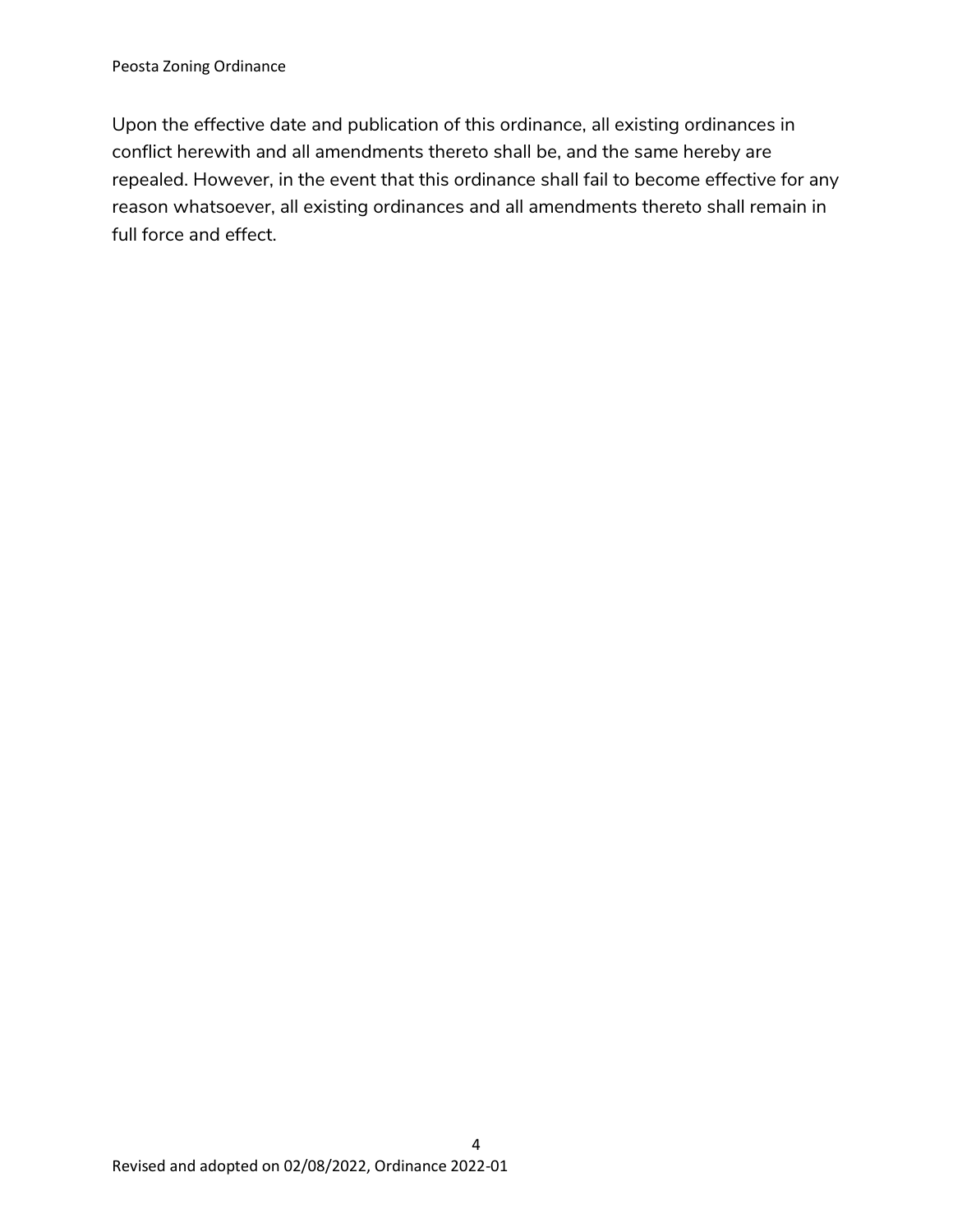Upon the effective date and publication of this ordinance, all existing ordinances in conflict herewith and all amendments thereto shall be, and the same hereby are repealed. However, in the event that this ordinance shall fail to become effective for any reason whatsoever, all existing ordinances and all amendments thereto shall remain in full force and effect.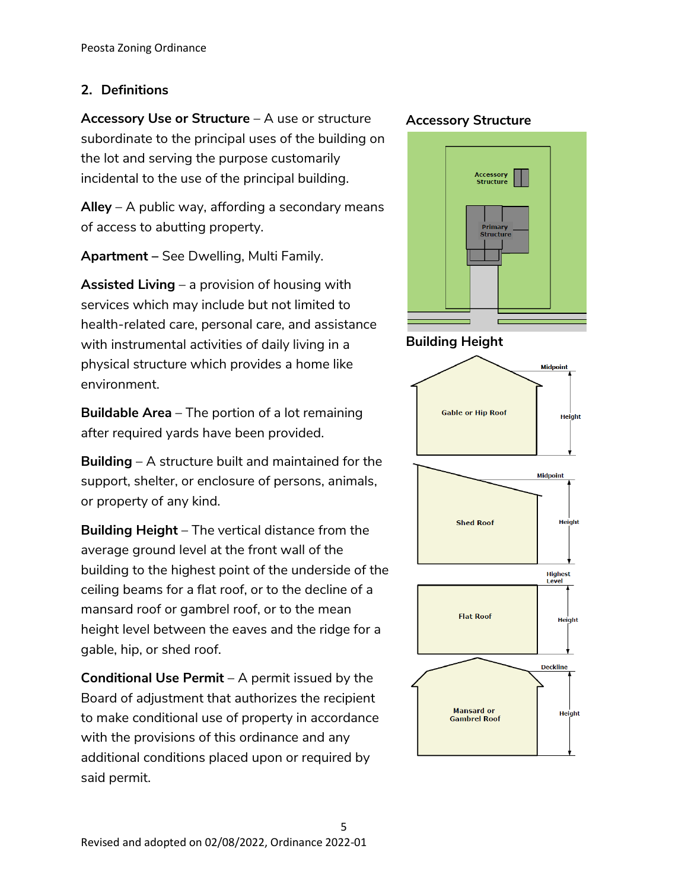## 2. Definitions

**Accessory Use or Structure** – A use or structure subordinate to the principal uses of the building on the lot and serving the purpose customarily incidental to the use of the principal building.

**Alley** – A public way, affording a secondary means of access to abutting property.

**Apartment** – See Dwelling, Multi Family.

**Assisted Living** – a provision of housing with services which may include but not limited to health-related care, personal care, and assistance with instrumental activities of daily living in a physical structure which provides a home like environment.

**Buildable Area** – The portion of a lot remaining after required yards have been provided.

**Building** – A structure built and maintained for the support, shelter, or enclosure of persons, animals, or property of any kind.

**Building Height** – The vertical distance from the average ground level at the front wall of the building to the highest point of the underside of the ceiling beams for a flat roof, or to the decline of a mansard roof or gambrel roof, or to the mean height level between the eaves and the ridge for a gable, hip, or shed roof.

**Conditional Use Permit** – A permit issued by the Board of adjustment that authorizes the recipient to make conditional use of property in accordance with the provisions of this ordinance and any additional conditions placed upon or required by said permit.

**Accessory Structure**

**Building Height**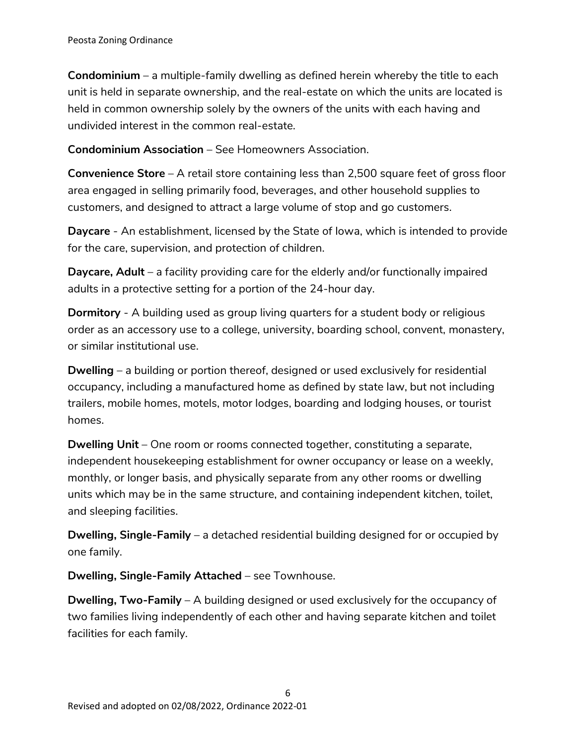**Condominium** – a multiple-family dwelling as defined herein whereby the title to each unit is held in separate ownership, and the real-estate on which the units are located is held in common ownership solely by the owners of the units with each having and undivided interest in the common real-estate.

**Condominium Association** – See Homeowners Association.

**Convenience Store** – A retail store containing less than 2,500 square feet of gross floor area engaged in selling primarily food, beverages, and other household supplies to customers, and designed to attract a large volume of stop and go customers.

**Daycare** - An establishment, licensed by the State of Iowa, which is intended to provide for the care, supervision, and protection of children.

**Daycare, Adult** – a facility providing care for the elderly and/or functionally impaired adults in a protective setting for a portion of the 24-hour day.

**Dormitory** - A building used as group living quarters for a student body or religious order as an accessory use to a college, university, boarding school, convent, monastery, or similar institutional use.

**Dwelling** – a building or portion thereof, designed or used exclusively for residential occupancy, including a manufactured home as defined by state law, but not including trailers, mobile homes, motels, motor lodges, boarding and lodging houses, or tourist homes.

**Dwelling Unit** – One room or rooms connected together, constituting a separate, independent housekeeping establishment for owner occupancy or lease on a weekly, monthly, or longer basis, and physically separate from any other rooms or dwelling units which may be in the same structure, and containing independent kitchen, toilet, and sleeping facilities.

**Dwelling, Single-Family** – a detached residential building designed for or occupied by one family.

**Dwelling, Single-Family Attached** – see Townhouse.

**Dwelling, Two-Family** – A building designed or used exclusively for the occupancy of two families living independently of each other and having separate kitchen and toilet facilities for each family.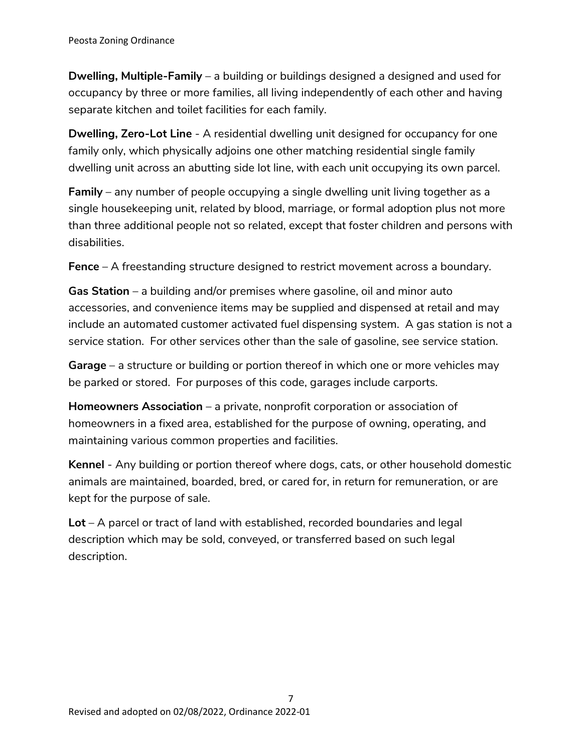**Dwelling, Multiple-Family** – a building or buildings designed a designed and used for occupancy by three or more families, all living independently of each other and having separate kitchen and toilet facilities for each family.

**Dwelling, Zero-Lot Line** - A residential dwelling unit designed for occupancy for one family only, which physically adjoins one other matching residential single family dwelling unit across an abutting side lot line, with each unit occupying its own parcel.

**Family** – any number of people occupying a single dwelling unit living together as a single housekeeping unit, related by blood, marriage, or formal adoption plus not more than three additional people not so related, except that foster children and persons with disabilities.

**Fence** – A freestanding structure designed to restrict movement across a boundary.

**Gas Station** – a building and/or premises where gasoline, oil and minor auto accessories, and convenience items may be supplied and dispensed at retail and may include an automated customer activated fuel dispensing system. A gas station is not a service station. For other services other than the sale of gasoline, see service station.

**Garage** – a structure or building or portion thereof in which one or more vehicles may be parked or stored. For purposes of this code, garages include carports.

**Homeowners Association** – a private, nonprofit corporation or association of homeowners in a fixed area, established for the purpose of owning, operating, and maintaining various common properties and facilities.

**Kennel** - Any building or portion thereof where dogs, cats, or other household domestic animals are maintained, boarded, bred, or cared for, in return for remuneration, or are kept for the purpose of sale.

**Lot** – A parcel or tract of land with established, recorded boundaries and legal description which may be sold, conveyed, or transferred based on such legal description.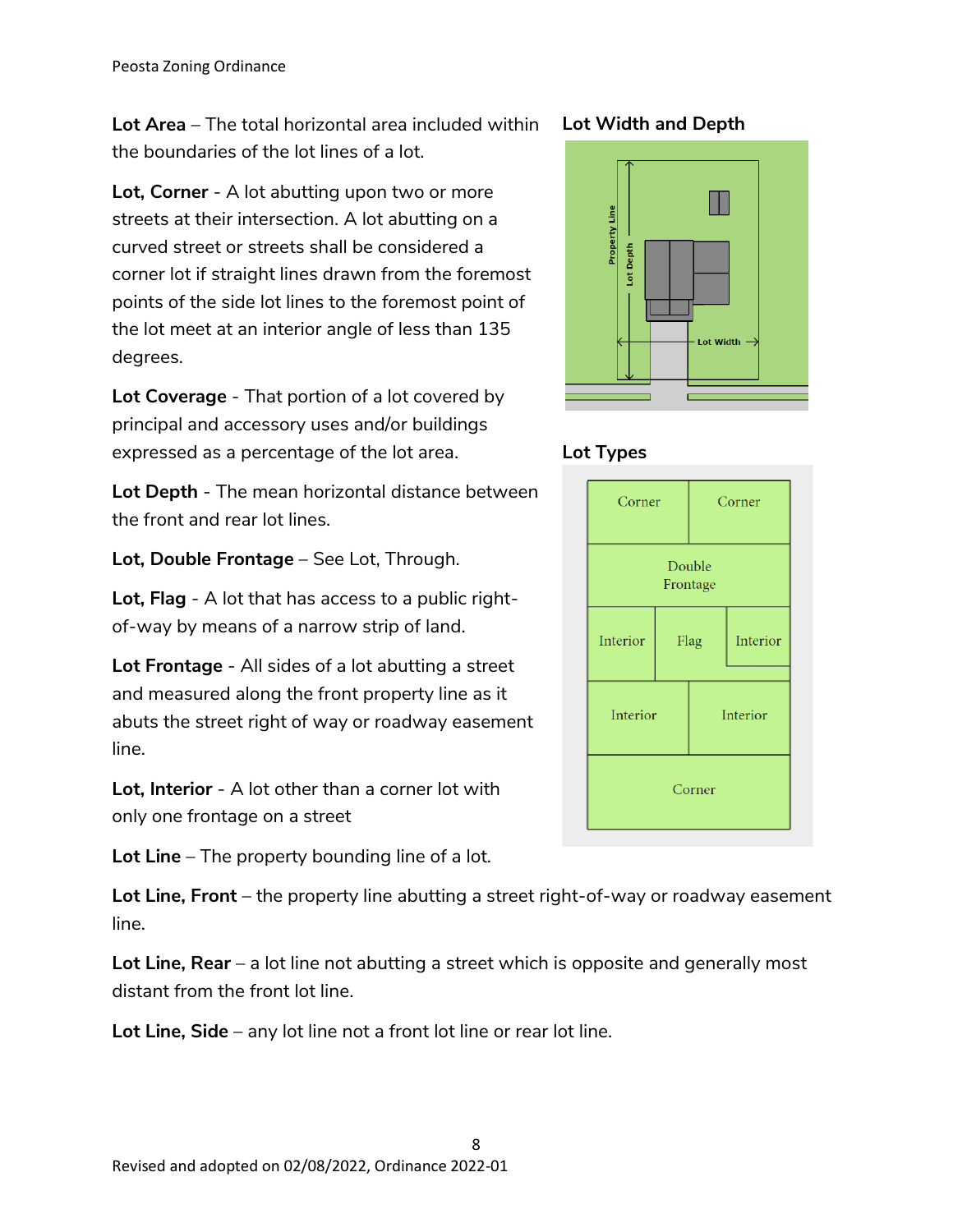**Lot Area** – The total horizontal area included within the boundaries of the lot lines of a lot.

**Lot, Corner** - A lot abutting upon two or more streets at their intersection. A lot abutting on a curved street or streets shall be considered a corner lot if straight lines drawn from the foremost points of the side lot lines to the foremost point of the lot meet at an interior angle of less than 135 degrees.

**Lot Coverage** - That portion of a lot covered by principal and accessory uses and/or buildings expressed as a percentage of the lot area.

**Lot Depth** - The mean horizontal distance between the front and rear lot lines.

**Lot, Double Frontage** – See Lot, Through.

**Lot, Flag** - A lot that has access to a public right-of-way by means of a narrow strip of land.

**Lot Frontage** - All sides of a lot abutting a street and measured along the front property line as it abuts the street right of way or roadway easement line.

**Lot, Interior** - A lot other than a corner lot with only one frontage on a street

**Lot Line** – The property bounding line of a lot.

**Lot Line, Front** – the property line abutting a street right-of-way or roadway easement line.

**Lot Line, Rear** – a lot line not abutting a street which is opposite and generally most distant from the front lot line.

**Lot Line, Side** – any lot line not a front lot line or rear lot line.

**Lot Width and Depth**

**Lot Types**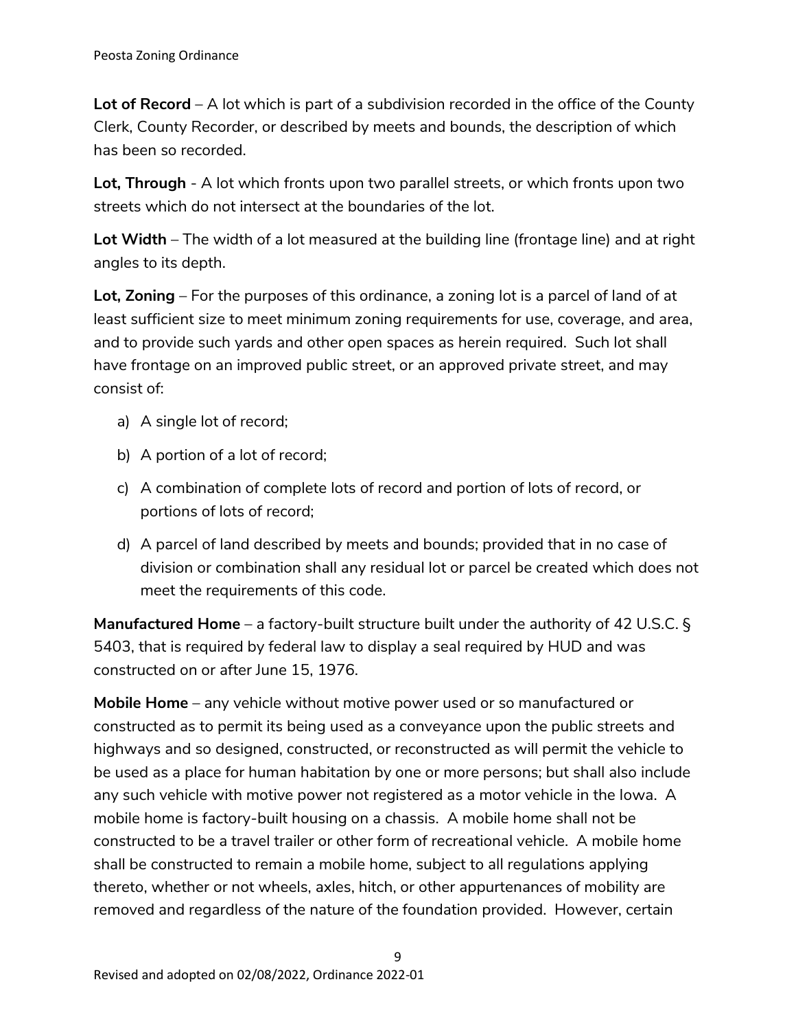**Lot of Record** – A lot which is part of a subdivision recorded in the office of the County Clerk, County Recorder, or described by meets and bounds, the description of which has been so recorded.

**Lot, Through** - A lot which fronts upon two parallel streets, or which fronts upon two streets which do not intersect at the boundaries of the lot.

**Lot Width** – The width of a lot measured at the building line (frontage line) and at right angles to its depth.

**Lot, Zoning** – For the purposes of this ordinance, a zoning lot is a parcel of land of at least sufficient size to meet minimum zoning requirements for use, coverage, and area, and to provide such yards and other open spaces as herein required. Such lot shall have frontage on an improved public street, or an approved private street, and may consist of:

a) A single lot of record;

b) A portion of a lot of record;

c) A combination of complete lots of record and portion of lots of record, or portions of lots of record;

d) A parcel of land described by meets and bounds; provided that in no case of division or combination shall any residual lot or parcel be created which does not meet the requirements of this code.

**Manufactured Home** – a factory-built structure built under the authority of 42 U.S.C. § 5403, that is required by federal law to display a seal required by HUD and was constructed on or after June 15, 1976.

**Mobile Home** – any vehicle without motive power used or so manufactured or constructed as to permit its being used as a conveyance upon the public streets and highways and so designed, constructed, or reconstructed as will permit the vehicle to be used as a place for human habitation by one or more persons; but shall also include any such vehicle with motive power not registered as a motor vehicle in the Iowa. A mobile home is factory-built housing on a chassis. A mobile home shall not be constructed to be a travel trailer or other form of recreational vehicle. A mobile home shall be constructed to remain a mobile home, subject to all regulations applying thereto, whether or not wheels, axles, hitch, or other appurtenances of mobility are removed and regardless of the nature of the foundation provided. However, certain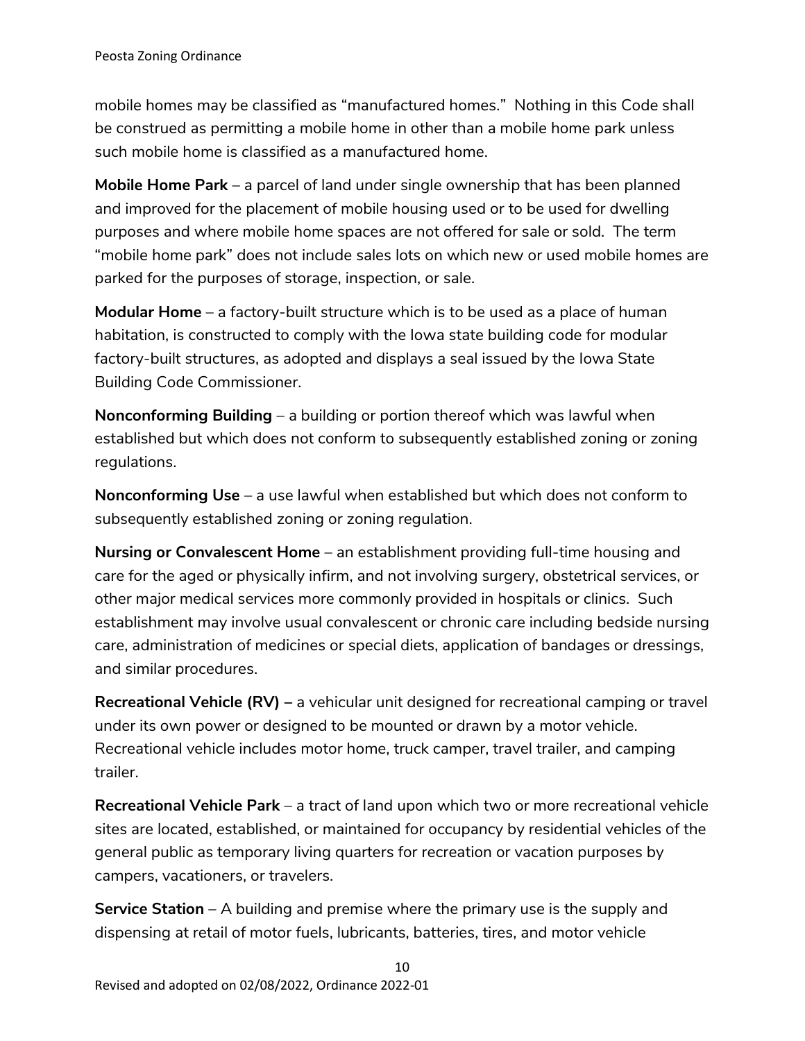mobile homes may be classified as "manufactured homes." Nothing in this Code shall be construed as permitting a mobile home in other than a mobile home park unless such mobile home is classified as a manufactured home.

**Mobile Home Park** – a parcel of land under single ownership that has been planned and improved for the placement of mobile housing used or to be used for dwelling purposes and where mobile home spaces are not offered for sale or sold. The term "mobile home park" does not include sales lots on which new or used mobile homes are parked for the purposes of storage, inspection, or sale.

**Modular Home** – a factory-built structure which is to be used as a place of human habitation, is constructed to comply with the Iowa state building code for modular factory-built structures, as adopted and displays a seal issued by the Iowa State Building Code Commissioner.

**Nonconforming Building** – a building or portion thereof which was lawful when established but which does not conform to subsequently established zoning or zoning regulations.

**Nonconforming Use** – a use lawful when established but which does not conform to subsequently established zoning or zoning regulation.

**Nursing or Convalescent Home** – an establishment providing full-time housing and care for the aged or physically infirm, and not involving surgery, obstetrical services, or other major medical services more commonly provided in hospitals or clinics. Such establishment may involve usual convalescent or chronic care including bedside nursing care, administration of medicines or special diets, application of bandages or dressings, and similar procedures.

**Recreational Vehicle (RV) –** a vehicular unit designed for recreational camping or travel under its own power or designed to be mounted or drawn by a motor vehicle. Recreational vehicle includes motor home, truck camper, travel trailer, and camping trailer.

**Recreational Vehicle Park** – a tract of land upon which two or more recreational vehicle sites are located, established, or maintained for occupancy by residential vehicles of the general public as temporary living quarters for recreation or vacation purposes by campers, vacationers, or travelers.

**Service Station** – A building and premise where the primary use is the supply and dispensing at retail of motor fuels, lubricants, batteries, tires, and motor vehicle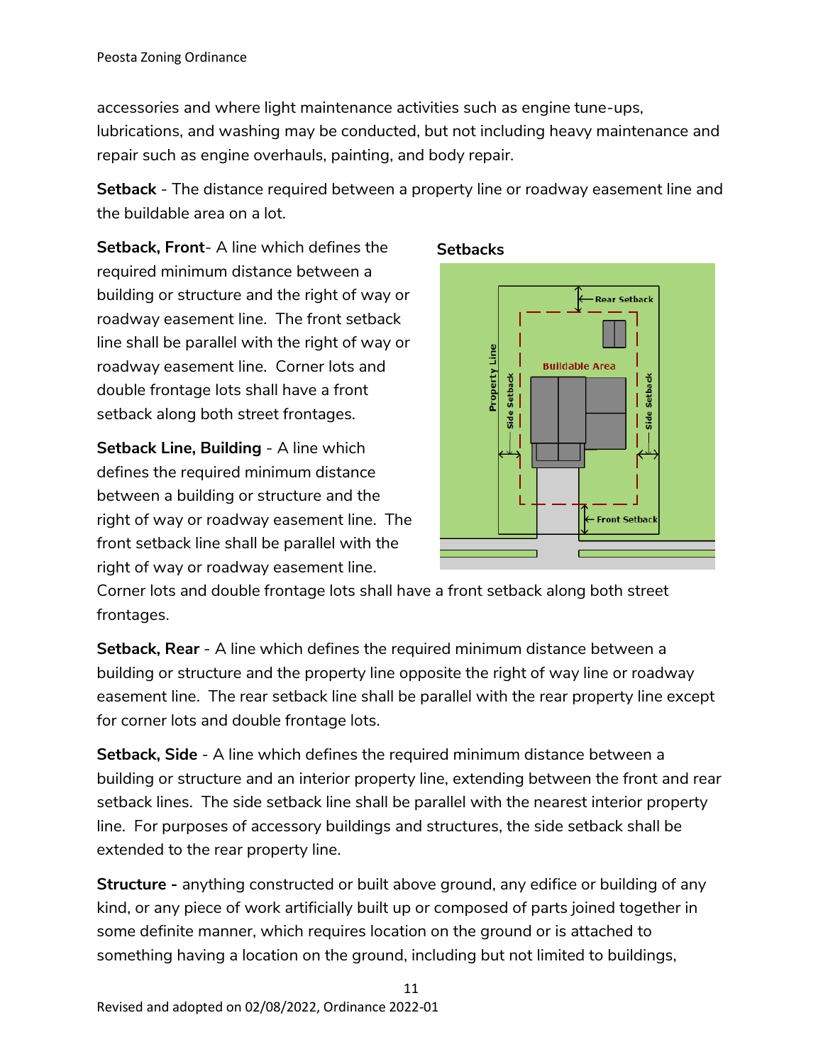accessories and where light maintenance activities such as engine tune-ups, lubrications, and washing may be conducted, but not including heavy maintenance and repair such as engine overhauls, painting, and body repair.

**Setback** - The distance required between a property line or roadway easement line and the buildable area on a lot.

**Setback, Front**- A line which defines the required minimum distance between a building or structure and the right of way or roadway easement line. The front setback line shall be parallel with the right of way or roadway easement line. Corner lots and double frontage lots shall have a front setback along both street frontages.

**Setbacks**

**Setback Line, Building** - A line which defines the required minimum distance between a building or structure and the right of way or roadway easement line. The front setback line shall be parallel with the right of way or roadway easement line. Corner lots and double frontage lots shall have a front setback along both street frontages.

**Setback, Rear** - A line which defines the required minimum distance between a building or structure and the property line opposite the right of way line or roadway easement line. The rear setback line shall be parallel with the rear property line except for corner lots and double frontage lots.

**Setback, Side** - A line which defines the required minimum distance between a building or structure and an interior property line, extending between the front and rear setback lines. The side setback line shall be parallel with the nearest interior property line. For purposes of accessory buildings and structures, the side setback shall be extended to the rear property line.

**Structure -** anything constructed or built above ground, any edifice or building of any kind, or any piece of work artificially built up or composed of parts joined together in some definite manner, which requires location on the ground or is attached to something having a location on the ground, including but not limited to buildings,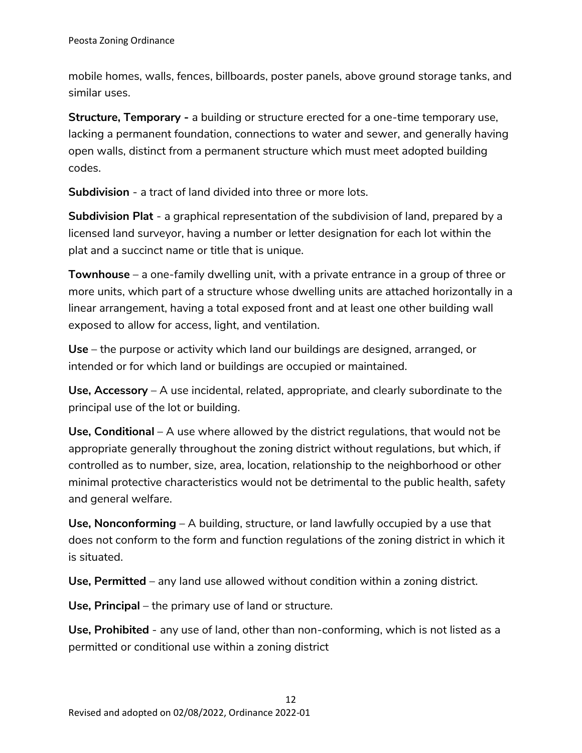mobile homes, walls, fences, billboards, poster panels, above ground storage tanks, and similar uses.

**Structure, Temporary -** a building or structure erected for a one-time temporary use, lacking a permanent foundation, connections to water and sewer, and generally having open walls, distinct from a permanent structure which must meet adopted building codes.

**Subdivision** - a tract of land divided into three or more lots.

**Subdivision Plat** - a graphical representation of the subdivision of land, prepared by a licensed land surveyor, having a number or letter designation for each lot within the plat and a succinct name or title that is unique.

**Townhouse** – a one-family dwelling unit, with a private entrance in a group of three or more units, which part of a structure whose dwelling units are attached horizontally in a linear arrangement, having a total exposed front and at least one other building wall exposed to allow for access, light, and ventilation.

**Use** – the purpose or activity which land our buildings are designed, arranged, or intended or for which land or buildings are occupied or maintained.

**Use, Accessory** – A use incidental, related, appropriate, and clearly subordinate to the principal use of the lot or building.

**Use, Conditional** – A use where allowed by the district regulations, that would not be appropriate generally throughout the zoning district without regulations, but which, if controlled as to number, size, area, location, relationship to the neighborhood or other minimal protective characteristics would not be detrimental to the public health, safety and general welfare.

**Use, Nonconforming** – A building, structure, or land lawfully occupied by a use that does not conform to the form and function regulations of the zoning district in which it is situated.

**Use, Permitted** – any land use allowed without condition within a zoning district.

**Use, Principal** – the primary use of land or structure.

**Use, Prohibited** - any use of land, other than non-conforming, which is not listed as a permitted or conditional use within a zoning district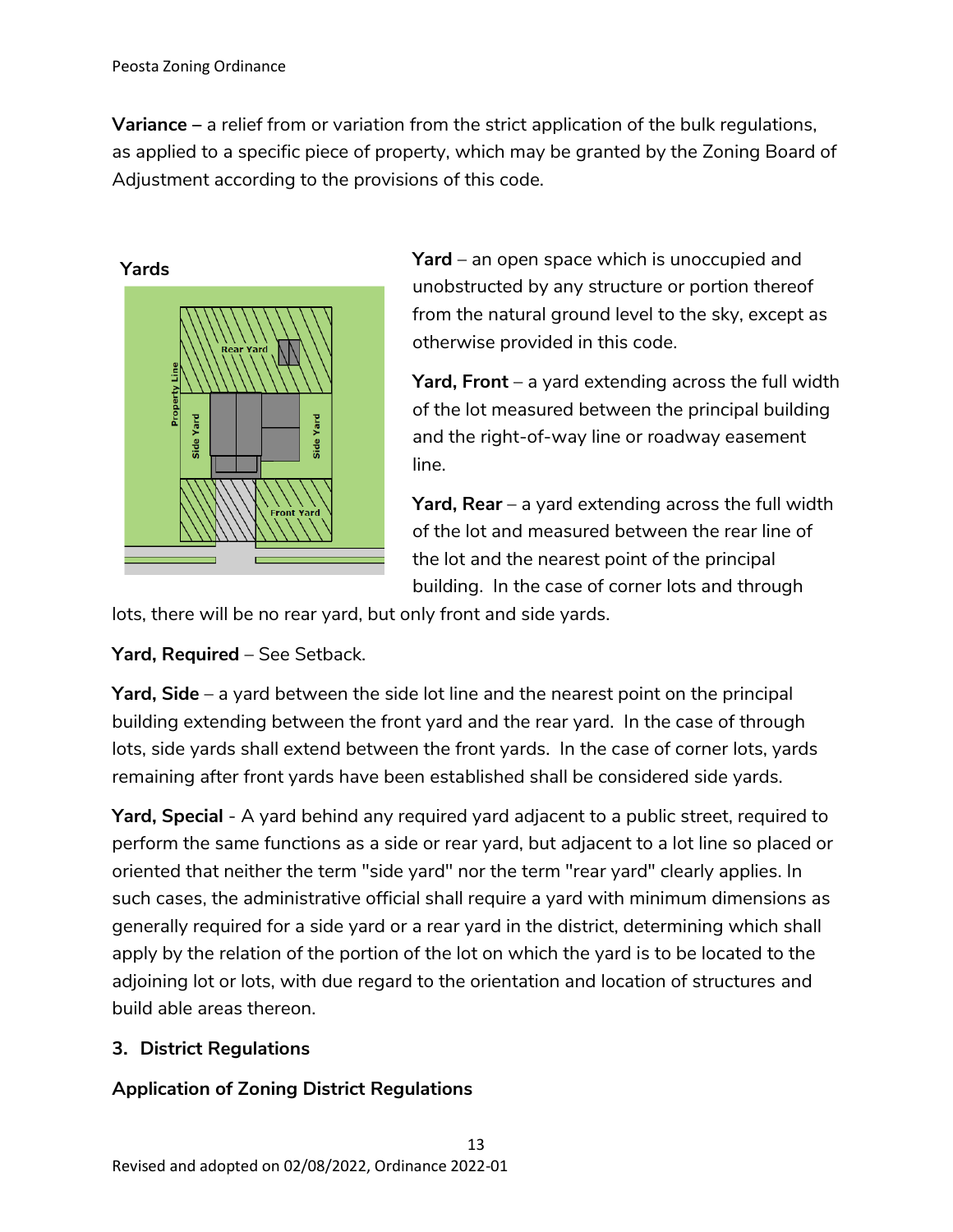**Variance –** a relief from or variation from the strict application of the bulk regulations, as applied to a specific piece of property, which may be granted by the Zoning Board of Adjustment according to the provisions of this code.

**Yards**

**Yard** – an open space which is unoccupied and unobstructed by any structure or portion thereof from the natural ground level to the sky, except as otherwise provided in this code.

**Yard, Front** – a yard extending across the full width of the lot measured between the principal building and the right-of-way line or roadway easement line.

**Yard, Rear** – a yard extending across the full width of the lot and measured between the rear line of the lot and the nearest point of the principal building. In the case of corner lots and through lots, there will be no rear yard, but only front and side yards.

**Yard, Required** – See Setback.

**Yard, Side** – a yard between the side lot line and the nearest point on the principal building extending between the front yard and the rear yard. In the case of through lots, side yards shall extend between the front yards. In the case of corner lots, yards remaining after front yards have been established shall be considered side yards.

**Yard, Special** - A yard behind any required yard adjacent to a public street, required to perform the same functions as a side or rear yard, but adjacent to a lot line so placed or oriented that neither the term "side yard" nor the term "rear yard" clearly applies. In such cases, the administrative official shall require a yard with minimum dimensions as generally required for a side yard or a rear yard in the district, determining which shall apply by the relation of the portion of the lot on which the yard is to be located to the adjoining lot or lots, with due regard to the orientation and location of structures and build able areas thereon.

## 3. District Regulations

### Application of Zoning District Regulations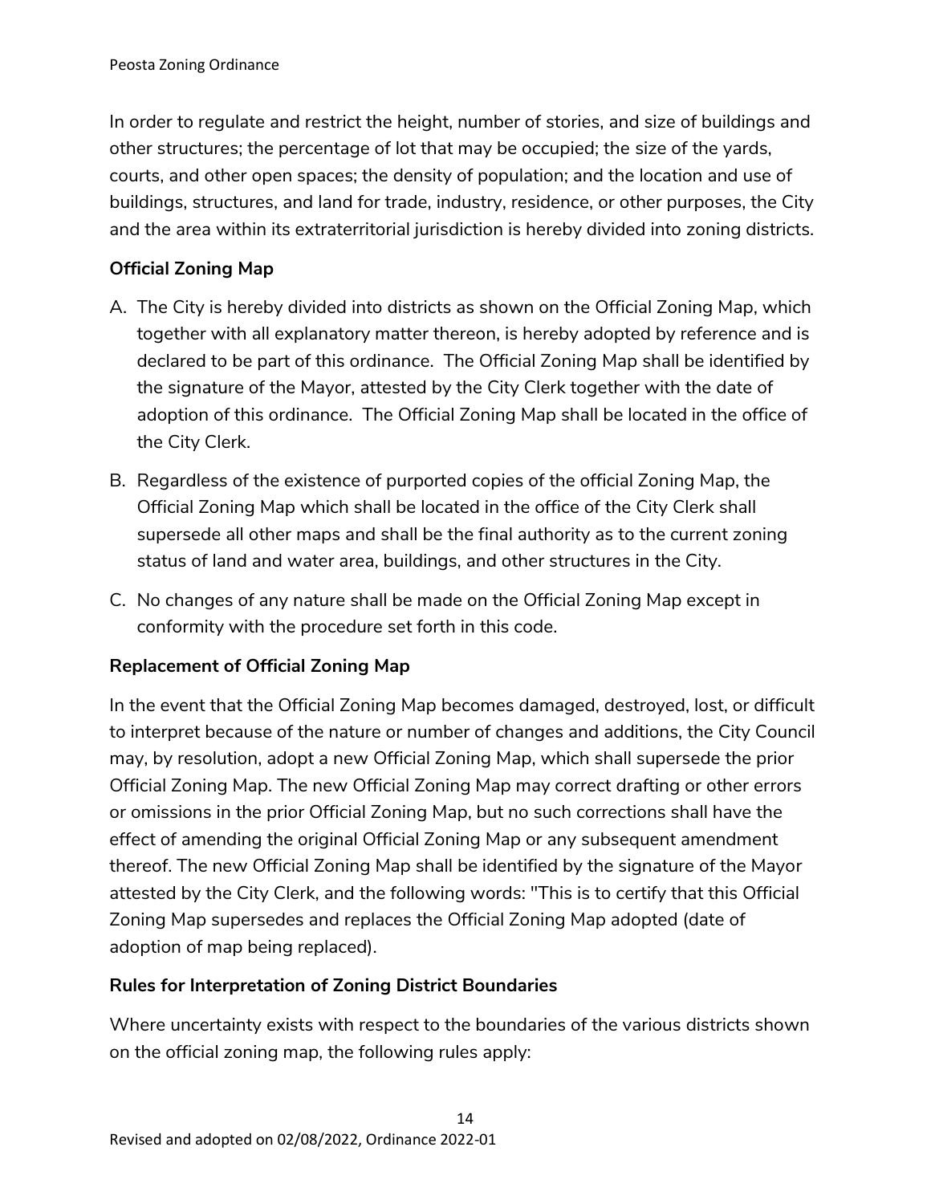In order to regulate and restrict the height, number of stories, and size of buildings and other structures; the percentage of lot that may be occupied; the size of the yards, courts, and other open spaces; the density of population; and the location and use of buildings, structures, and land for trade, industry, residence, or other purposes, the City and the area within its extraterritorial jurisdiction is hereby divided into zoning districts.

**Official Zoning Map**

A. The City is hereby divided into districts as shown on the Official Zoning Map, which together with all explanatory matter thereon, is hereby adopted by reference and is declared to be part of this ordinance. The Official Zoning Map shall be identified by the signature of the Mayor, attested by the City Clerk together with the date of adoption of this ordinance. The Official Zoning Map shall be located in the office of the City Clerk.

B. Regardless of the existence of purported copies of the official Zoning Map, the Official Zoning Map which shall be located in the office of the City Clerk shall supersede all other maps and shall be the final authority as to the current zoning status of land and water area, buildings, and other structures in the City.

C. No changes of any nature shall be made on the Official Zoning Map except in conformity with the procedure set forth in this code.

**Replacement of Official Zoning Map**

In the event that the Official Zoning Map becomes damaged, destroyed, lost, or difficult to interpret because of the nature or number of changes and additions, the City Council may, by resolution, adopt a new Official Zoning Map, which shall supersede the prior Official Zoning Map. The new Official Zoning Map may correct drafting or other errors or omissions in the prior Official Zoning Map, but no such corrections shall have the effect of amending the original Official Zoning Map or any subsequent amendment thereof. The new Official Zoning Map shall be identified by the signature of the Mayor attested by the City Clerk, and the following words: "This is to certify that this Official Zoning Map supersedes and replaces the Official Zoning Map adopted (date of adoption of map being replaced).

**Rules for Interpretation of Zoning District Boundaries**

Where uncertainty exists with respect to the boundaries of the various districts shown on the official zoning map, the following rules apply: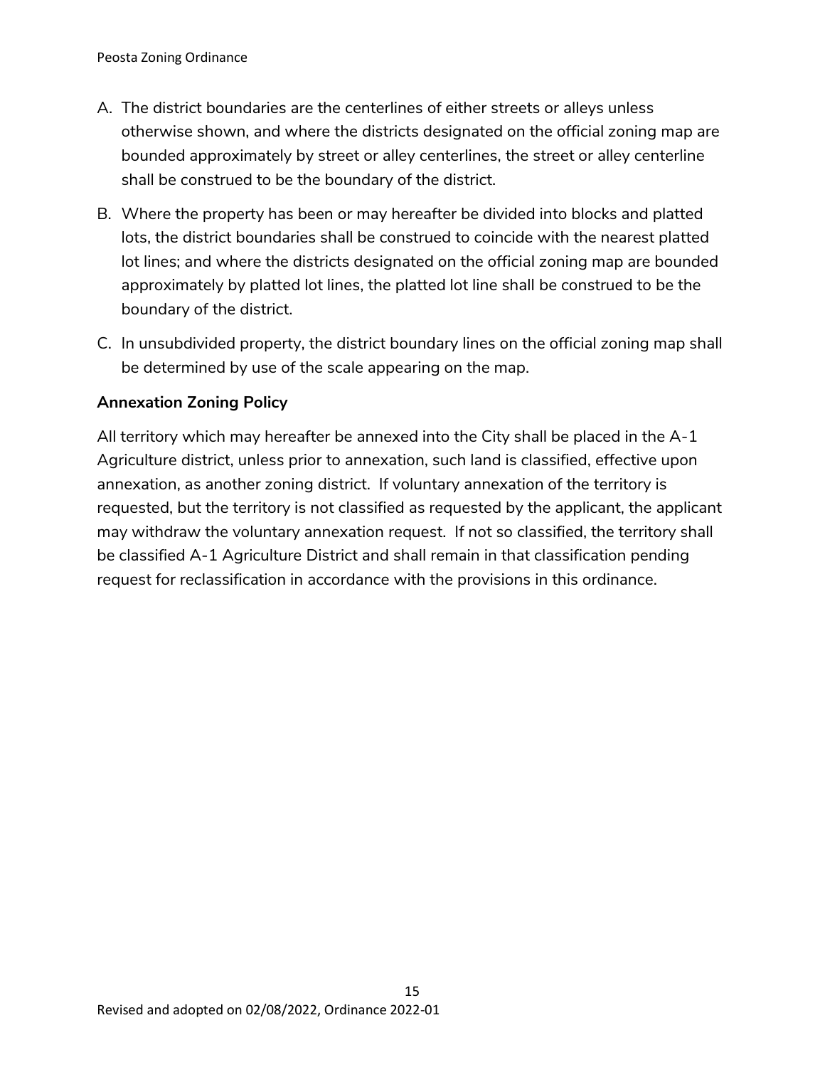A. The district boundaries are the centerlines of either streets or alleys unless otherwise shown, and where the districts designated on the official zoning map are bounded approximately by street or alley centerlines, the street or alley centerline shall be construed to be the boundary of the district.

B. Where the property has been or may hereafter be divided into blocks and platted lots, the district boundaries shall be construed to coincide with the nearest platted lot lines; and where the districts designated on the official zoning map are bounded approximately by platted lot lines, the platted lot line shall be construed to be the boundary of the district.

C. In unsubdivided property, the district boundary lines on the official zoning map shall be determined by use of the scale appearing on the map.

**Annexation Zoning Policy**

All territory which may hereafter be annexed into the City shall be placed in the A-1 Agriculture district, unless prior to annexation, such land is classified, effective upon annexation, as another zoning district. If voluntary annexation of the territory is requested, but the territory is not classified as requested by the applicant, the applicant may withdraw the voluntary annexation request. If not so classified, the territory shall be classified A-1 Agriculture District and shall remain in that classification pending request for reclassification in accordance with the provisions in this ordinance.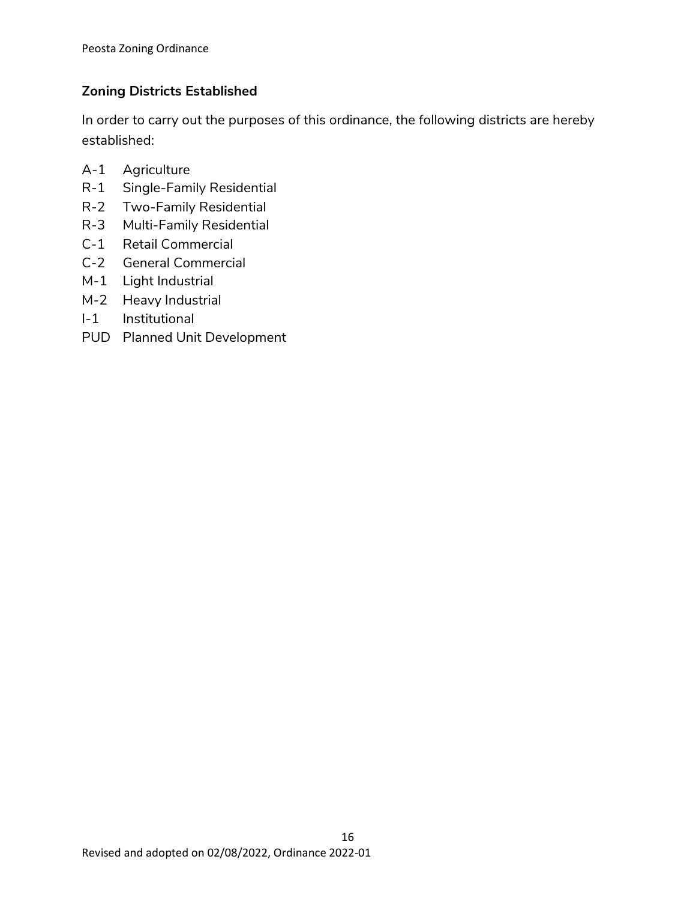## Zoning Districts Established

In order to carry out the purposes of this ordinance, the following districts are hereby established:

A-1 Agriculture
R-1 Single-Family Residential
R-2 Two-Family Residential
R-3 Multi-Family Residential
C-1 Retail Commercial
C-2 General Commercial
M-1 Light Industrial
M-2 Heavy Industrial
I-1 Institutional
PUD Planned Unit Development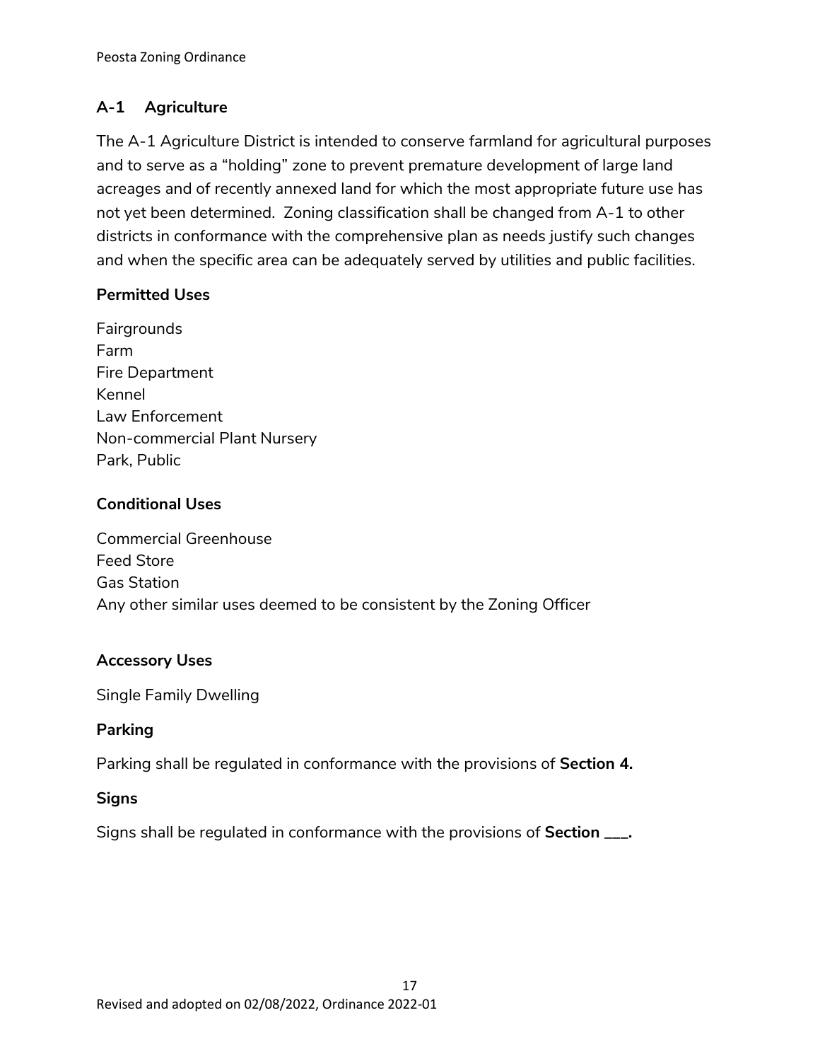## A-1 Agriculture

The A-1 Agriculture District is intended to conserve farmland for agricultural purposes and to serve as a "holding" zone to prevent premature development of large land acreages and of recently annexed land for which the most appropriate future use has not yet been determined. Zoning classification shall be changed from A-1 to other districts in conformance with the comprehensive plan as needs justify such changes and when the specific area can be adequately served by utilities and public facilities.

### Permitted Uses

Fairgrounds
Farm
Fire Department
Kennel
Law Enforcement
Non-commercial Plant Nursery
Park, Public

### Conditional Uses

Commercial Greenhouse
Feed Store
Gas Station
Any other similar uses deemed to be consistent by the Zoning Officer

### Accessory Uses

Single Family Dwelling

### Parking

Parking shall be regulated in conformance with the provisions of **Section 4.**

### Signs

Signs shall be regulated in conformance with the provisions of **Section ___.**

Revised and adopted on 02/08/2022, Ordinance 2022-01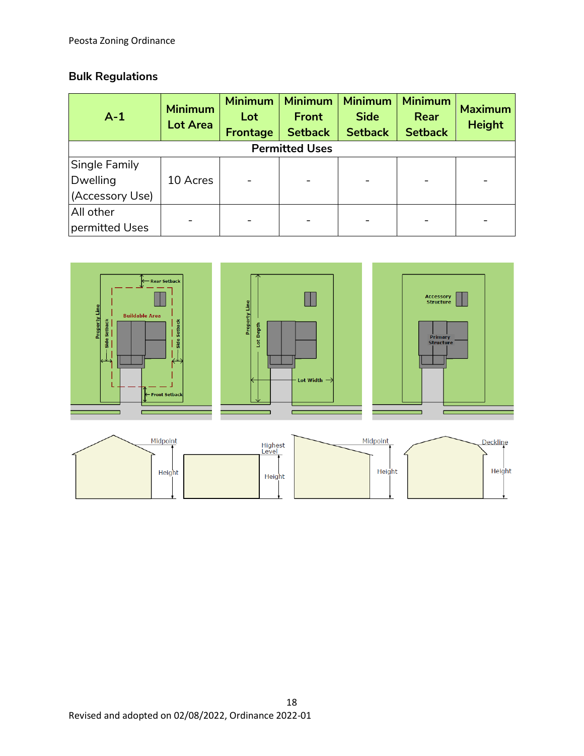## Bulk Regulations

| A-1 | Minimum Lot Area | Minimum Lot Frontage | Minimum Front Setback | Minimum Side Setback | Minimum Rear Setback | Maximum Height |
|---|---|---|---|---|---|---|
| **Permitted Uses** | | | | | | |
| Single Family Dwelling (Accessory Use) | 10 Acres | - | - | - | - | - |
| All other permitted Uses | - | - | - | - | - | - |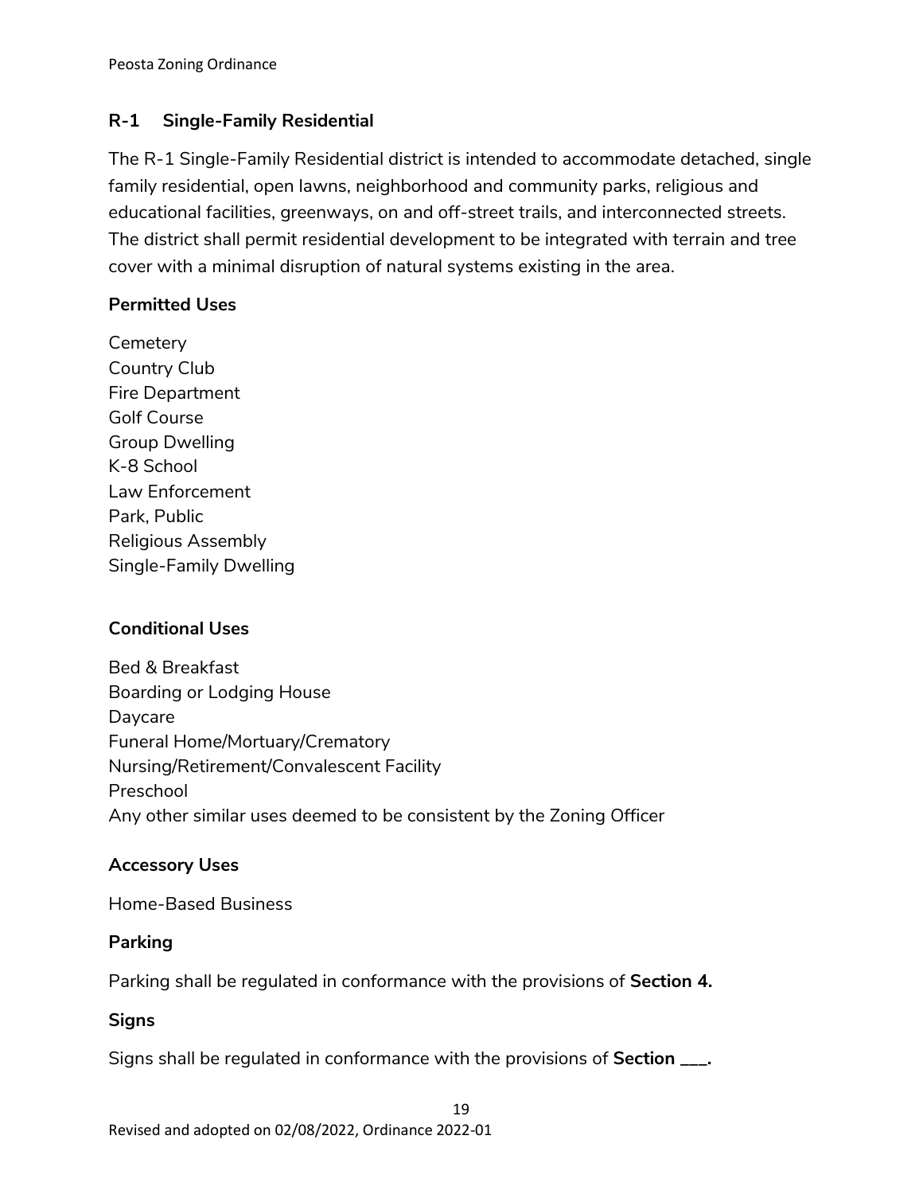## R-1 Single-Family Residential

The R-1 Single-Family Residential district is intended to accommodate detached, single family residential, open lawns, neighborhood and community parks, religious and educational facilities, greenways, on and off-street trails, and interconnected streets. The district shall permit residential development to be integrated with terrain and tree cover with a minimal disruption of natural systems existing in the area.

### Permitted Uses

Cemetery
Country Club
Fire Department
Golf Course
Group Dwelling
K-8 School
Law Enforcement
Park, Public
Religious Assembly
Single-Family Dwelling

### Conditional Uses

Bed & Breakfast
Boarding or Lodging House
Daycare
Funeral Home/Mortuary/Crematory
Nursing/Retirement/Convalescent Facility
Preschool
Any other similar uses deemed to be consistent by the Zoning Officer

### Accessory Uses

Home-Based Business

### Parking

Parking shall be regulated in conformance with the provisions of **Section 4.**

### Signs

Signs shall be regulated in conformance with the provisions of **Section ___.**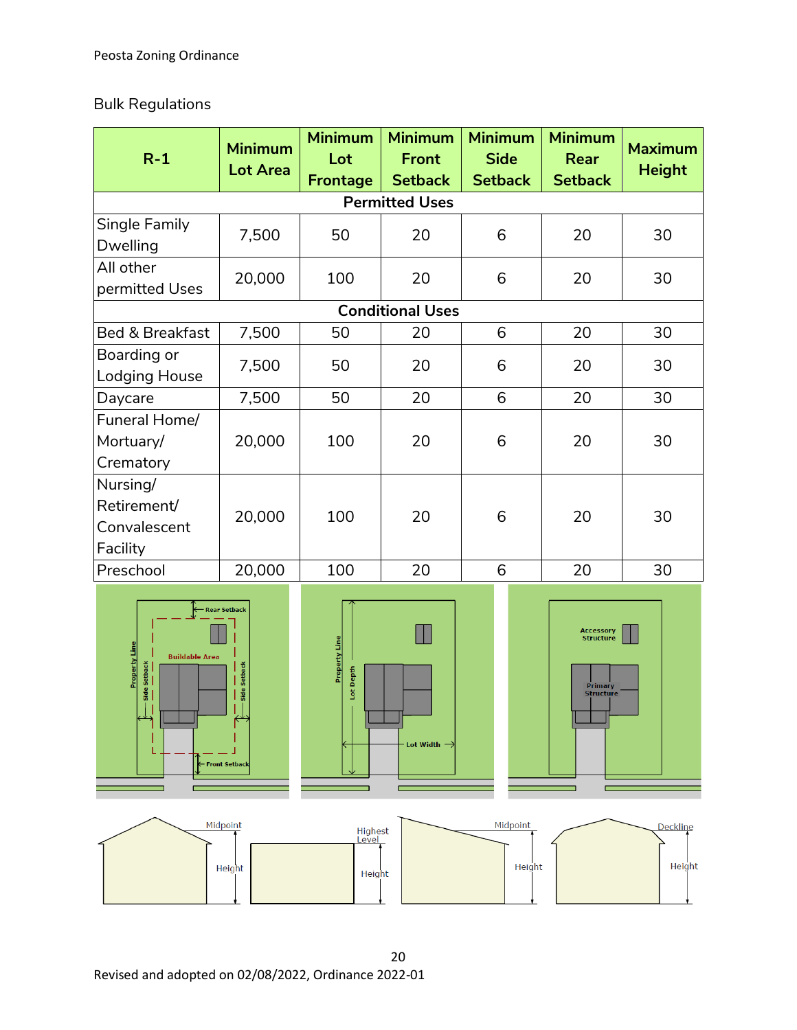Bulk Regulations

| R-1 | Minimum Lot Area | Minimum Lot Frontage | Minimum Front Setback | Minimum Side Setback | Minimum Rear Setback | Maximum Height |
|---|---|---|---|---|---|---|
| **Permitted Uses** | | | | | | |
| Single Family Dwelling | 7,500 | 50 | 20 | 6 | 20 | 30 |
| All other permitted Uses | 20,000 | 100 | 20 | 6 | 20 | 30 |
| **Conditional Uses** | | | | | | |
| Bed & Breakfast | 7,500 | 50 | 20 | 6 | 20 | 30 |
| Boarding or Lodging House | 7,500 | 50 | 20 | 6 | 20 | 30 |
| Daycare | 7,500 | 50 | 20 | 6 | 20 | 30 |
| Funeral Home/ Mortuary/ Crematory | 20,000 | 100 | 20 | 6 | 20 | 30 |
| Nursing/ Retirement/ Convalescent Facility | 20,000 | 100 | 20 | 6 | 20 | 30 |
| Preschool | 20,000 | 100 | 20 | 6 | 20 | 30 |

Revised and adopted on 02/08/2022, Ordinance 2022-01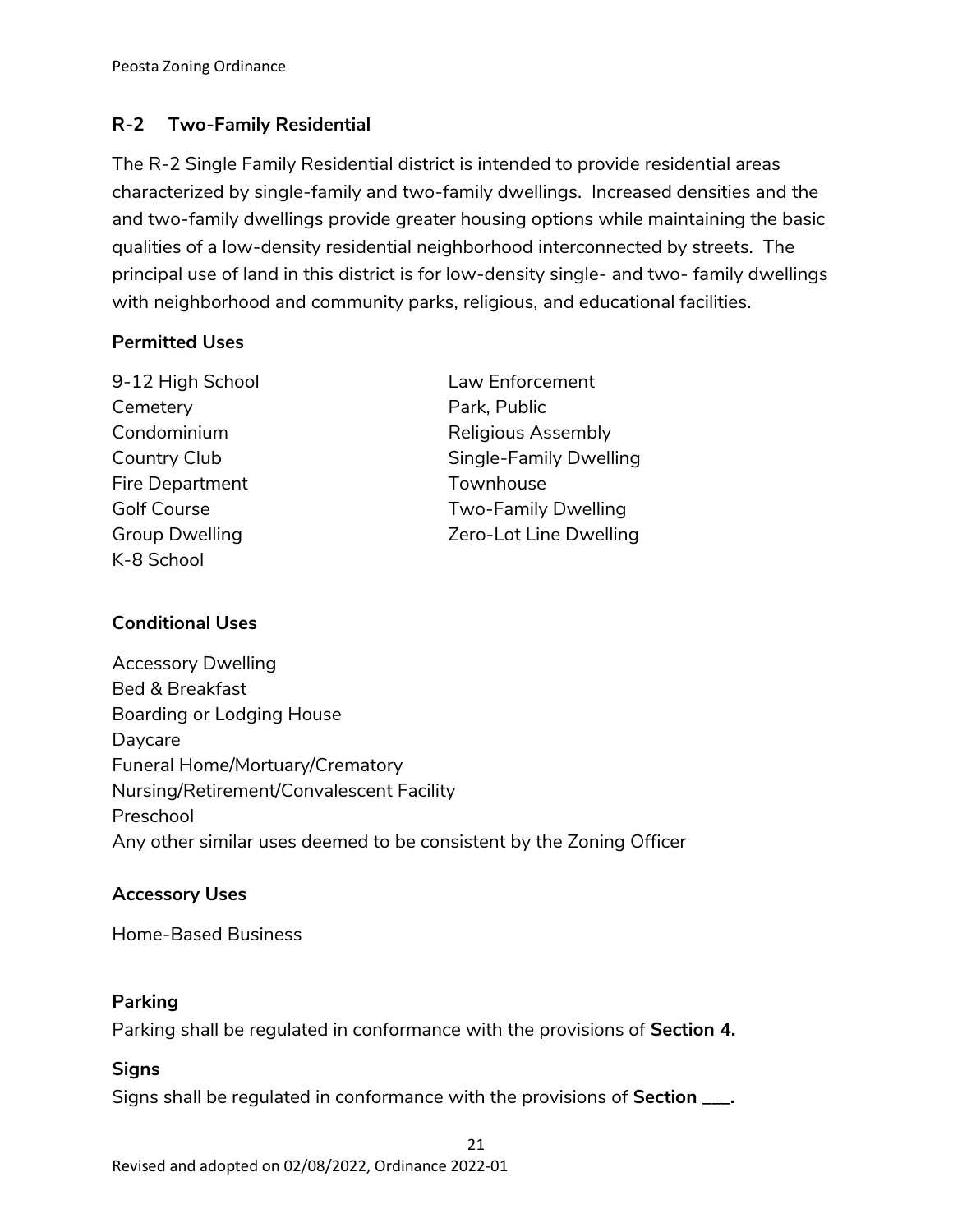## R-2 Two-Family Residential

The R-2 Single Family Residential district is intended to provide residential areas characterized by single-family and two-family dwellings. Increased densities and the and two-family dwellings provide greater housing options while maintaining the basic qualities of a low-density residential neighborhood interconnected by streets. The principal use of land in this district is for low-density single- and two- family dwellings with neighborhood and community parks, religious, and educational facilities.

### Permitted Uses

9-12 High School
Cemetery
Condominium
Country Club
Fire Department
Golf Course
Group Dwelling
K-8 School
Law Enforcement
Park, Public
Religious Assembly
Single-Family Dwelling
Townhouse
Two-Family Dwelling
Zero-Lot Line Dwelling

### Conditional Uses

Accessory Dwelling
Bed & Breakfast
Boarding or Lodging House
Daycare
Funeral Home/Mortuary/Crematory
Nursing/Retirement/Convalescent Facility
Preschool
Any other similar uses deemed to be consistent by the Zoning Officer

### Accessory Uses

Home-Based Business

### Parking

Parking shall be regulated in conformance with the provisions of **Section 4.**

### Signs

Signs shall be regulated in conformance with the provisions of **Section ___.**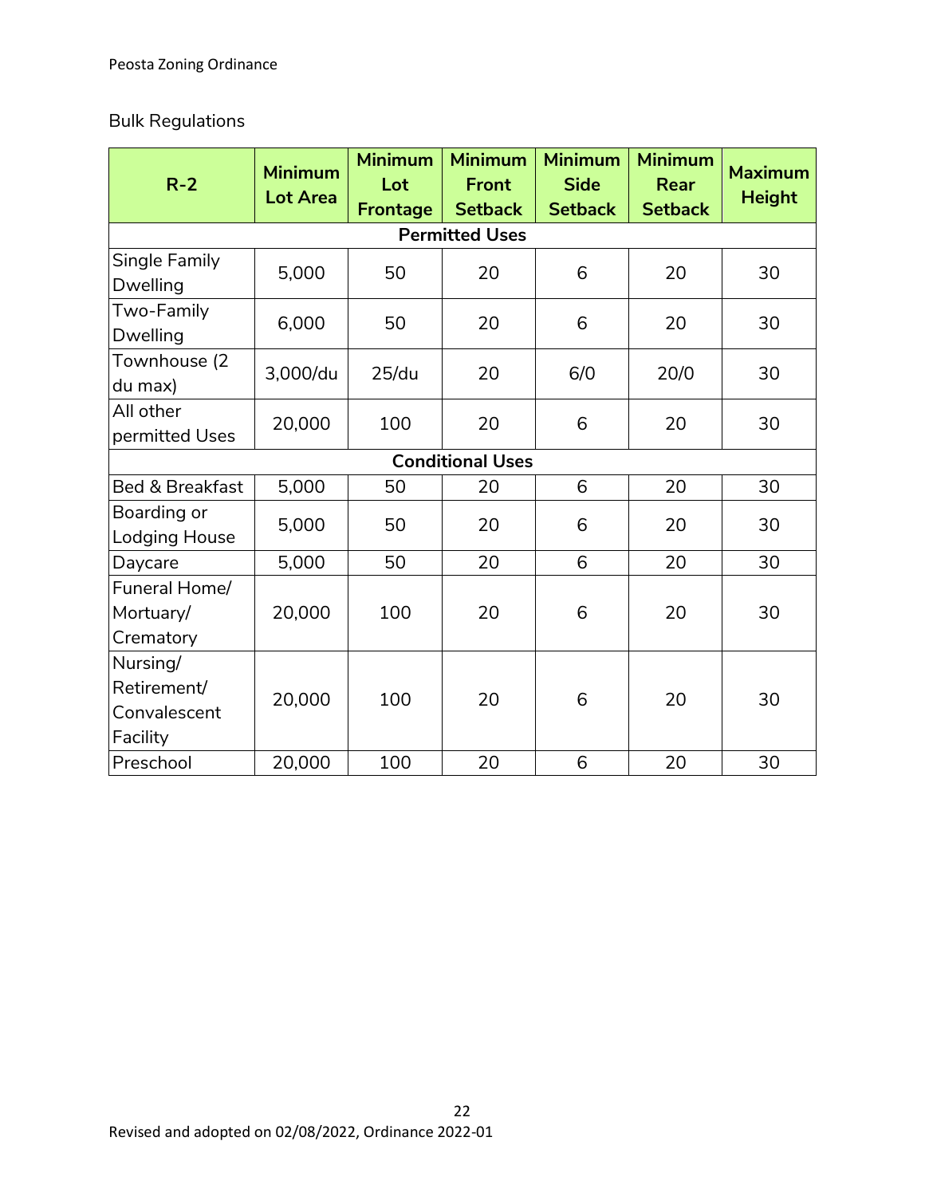Bulk Regulations

| R-2 | Minimum Lot Area | Minimum Lot Frontage | Minimum Front Setback | Minimum Side Setback | Minimum Rear Setback | Maximum Height |
|---|---|---|---|---|---|---|
| **Permitted Uses** | | | | | | |
| Single Family Dwelling | 5,000 | 50 | 20 | 6 | 20 | 30 |
| Two-Family Dwelling | 6,000 | 50 | 20 | 6 | 20 | 30 |
| Townhouse (2 du max) | 3,000/du | 25/du | 20 | 6/0 | 20/0 | 30 |
| All other permitted Uses | 20,000 | 100 | 20 | 6 | 20 | 30 |
| **Conditional Uses** | | | | | | |
| Bed & Breakfast | 5,000 | 50 | 20 | 6 | 20 | 30 |
| Boarding or Lodging House | 5,000 | 50 | 20 | 6 | 20 | 30 |
| Daycare | 5,000 | 50 | 20 | 6 | 20 | 30 |
| Funeral Home/ Mortuary/ Crematory | 20,000 | 100 | 20 | 6 | 20 | 30 |
| Nursing/ Retirement/ Convalescent Facility | 20,000 | 100 | 20 | 6 | 20 | 30 |
| Preschool | 20,000 | 100 | 20 | 6 | 20 | 30 |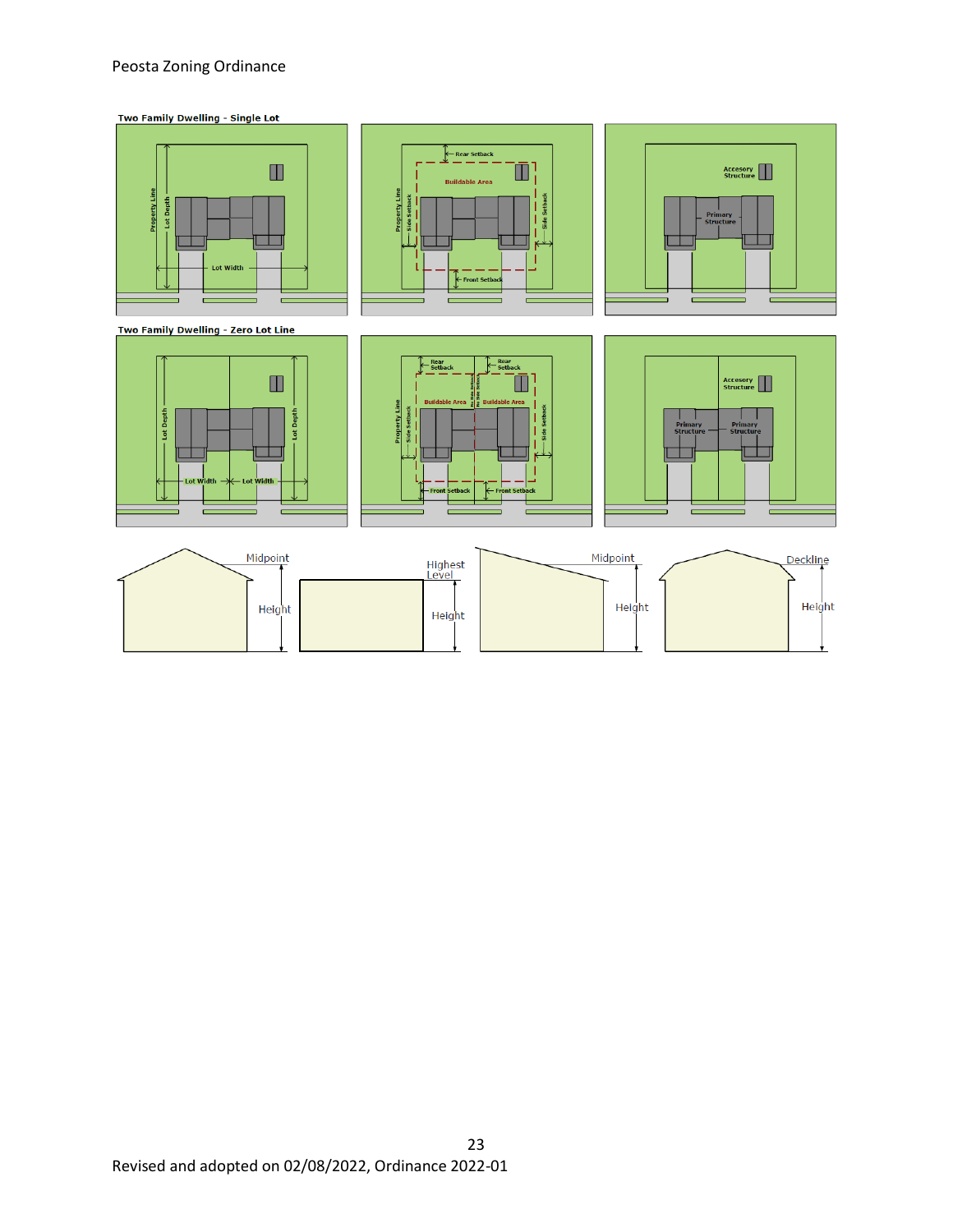**Two Family Dwelling - Single Lot**

**Two Family Dwelling - Zero Lot Line**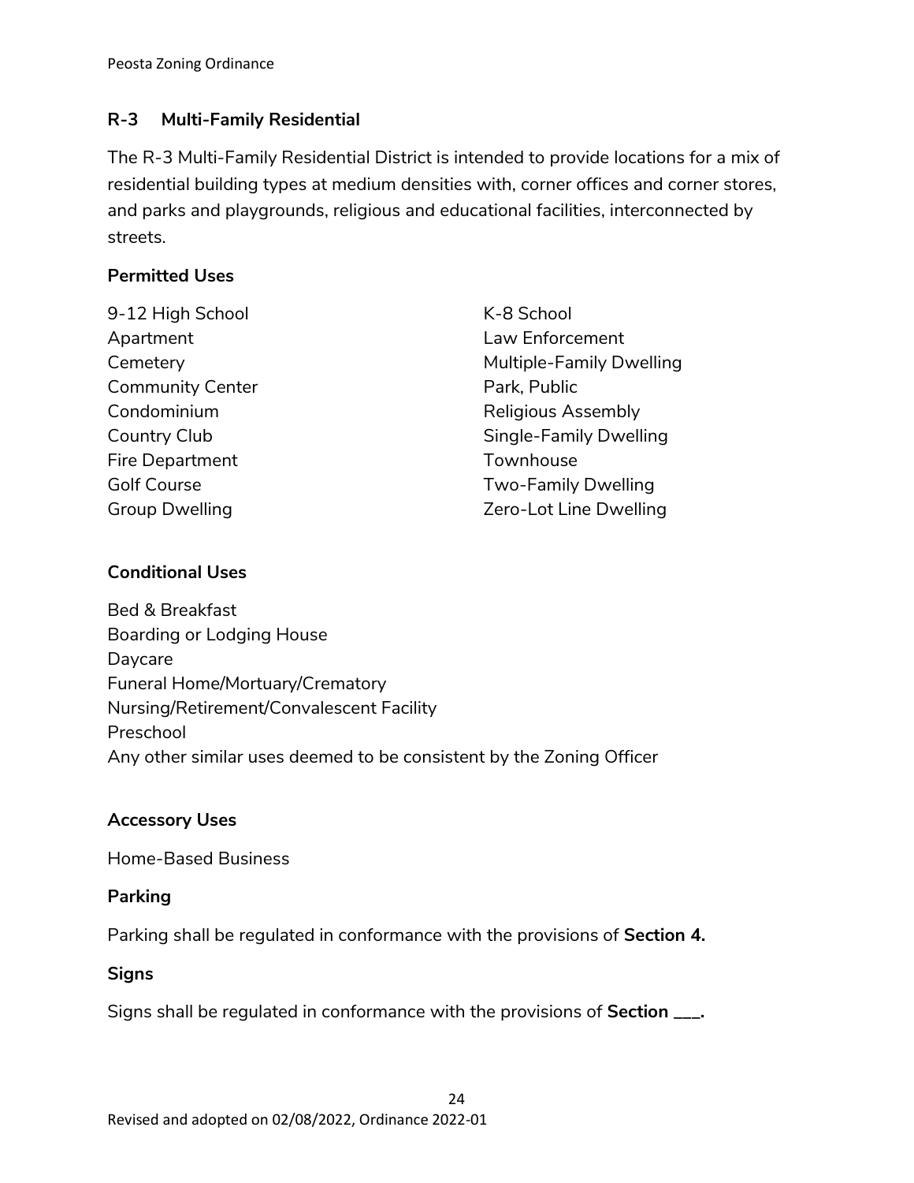## R-3 Multi-Family Residential

The R-3 Multi-Family Residential District is intended to provide locations for a mix of residential building types at medium densities with, corner offices and corner stores, and parks and playgrounds, religious and educational facilities, interconnected by streets.

### Permitted Uses

9-12 High School
Apartment
Cemetery
Community Center
Condominium
Country Club
Fire Department
Golf Course
Group Dwelling
K-8 School
Law Enforcement
Multiple-Family Dwelling
Park, Public
Religious Assembly
Single-Family Dwelling
Townhouse
Two-Family Dwelling
Zero-Lot Line Dwelling

### Conditional Uses

Bed & Breakfast
Boarding or Lodging House
Daycare
Funeral Home/Mortuary/Crematory
Nursing/Retirement/Convalescent Facility
Preschool
Any other similar uses deemed to be consistent by the Zoning Officer

### Accessory Uses

Home-Based Business

### Parking

Parking shall be regulated in conformance with the provisions of **Section 4.**

### Signs

Signs shall be regulated in conformance with the provisions of **Section ___.**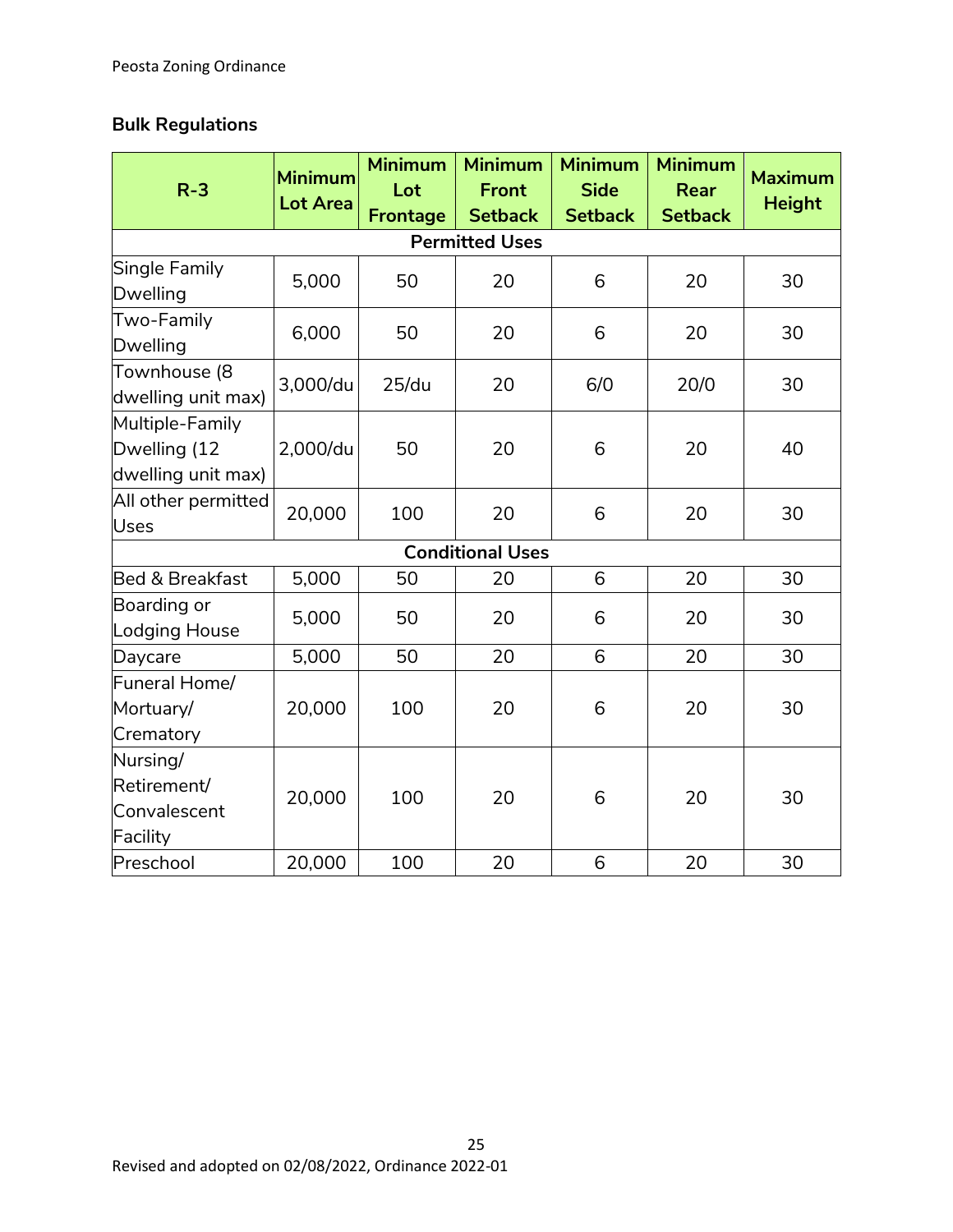### Bulk Regulations

| R-3 | Minimum Lot Area | Minimum Lot Frontage | Minimum Front Setback | Minimum Side Setback | Minimum Rear Setback | Maximum Height |
|---|---|---|---|---|---|---|
| **Permitted Uses** | | | | | | |
| Single Family Dwelling | 5,000 | 50 | 20 | 6 | 20 | 30 |
| Two-Family Dwelling | 6,000 | 50 | 20 | 6 | 20 | 30 |
| Townhouse (8 dwelling unit max) | 3,000/du | 25/du | 20 | 6/0 | 20/0 | 30 |
| Multiple-Family Dwelling (12 dwelling unit max) | 2,000/du | 50 | 20 | 6 | 20 | 40 |
| All other permitted Uses | 20,000 | 100 | 20 | 6 | 20 | 30 |
| **Conditional Uses** | | | | | | |
| Bed & Breakfast | 5,000 | 50 | 20 | 6 | 20 | 30 |
| Boarding or Lodging House | 5,000 | 50 | 20 | 6 | 20 | 30 |
| Daycare | 5,000 | 50 | 20 | 6 | 20 | 30 |
| Funeral Home/ Mortuary/ Crematory | 20,000 | 100 | 20 | 6 | 20 | 30 |
| Nursing/ Retirement/ Convalescent Facility | 20,000 | 100 | 20 | 6 | 20 | 30 |
| Preschool | 20,000 | 100 | 20 | 6 | 20 | 30 |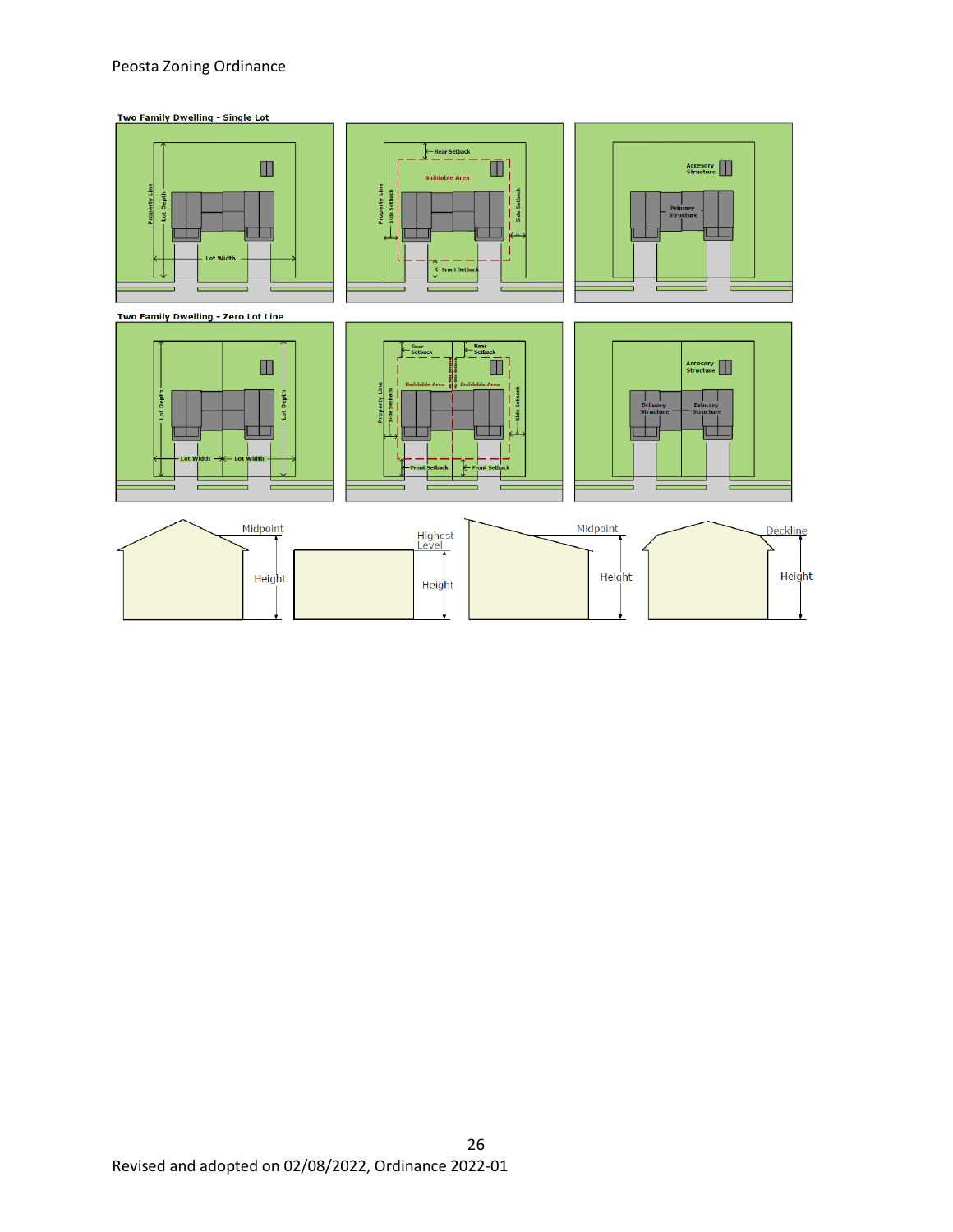Two Family Dwelling - Single Lot

Two Family Dwelling - Zero Lot Line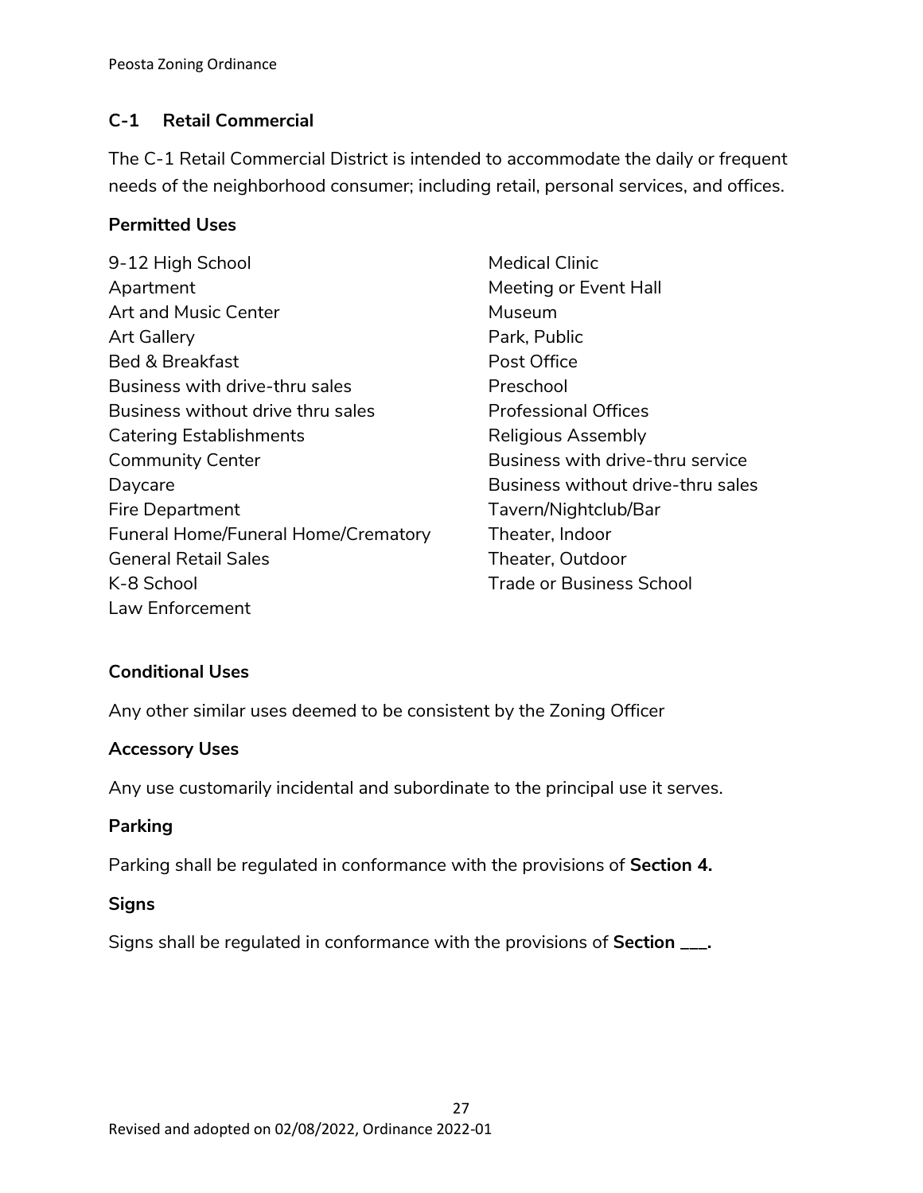## C-1 Retail Commercial

The C-1 Retail Commercial District is intended to accommodate the daily or frequent needs of the neighborhood consumer; including retail, personal services, and offices.

### Permitted Uses

9-12 High School
Apartment
Art and Music Center
Art Gallery
Bed & Breakfast
Business with drive-thru sales
Business without drive thru sales
Catering Establishments
Community Center
Daycare
Fire Department
Funeral Home/Funeral Home/Crematory
General Retail Sales
K-8 School
Law Enforcement
Medical Clinic
Meeting or Event Hall
Museum
Park, Public
Post Office
Preschool
Professional Offices
Religious Assembly
Business with drive-thru service
Business without drive-thru sales
Tavern/Nightclub/Bar
Theater, Indoor
Theater, Outdoor
Trade or Business School

### Conditional Uses

Any other similar uses deemed to be consistent by the Zoning Officer

### Accessory Uses

Any use customarily incidental and subordinate to the principal use it serves.

### Parking

Parking shall be regulated in conformance with the provisions of **Section 4.**

### Signs

Signs shall be regulated in conformance with the provisions of **Section ___.**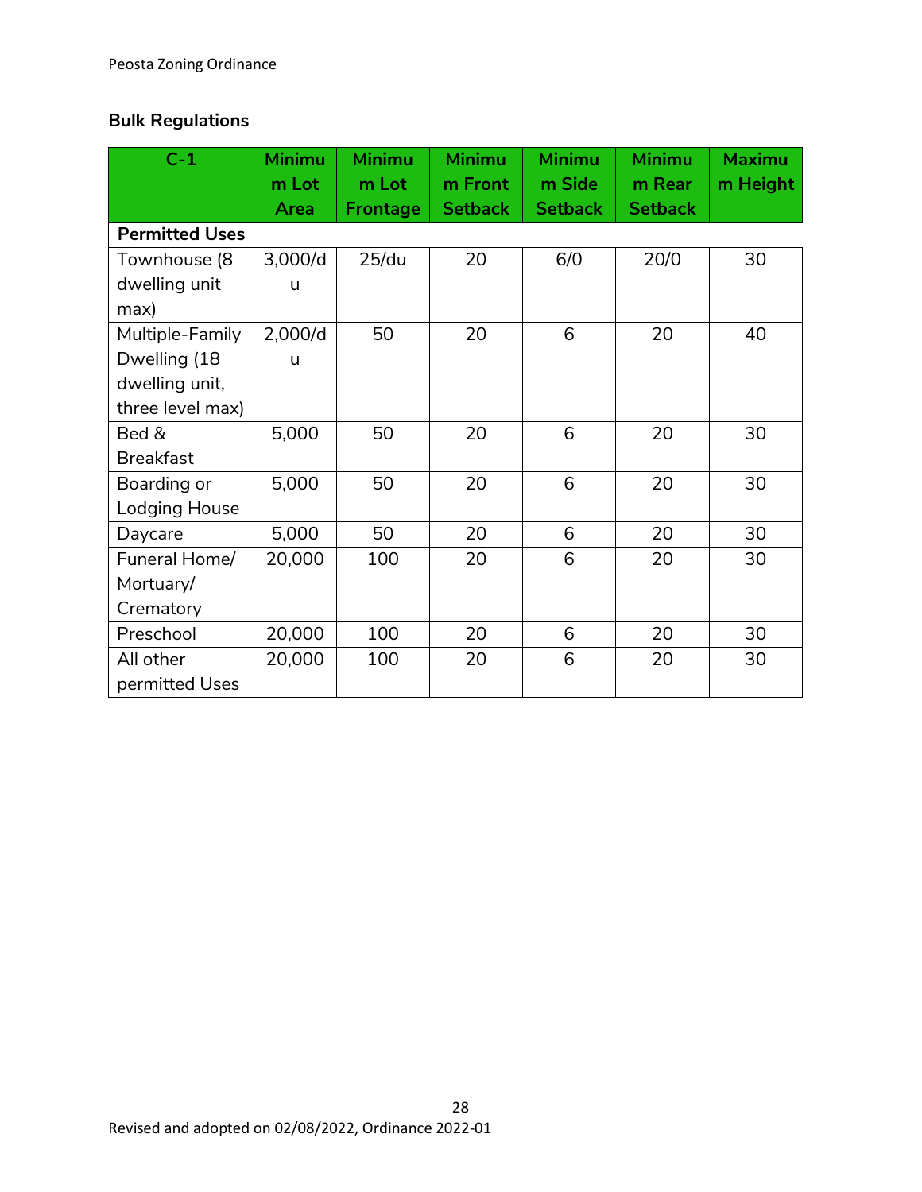### Bulk Regulations

| C-1 | Minimum Lot Area | Minimum Lot Frontage | Minimum Front Setback | Minimum Side Setback | Minimum Rear Setback | Maximum Height |
|---|---|---|---|---|---|---|
| **Permitted Uses** | | | | | | |
| Townhouse (8 dwelling unit max) | 3,000/du | 25/du | 20 | 6/0 | 20/0 | 30 |
| Multiple-Family Dwelling (18 dwelling unit, three level max) | 2,000/du | 50 | 20 | 6 | 20 | 40 |
| Bed & Breakfast | 5,000 | 50 | 20 | 6 | 20 | 30 |
| Boarding or Lodging House | 5,000 | 50 | 20 | 6 | 20 | 30 |
| Daycare | 5,000 | 50 | 20 | 6 | 20 | 30 |
| Funeral Home/ Mortuary/ Crematory | 20,000 | 100 | 20 | 6 | 20 | 30 |
| Preschool | 20,000 | 100 | 20 | 6 | 20 | 30 |
| All other permitted Uses | 20,000 | 100 | 20 | 6 | 20 | 30 |

Revised and adopted on 02/08/2022, Ordinance 2022-01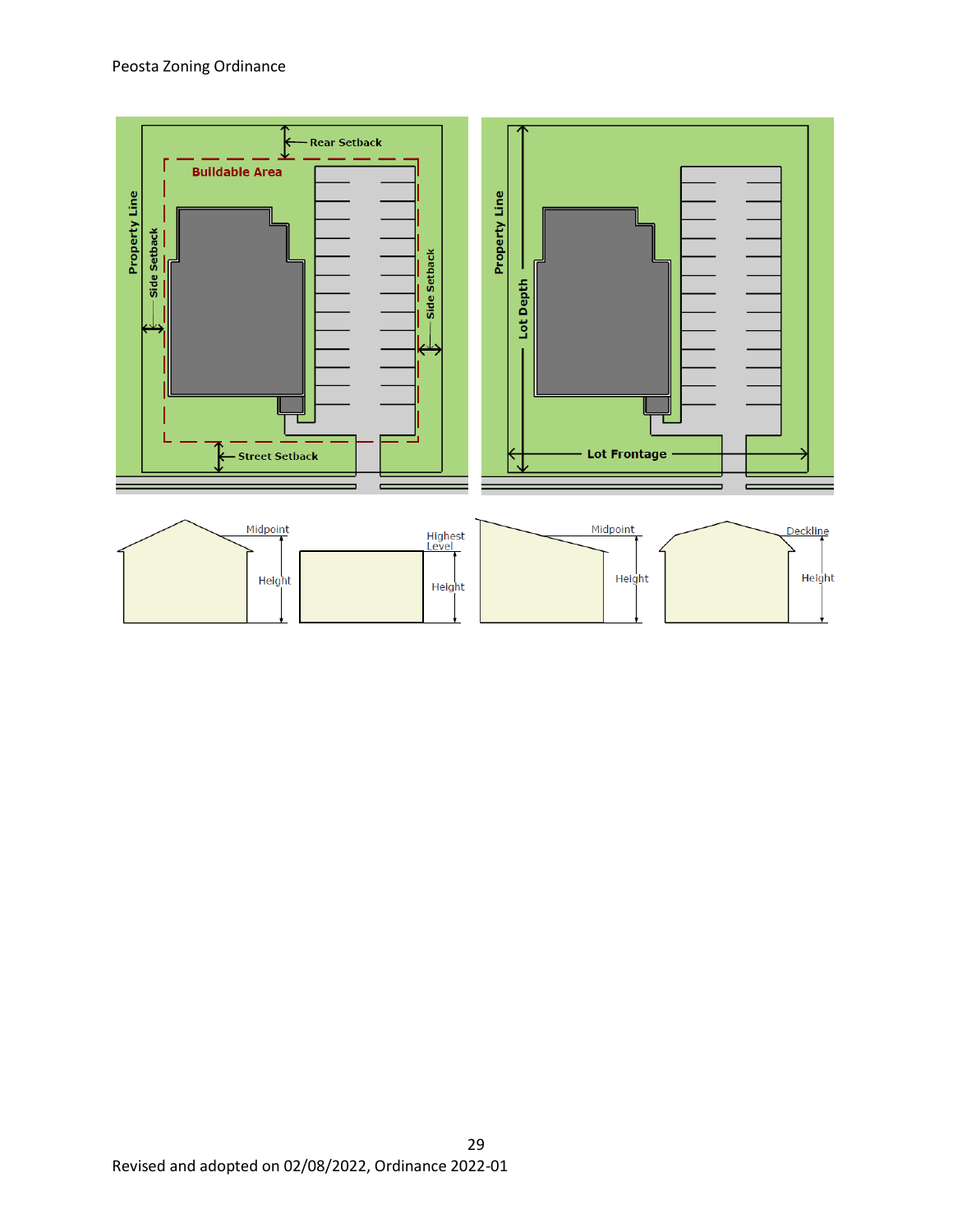Rear Setback

Buildable Area

Property Line

Side Setback

Side Setback

Street Setback

Property Line

Lot Depth

Lot Frontage

Midpoint

Height

Highest Level

Height

Midpoint

Height

Deckline

Height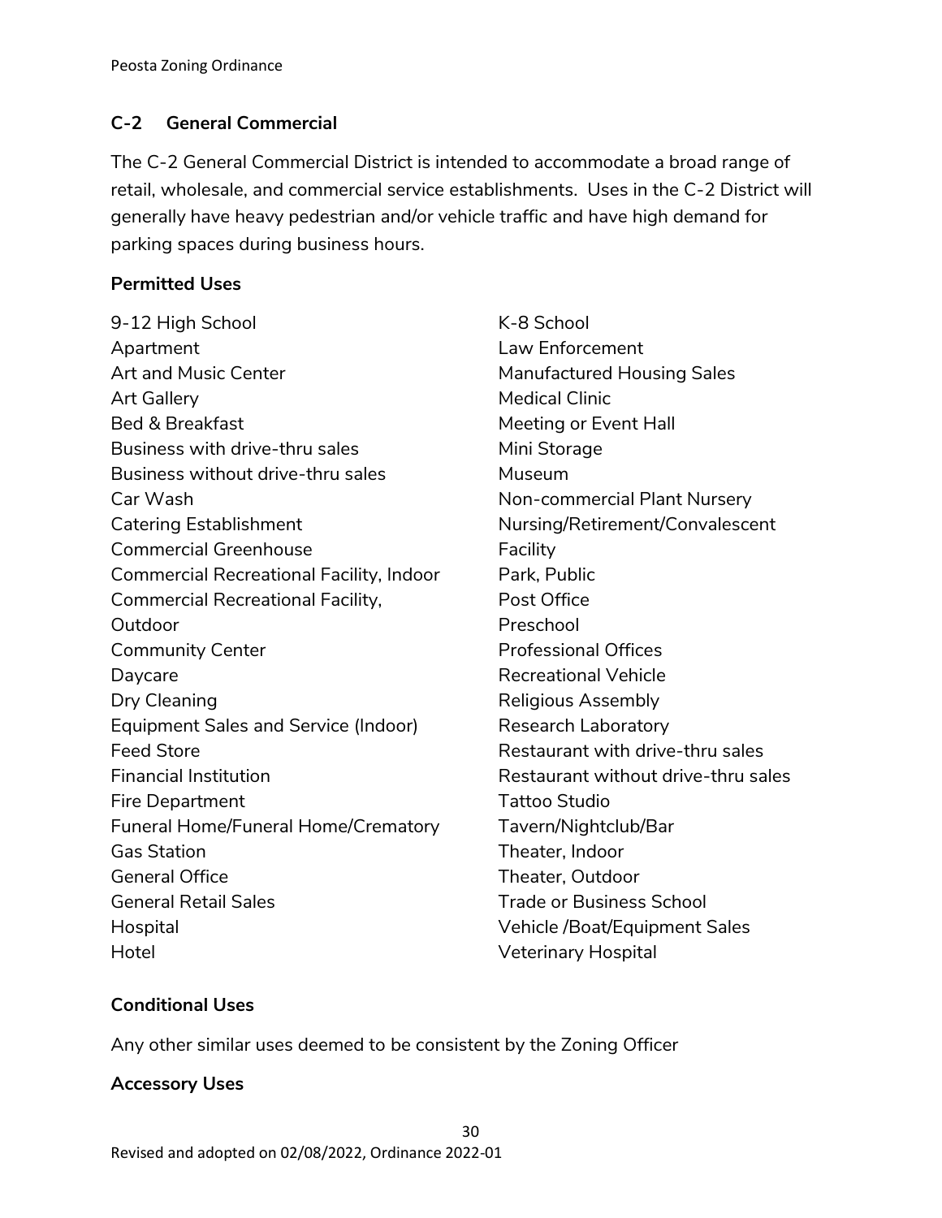## C-2 General Commercial

The C-2 General Commercial District is intended to accommodate a broad range of retail, wholesale, and commercial service establishments. Uses in the C-2 District will generally have heavy pedestrian and/or vehicle traffic and have high demand for parking spaces during business hours.

### Permitted Uses

9-12 High School
Apartment
Art and Music Center
Art Gallery
Bed & Breakfast
Business with drive-thru sales
Business without drive-thru sales
Car Wash
Catering Establishment
Commercial Greenhouse
Commercial Recreational Facility, Indoor
Commercial Recreational Facility, Outdoor
Community Center
Daycare
Dry Cleaning
Equipment Sales and Service (Indoor)
Feed Store
Financial Institution
Fire Department
Funeral Home/Funeral Home/Crematory
Gas Station
General Office
General Retail Sales
Hospital
Hotel
K-8 School
Law Enforcement
Manufactured Housing Sales
Medical Clinic
Meeting or Event Hall
Mini Storage
Museum
Non-commercial Plant Nursery
Nursing/Retirement/Convalescent Facility
Park, Public
Post Office
Preschool
Professional Offices
Recreational Vehicle
Religious Assembly
Research Laboratory
Restaurant with drive-thru sales
Restaurant without drive-thru sales
Tattoo Studio
Tavern/Nightclub/Bar
Theater, Indoor
Theater, Outdoor
Trade or Business School
Vehicle /Boat/Equipment Sales
Veterinary Hospital

### Conditional Uses

Any other similar uses deemed to be consistent by the Zoning Officer

### Accessory Uses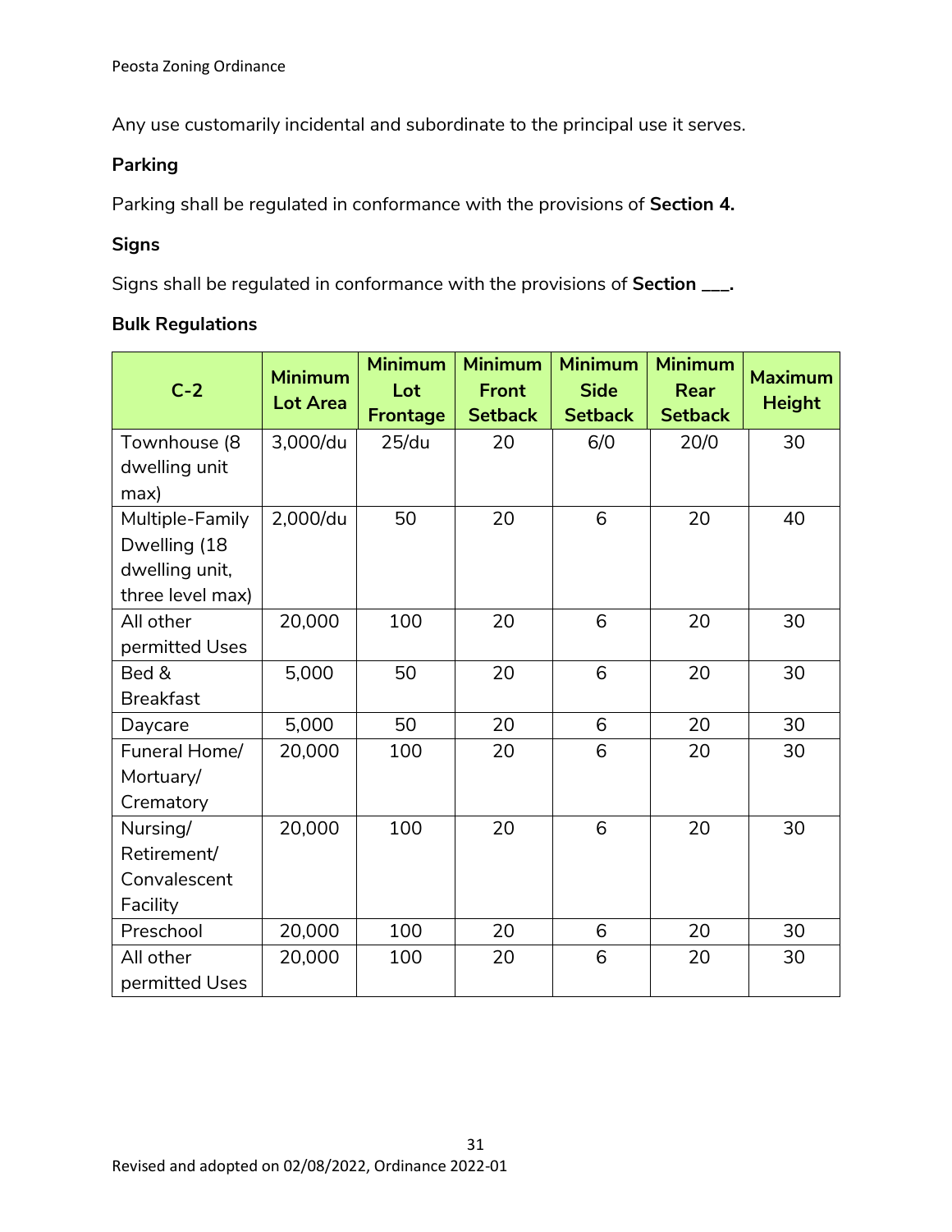Any use customarily incidental and subordinate to the principal use it serves.

**Parking**

Parking shall be regulated in conformance with the provisions of **Section 4.**

**Signs**

Signs shall be regulated in conformance with the provisions of **Section ___.**

**Bulk Regulations**

| C-2 | Minimum Lot Area | Minimum Lot Frontage | Minimum Front Setback | Minimum Side Setback | Minimum Rear Setback | Maximum Height |
|---|---|---|---|---|---|---|
| Townhouse (8 dwelling unit max) | 3,000/du | 25/du | 20 | 6/0 | 20/0 | 30 |
| Multiple-Family Dwelling (18 dwelling unit, three level max) | 2,000/du | 50 | 20 | 6 | 20 | 40 |
| All other permitted Uses | 20,000 | 100 | 20 | 6 | 20 | 30 |
| Bed & Breakfast | 5,000 | 50 | 20 | 6 | 20 | 30 |
| Daycare | 5,000 | 50 | 20 | 6 | 20 | 30 |
| Funeral Home/ Mortuary/ Crematory | 20,000 | 100 | 20 | 6 | 20 | 30 |
| Nursing/ Retirement/ Convalescent Facility | 20,000 | 100 | 20 | 6 | 20 | 30 |
| Preschool | 20,000 | 100 | 20 | 6 | 20 | 30 |
| All other permitted Uses | 20,000 | 100 | 20 | 6 | 20 | 30 |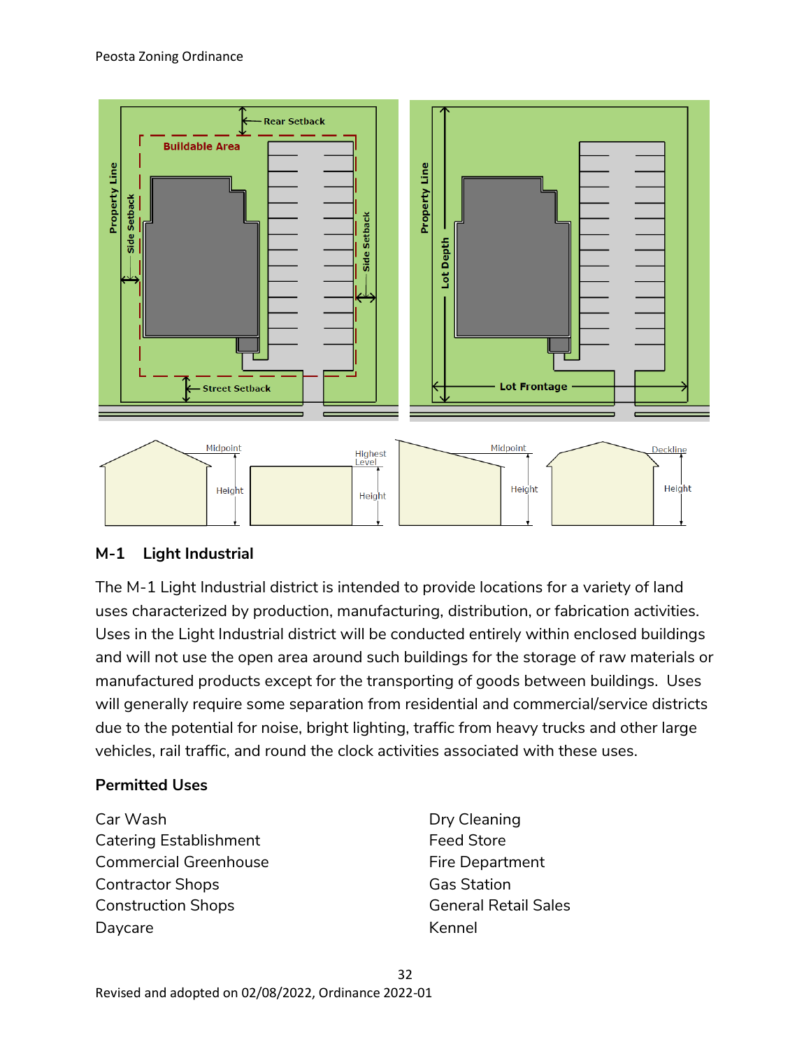## M-1 Light Industrial

The M-1 Light Industrial district is intended to provide locations for a variety of land uses characterized by production, manufacturing, distribution, or fabrication activities. Uses in the Light Industrial district will be conducted entirely within enclosed buildings and will not use the open area around such buildings for the storage of raw materials or manufactured products except for the transporting of goods between buildings. Uses will generally require some separation from residential and commercial/service districts due to the potential for noise, bright lighting, traffic from heavy trucks and other large vehicles, rail traffic, and round the clock activities associated with these uses.

### Permitted Uses

Car Wash
Catering Establishment
Commercial Greenhouse
Contractor Shops
Construction Shops
Daycare
Dry Cleaning
Feed Store
Fire Department
Gas Station
General Retail Sales
Kennel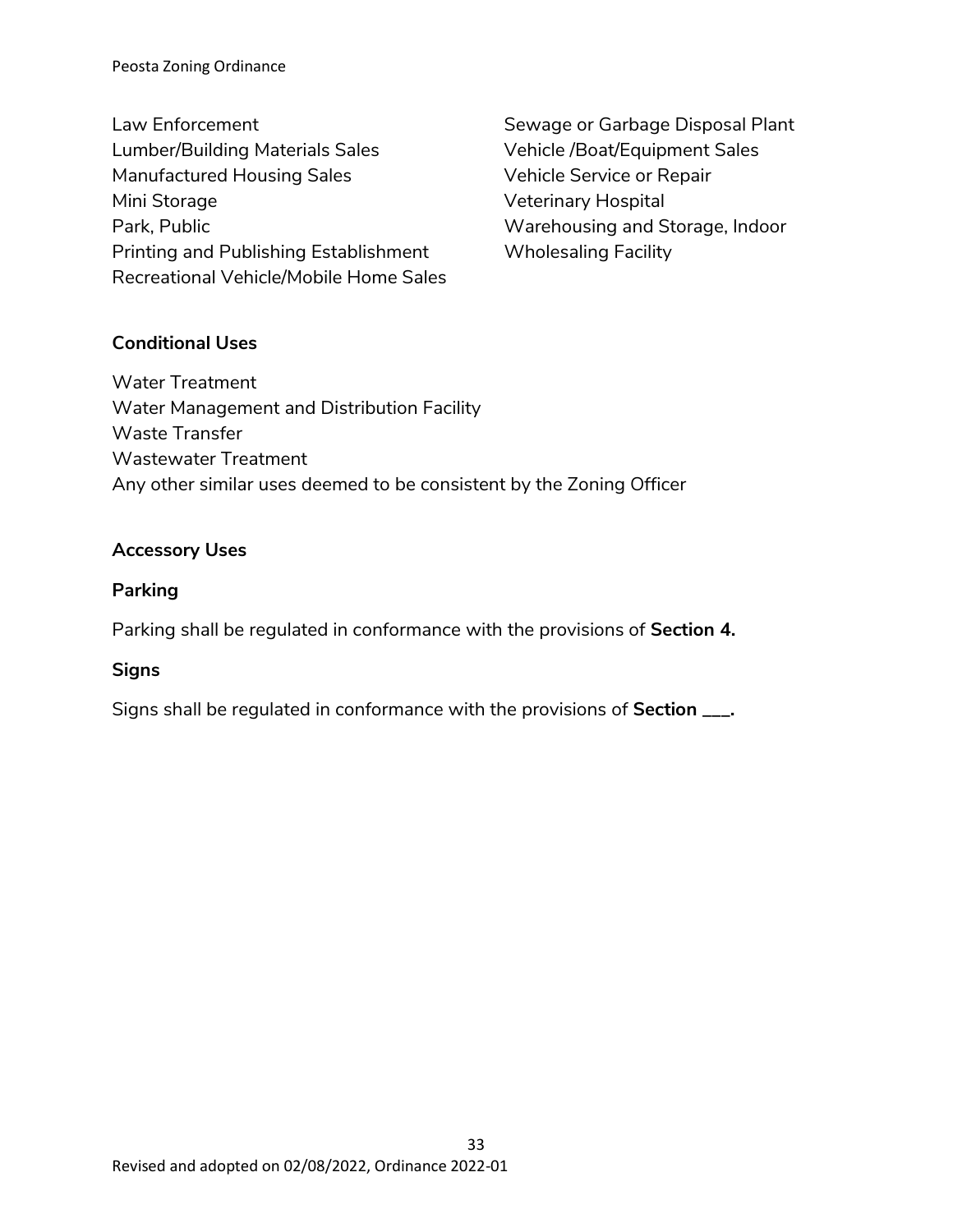Law Enforcement
Lumber/Building Materials Sales
Manufactured Housing Sales
Mini Storage
Park, Public
Printing and Publishing Establishment
Recreational Vehicle/Mobile Home Sales
Sewage or Garbage Disposal Plant
Vehicle /Boat/Equipment Sales
Vehicle Service or Repair
Veterinary Hospital
Warehousing and Storage, Indoor
Wholesaling Facility

**Conditional Uses**

Water Treatment
Water Management and Distribution Facility
Waste Transfer
Wastewater Treatment
Any other similar uses deemed to be consistent by the Zoning Officer

**Accessory Uses**

**Parking**

Parking shall be regulated in conformance with the provisions of **Section 4.**

**Signs**

Signs shall be regulated in conformance with the provisions of **Section ___.**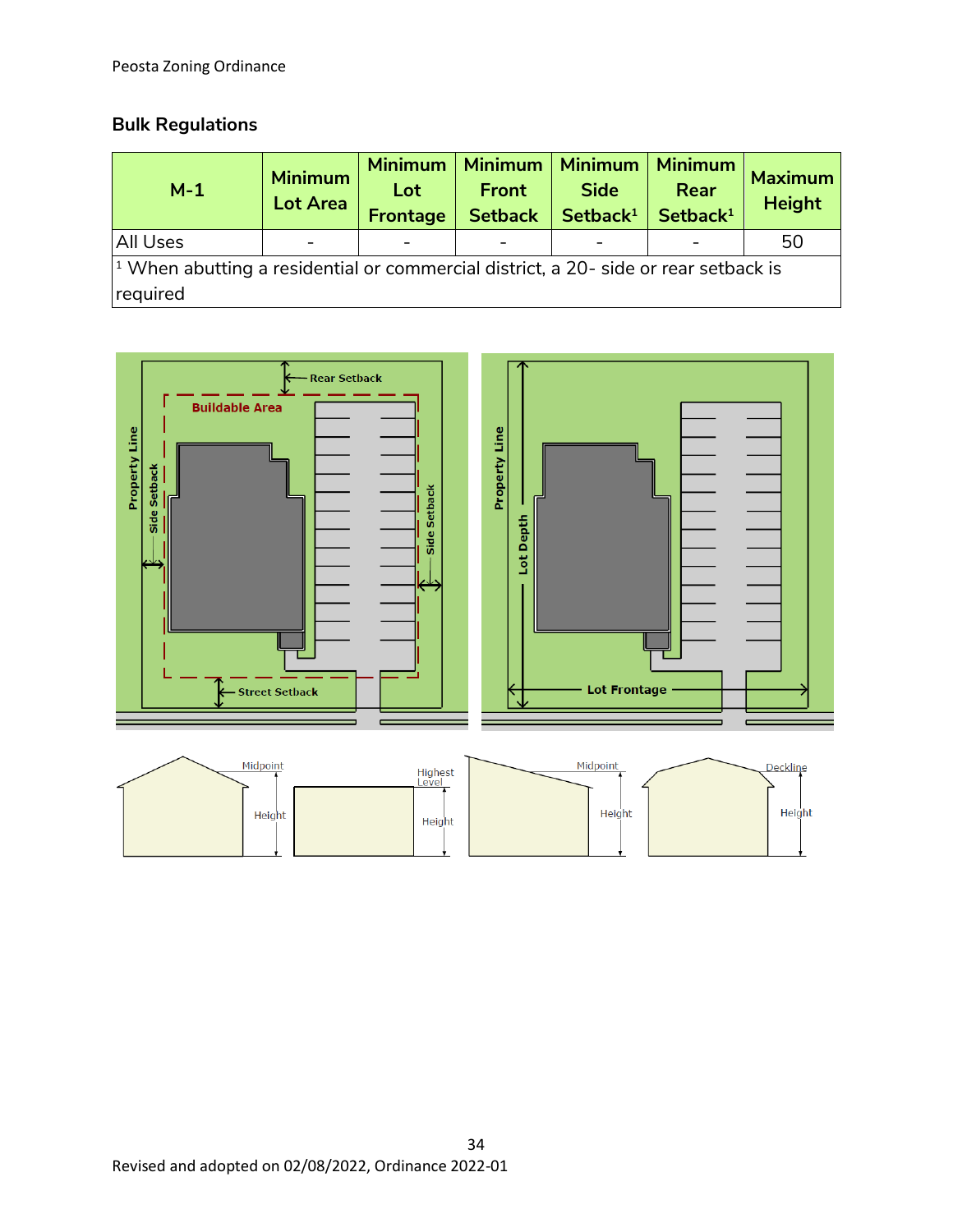## Bulk Regulations

| M-1 | Minimum Lot Area | Minimum Lot Frontage | Minimum Front Setback | Minimum Side Setback[1] | Minimum Rear Setback[1] | Maximum Height |
|---|---|---|---|---|---|---|
| All Uses | - | - | - | - | - | 50 |
| [1] When abutting a residential or commercial district, a 20- side or rear setback is required | | | | | | |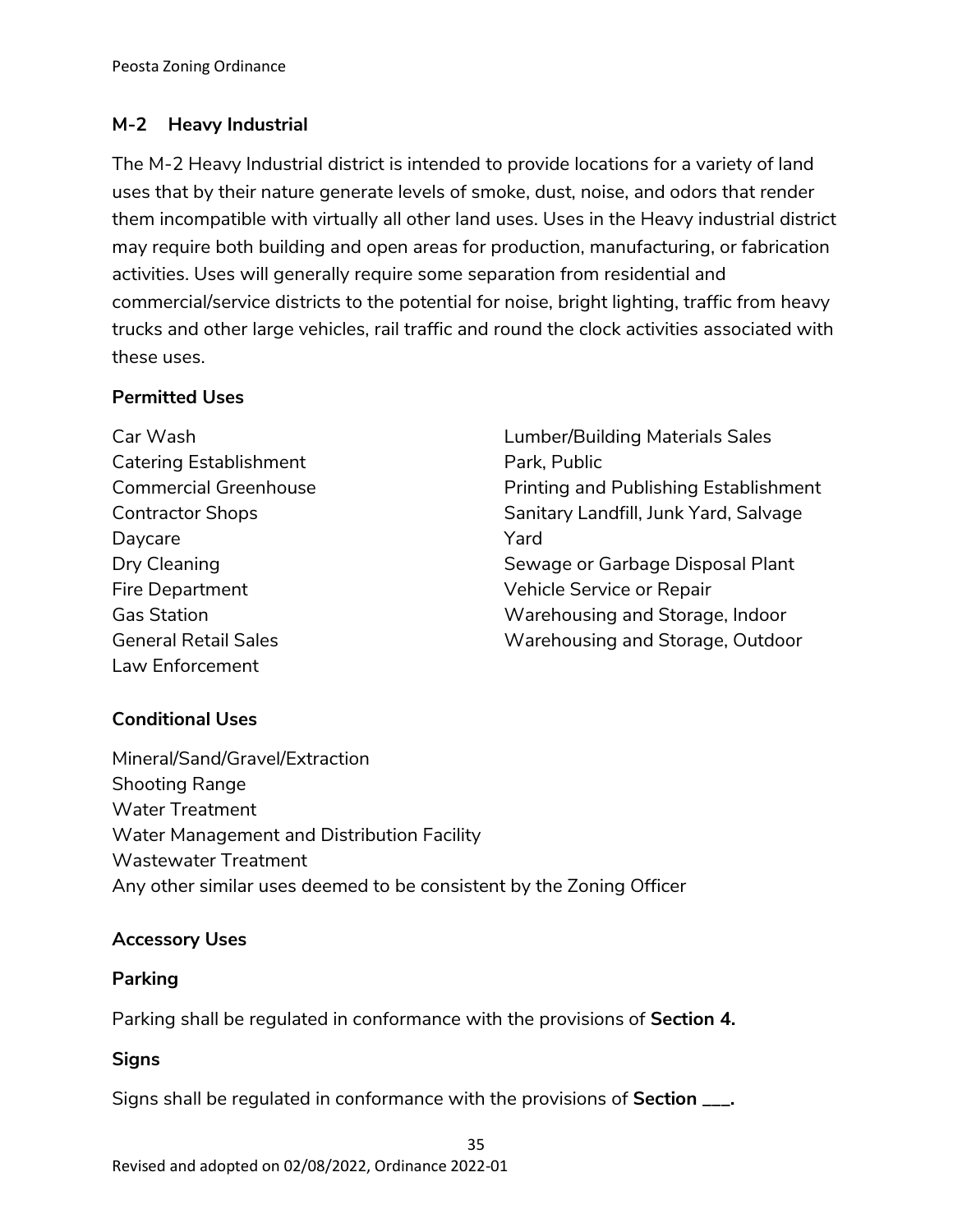## M-2 Heavy Industrial

The M-2 Heavy Industrial district is intended to provide locations for a variety of land uses that by their nature generate levels of smoke, dust, noise, and odors that render them incompatible with virtually all other land uses. Uses in the Heavy industrial district may require both building and open areas for production, manufacturing, or fabrication activities. Uses will generally require some separation from residential and commercial/service districts to the potential for noise, bright lighting, traffic from heavy trucks and other large vehicles, rail traffic and round the clock activities associated with these uses.

### Permitted Uses

Car Wash
Catering Establishment
Commercial Greenhouse
Contractor Shops
Daycare
Dry Cleaning
Fire Department
Gas Station
General Retail Sales
Law Enforcement
Lumber/Building Materials Sales
Park, Public
Printing and Publishing Establishment
Sanitary Landfill, Junk Yard, Salvage Yard
Sewage or Garbage Disposal Plant
Vehicle Service or Repair
Warehousing and Storage, Indoor
Warehousing and Storage, Outdoor

### Conditional Uses

Mineral/Sand/Gravel/Extraction
Shooting Range
Water Treatment
Water Management and Distribution Facility
Wastewater Treatment
Any other similar uses deemed to be consistent by the Zoning Officer

### Accessory Uses

### Parking

Parking shall be regulated in conformance with the provisions of **Section 4.**

### Signs

Signs shall be regulated in conformance with the provisions of **Section ___.**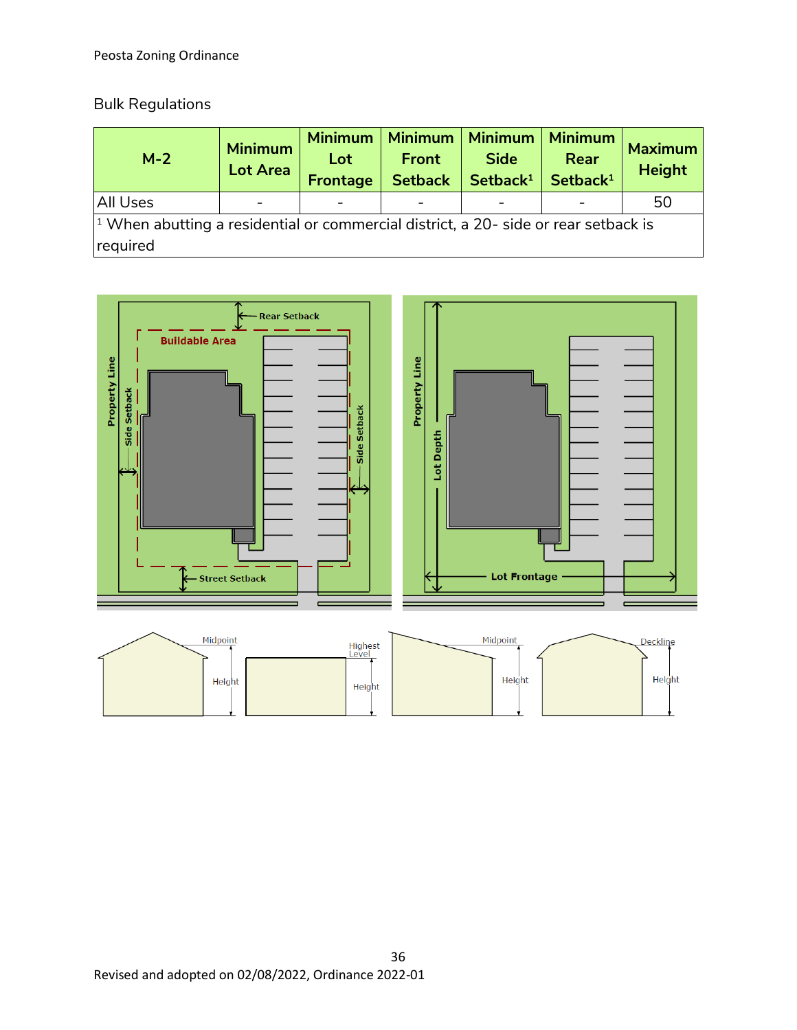Bulk Regulations

| M-2 | Minimum Lot Area | Minimum Lot Frontage | Minimum Front Setback | Minimum Side Setback[1] | Minimum Rear Setback[1] | Maximum Height |
|---|---|---|---|---|---|---|
| All Uses | - | - | - | - | - | 50 |
| [1] When abutting a residential or commercial district, a 20- side or rear setback is required | | | | | | |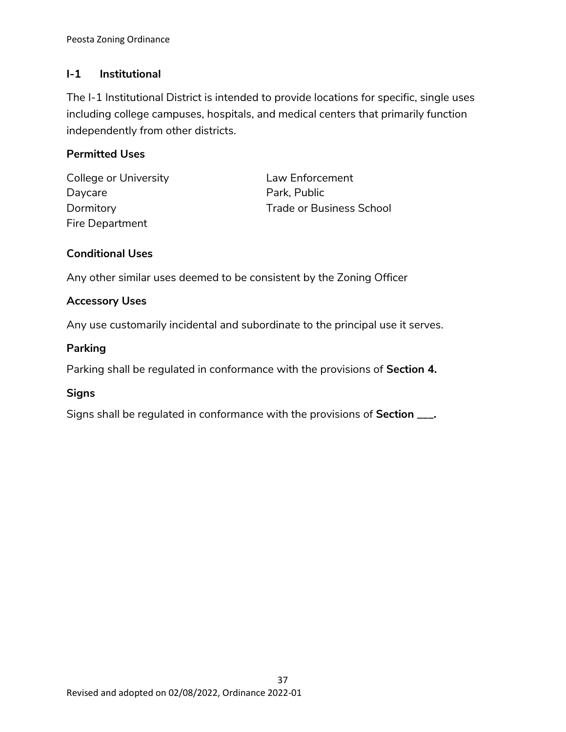## I-1 Institutional

The I-1 Institutional District is intended to provide locations for specific, single uses including college campuses, hospitals, and medical centers that primarily function independently from other districts.

### Permitted Uses

College or University
Daycare
Dormitory
Fire Department
Law Enforcement
Park, Public
Trade or Business School

### Conditional Uses

Any other similar uses deemed to be consistent by the Zoning Officer

### Accessory Uses

Any use customarily incidental and subordinate to the principal use it serves.

### Parking

Parking shall be regulated in conformance with the provisions of **Section 4.**

### Signs

Signs shall be regulated in conformance with the provisions of **Section ___.**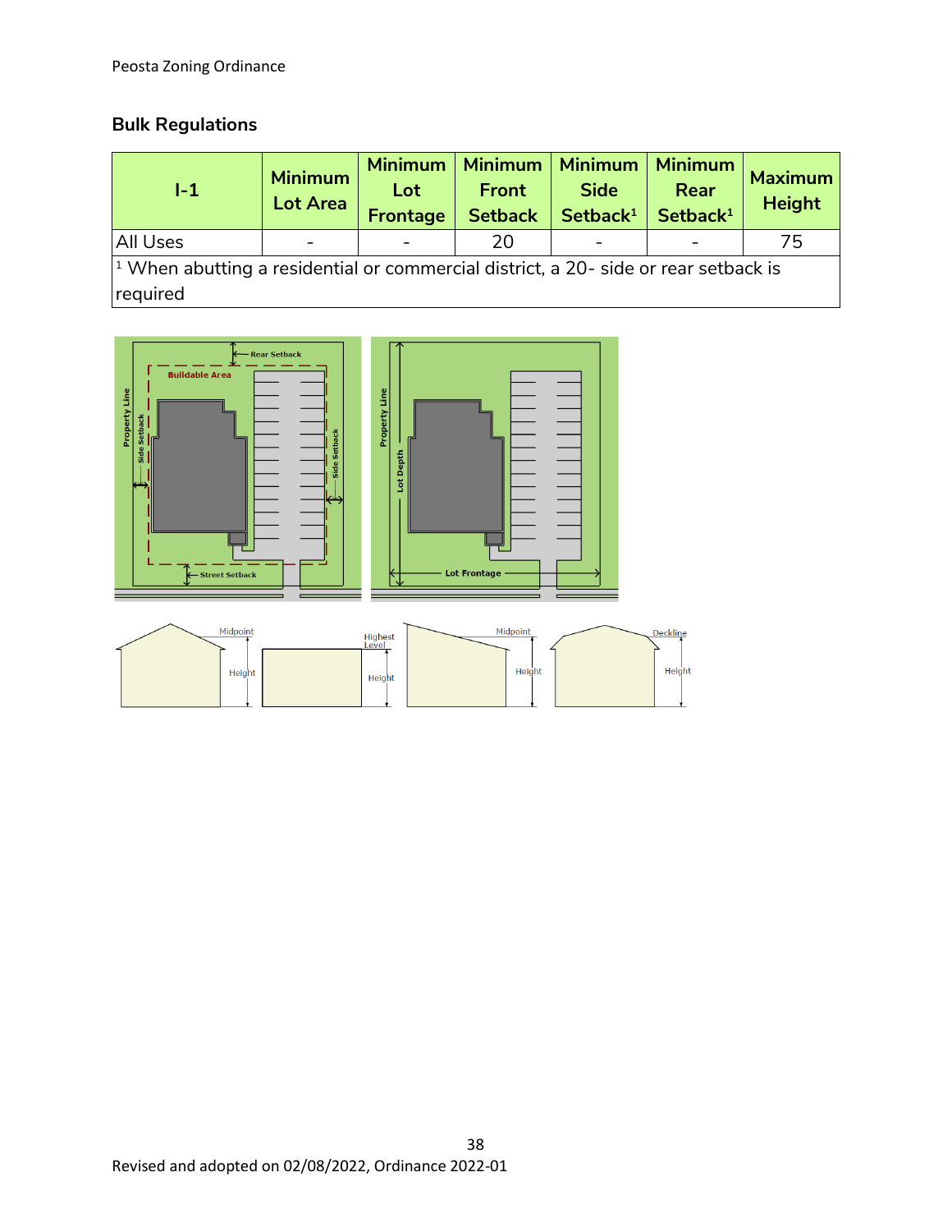## Bulk Regulations

| I-1 | Minimum Lot Area | Minimum Lot Frontage | Minimum Front Setback | Minimum Side Setback[1] | Minimum Rear Setback[1] | Maximum Height |
|---|---|---|---|---|---|---|
| All Uses | - | - | 20 | - | - | 75 |
| [1] When abutting a residential or commercial district, a 20- side or rear setback is required | | | | | | |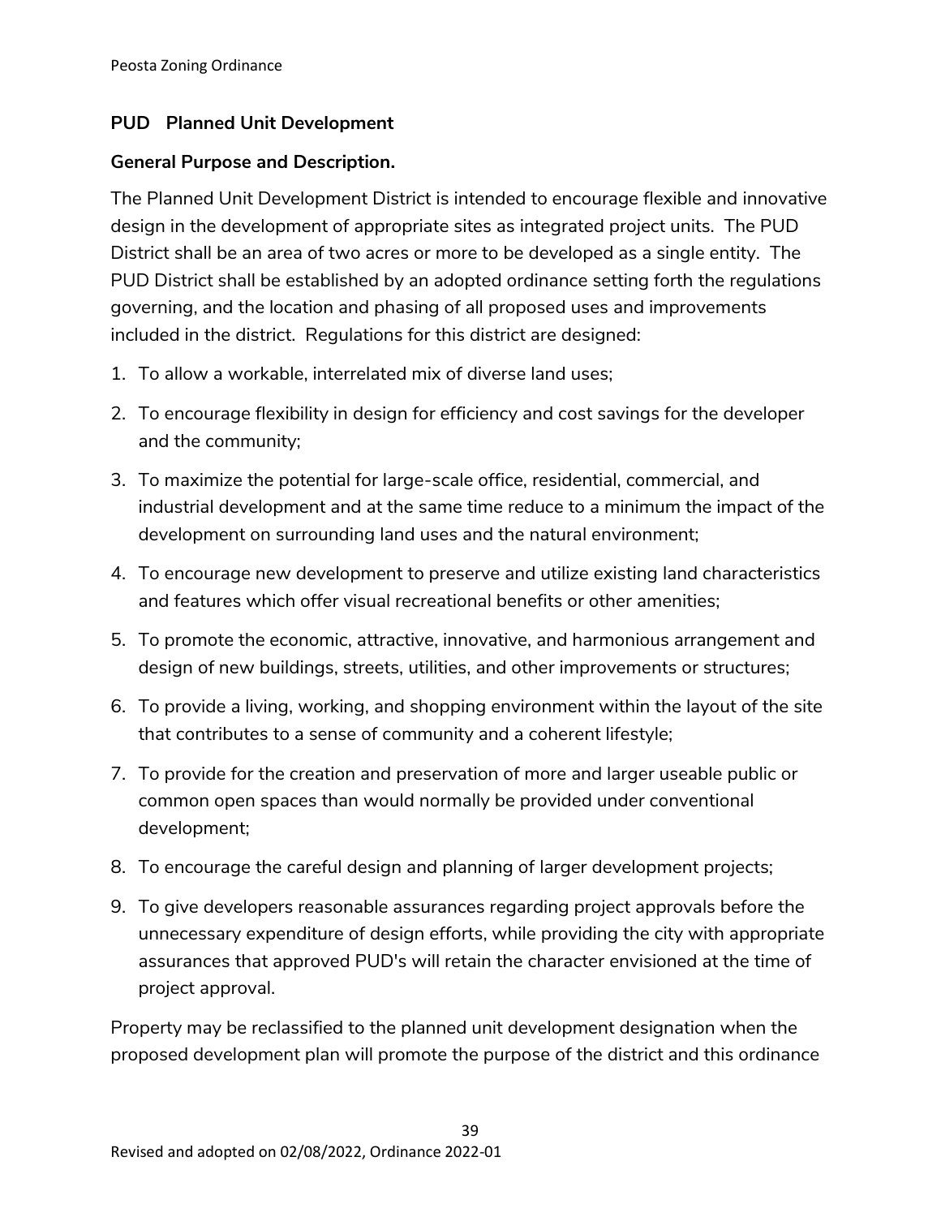## PUD Planned Unit Development

### General Purpose and Description.

The Planned Unit Development District is intended to encourage flexible and innovative design in the development of appropriate sites as integrated project units. The PUD District shall be an area of two acres or more to be developed as a single entity. The PUD District shall be established by an adopted ordinance setting forth the regulations governing, and the location and phasing of all proposed uses and improvements included in the district. Regulations for this district are designed:

1. To allow a workable, interrelated mix of diverse land uses;
2. To encourage flexibility in design for efficiency and cost savings for the developer and the community;
3. To maximize the potential for large-scale office, residential, commercial, and industrial development and at the same time reduce to a minimum the impact of the development on surrounding land uses and the natural environment;
4. To encourage new development to preserve and utilize existing land characteristics and features which offer visual recreational benefits or other amenities;
5. To promote the economic, attractive, innovative, and harmonious arrangement and design of new buildings, streets, utilities, and other improvements or structures;
6. To provide a living, working, and shopping environment within the layout of the site that contributes to a sense of community and a coherent lifestyle;
7. To provide for the creation and preservation of more and larger useable public or common open spaces than would normally be provided under conventional development;
8. To encourage the careful design and planning of larger development projects;
9. To give developers reasonable assurances regarding project approvals before the unnecessary expenditure of design efforts, while providing the city with appropriate assurances that approved PUD's will retain the character envisioned at the time of project approval.

Property may be reclassified to the planned unit development designation when the proposed development plan will promote the purpose of the district and this ordinance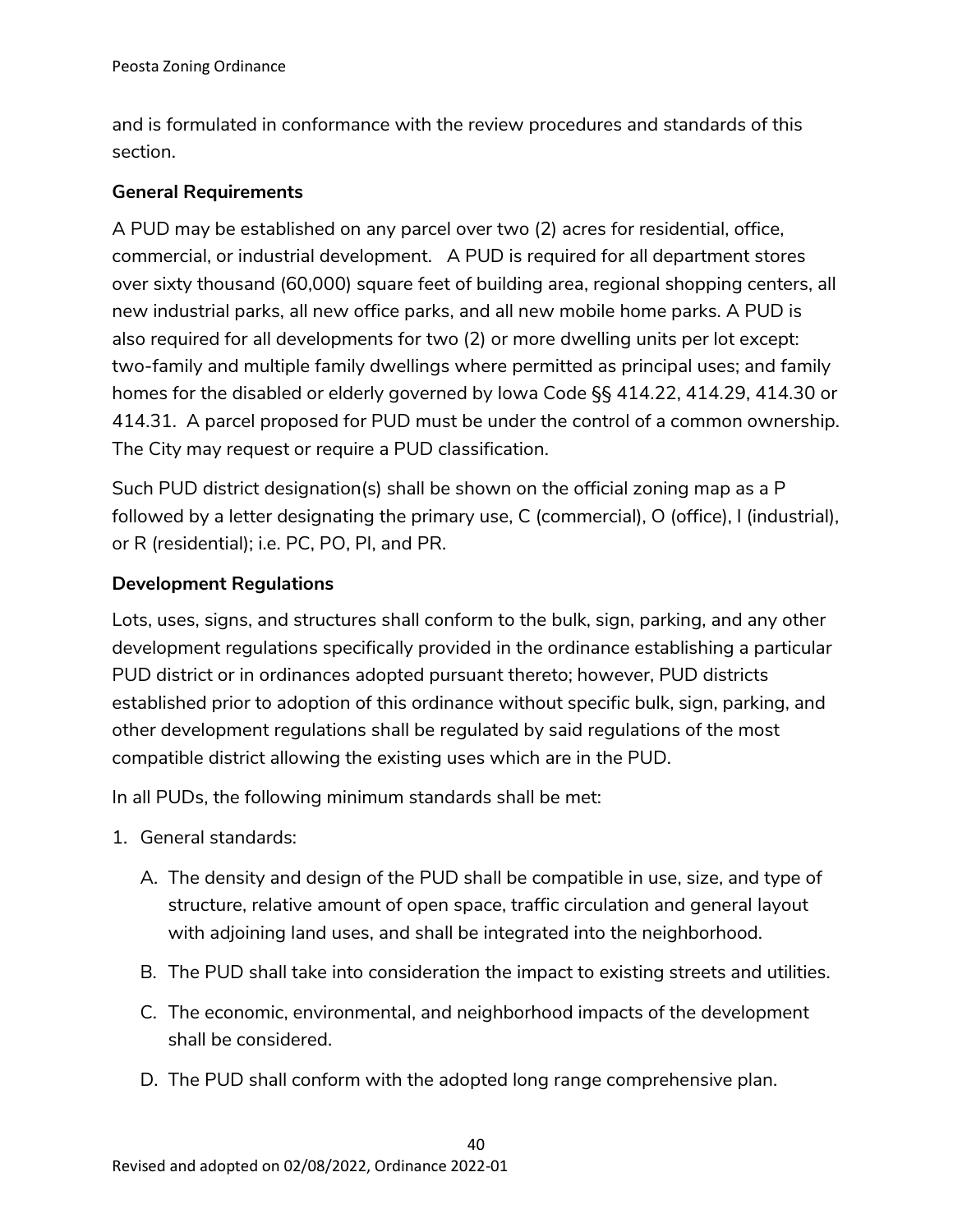and is formulated in conformance with the review procedures and standards of this section.

**General Requirements**

A PUD may be established on any parcel over two (2) acres for residential, office, commercial, or industrial development. A PUD is required for all department stores over sixty thousand (60,000) square feet of building area, regional shopping centers, all new industrial parks, all new office parks, and all new mobile home parks. A PUD is also required for all developments for two (2) or more dwelling units per lot except: two-family and multiple family dwellings where permitted as principal uses; and family homes for the disabled or elderly governed by Iowa Code §§ 414.22, 414.29, 414.30 or 414.31. A parcel proposed for PUD must be under the control of a common ownership. The City may request or require a PUD classification.

Such PUD district designation(s) shall be shown on the official zoning map as a P followed by a letter designating the primary use, C (commercial), O (office), I (industrial), or R (residential); i.e. PC, PO, PI, and PR.

**Development Regulations**

Lots, uses, signs, and structures shall conform to the bulk, sign, parking, and any other development regulations specifically provided in the ordinance establishing a particular PUD district or in ordinances adopted pursuant thereto; however, PUD districts established prior to adoption of this ordinance without specific bulk, sign, parking, and other development regulations shall be regulated by said regulations of the most compatible district allowing the existing uses which are in the PUD.

In all PUDs, the following minimum standards shall be met:

1. General standards:
   A. The density and design of the PUD shall be compatible in use, size, and type of structure, relative amount of open space, traffic circulation and general layout with adjoining land uses, and shall be integrated into the neighborhood.
   B. The PUD shall take into consideration the impact to existing streets and utilities.
   C. The economic, environmental, and neighborhood impacts of the development shall be considered.
   D. The PUD shall conform with the adopted long range comprehensive plan.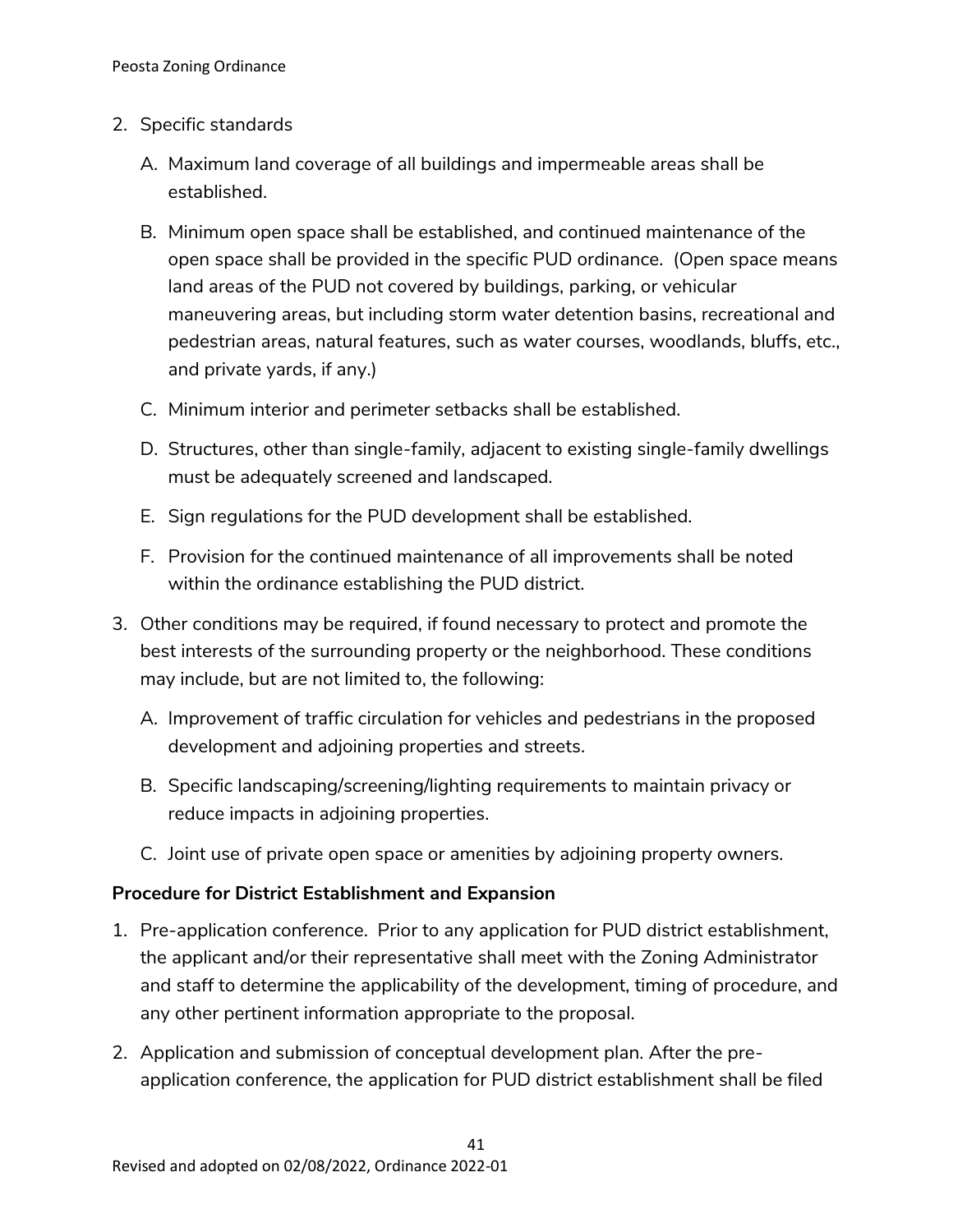2. Specific standards

   A. Maximum land coverage of all buildings and impermeable areas shall be established.

   B. Minimum open space shall be established, and continued maintenance of the open space shall be provided in the specific PUD ordinance. (Open space means land areas of the PUD not covered by buildings, parking, or vehicular maneuvering areas, but including storm water detention basins, recreational and pedestrian areas, natural features, such as water courses, woodlands, bluffs, etc., and private yards, if any.)

   C. Minimum interior and perimeter setbacks shall be established.

   D. Structures, other than single-family, adjacent to existing single-family dwellings must be adequately screened and landscaped.

   E. Sign regulations for the PUD development shall be established.

   F. Provision for the continued maintenance of all improvements shall be noted within the ordinance establishing the PUD district.

3. Other conditions may be required, if found necessary to protect and promote the best interests of the surrounding property or the neighborhood. These conditions may include, but are not limited to, the following:

   A. Improvement of traffic circulation for vehicles and pedestrians in the proposed development and adjoining properties and streets.

   B. Specific landscaping/screening/lighting requirements to maintain privacy or reduce impacts in adjoining properties.

   C. Joint use of private open space or amenities by adjoining property owners.

**Procedure for District Establishment and Expansion**

1. Pre-application conference. Prior to any application for PUD district establishment, the applicant and/or their representative shall meet with the Zoning Administrator and staff to determine the applicability of the development, timing of procedure, and any other pertinent information appropriate to the proposal.

2. Application and submission of conceptual development plan. After the pre-application conference, the application for PUD district establishment shall be filed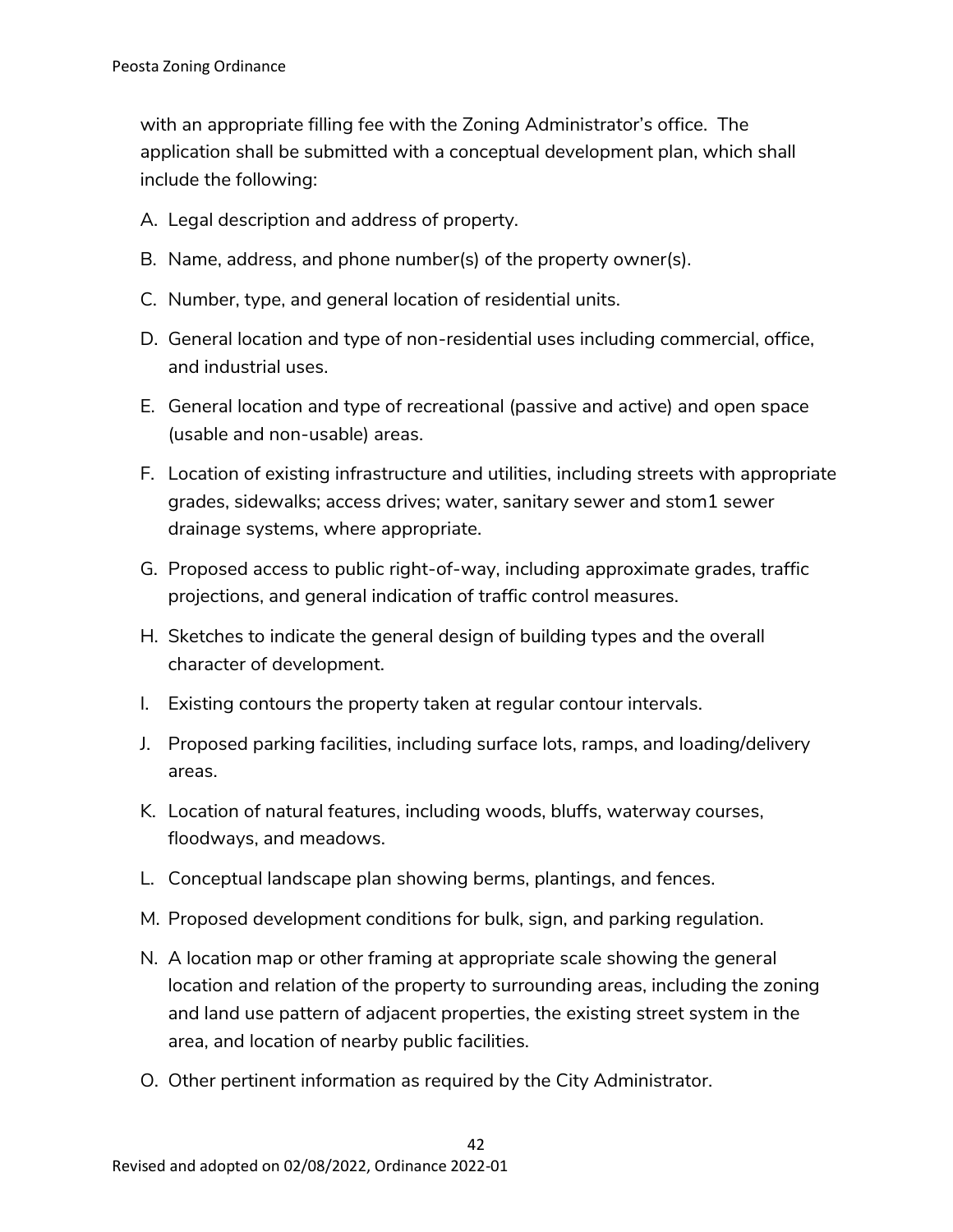with an appropriate filling fee with the Zoning Administrator's office. The application shall be submitted with a conceptual development plan, which shall include the following:

A. Legal description and address of property.

B. Name, address, and phone number(s) of the property owner(s).

C. Number, type, and general location of residential units.

D. General location and type of non-residential uses including commercial, office, and industrial uses.

E. General location and type of recreational (passive and active) and open space (usable and non-usable) areas.

F. Location of existing infrastructure and utilities, including streets with appropriate grades, sidewalks; access drives; water, sanitary sewer and stom1 sewer drainage systems, where appropriate.

G. Proposed access to public right-of-way, including approximate grades, traffic projections, and general indication of traffic control measures.

H. Sketches to indicate the general design of building types and the overall character of development.

I. Existing contours the property taken at regular contour intervals.

J. Proposed parking facilities, including surface lots, ramps, and loading/delivery areas.

K. Location of natural features, including woods, bluffs, waterway courses, floodways, and meadows.

L. Conceptual landscape plan showing berms, plantings, and fences.

M. Proposed development conditions for bulk, sign, and parking regulation.

N. A location map or other framing at appropriate scale showing the general location and relation of the property to surrounding areas, including the zoning and land use pattern of adjacent properties, the existing street system in the area, and location of nearby public facilities.

O. Other pertinent information as required by the City Administrator.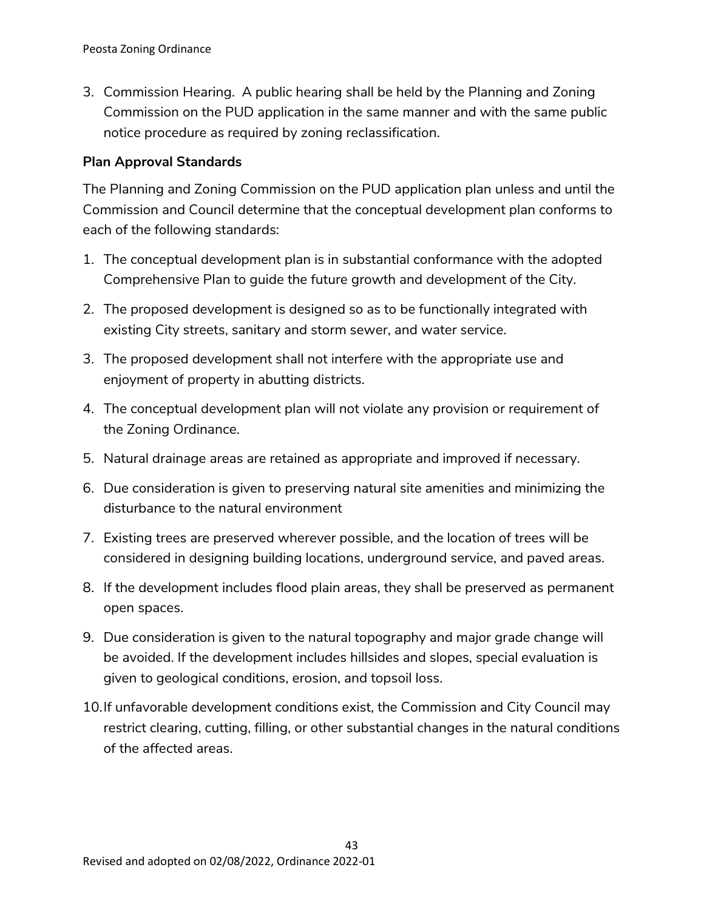3. Commission Hearing. A public hearing shall be held by the Planning and Zoning Commission on the PUD application in the same manner and with the same public notice procedure as required by zoning reclassification.

**Plan Approval Standards**

The Planning and Zoning Commission on the PUD application plan unless and until the Commission and Council determine that the conceptual development plan conforms to each of the following standards:

1. The conceptual development plan is in substantial conformance with the adopted Comprehensive Plan to guide the future growth and development of the City.
2. The proposed development is designed so as to be functionally integrated with existing City streets, sanitary and storm sewer, and water service.
3. The proposed development shall not interfere with the appropriate use and enjoyment of property in abutting districts.
4. The conceptual development plan will not violate any provision or requirement of the Zoning Ordinance.
5. Natural drainage areas are retained as appropriate and improved if necessary.
6. Due consideration is given to preserving natural site amenities and minimizing the disturbance to the natural environment
7. Existing trees are preserved wherever possible, and the location of trees will be considered in designing building locations, underground service, and paved areas.
8. If the development includes flood plain areas, they shall be preserved as permanent open spaces.
9. Due consideration is given to the natural topography and major grade change will be avoided. If the development includes hillsides and slopes, special evaluation is given to geological conditions, erosion, and topsoil loss.
10. If unfavorable development conditions exist, the Commission and City Council may restrict clearing, cutting, filling, or other substantial changes in the natural conditions of the affected areas.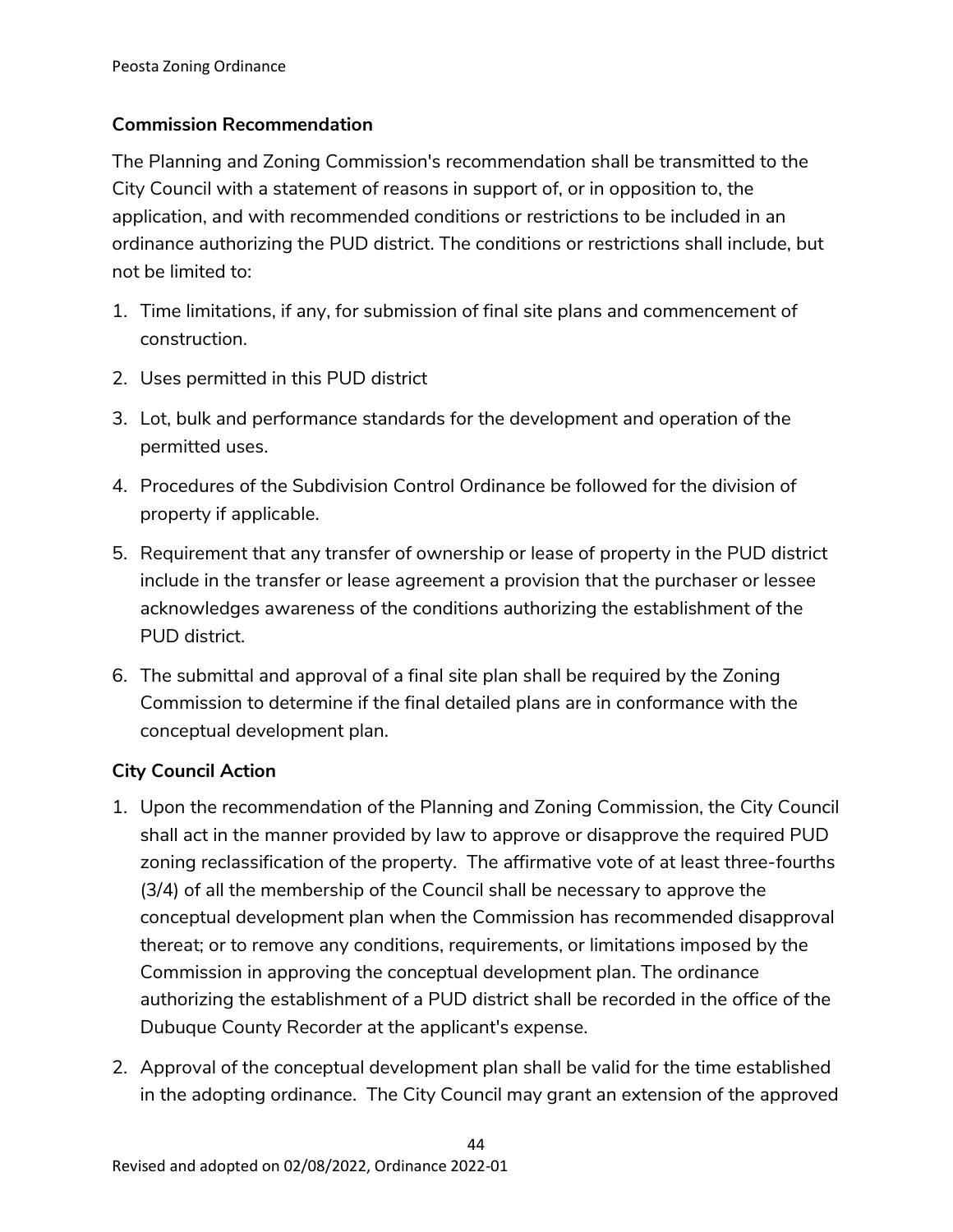**Commission Recommendation**

The Planning and Zoning Commission's recommendation shall be transmitted to the City Council with a statement of reasons in support of, or in opposition to, the application, and with recommended conditions or restrictions to be included in an ordinance authorizing the PUD district. The conditions or restrictions shall include, but not be limited to:

1. Time limitations, if any, for submission of final site plans and commencement of construction.
2. Uses permitted in this PUD district
3. Lot, bulk and performance standards for the development and operation of the permitted uses.
4. Procedures of the Subdivision Control Ordinance be followed for the division of property if applicable.
5. Requirement that any transfer of ownership or lease of property in the PUD district include in the transfer or lease agreement a provision that the purchaser or lessee acknowledges awareness of the conditions authorizing the establishment of the PUD district.
6. The submittal and approval of a final site plan shall be required by the Zoning Commission to determine if the final detailed plans are in conformance with the conceptual development plan.

**City Council Action**

1. Upon the recommendation of the Planning and Zoning Commission, the City Council shall act in the manner provided by law to approve or disapprove the required PUD zoning reclassification of the property. The affirmative vote of at least three-fourths (3/4) of all the membership of the Council shall be necessary to approve the conceptual development plan when the Commission has recommended disapproval thereat; or to remove any conditions, requirements, or limitations imposed by the Commission in approving the conceptual development plan. The ordinance authorizing the establishment of a PUD district shall be recorded in the office of the Dubuque County Recorder at the applicant's expense.
2. Approval of the conceptual development plan shall be valid for the time established in the adopting ordinance. The City Council may grant an extension of the approved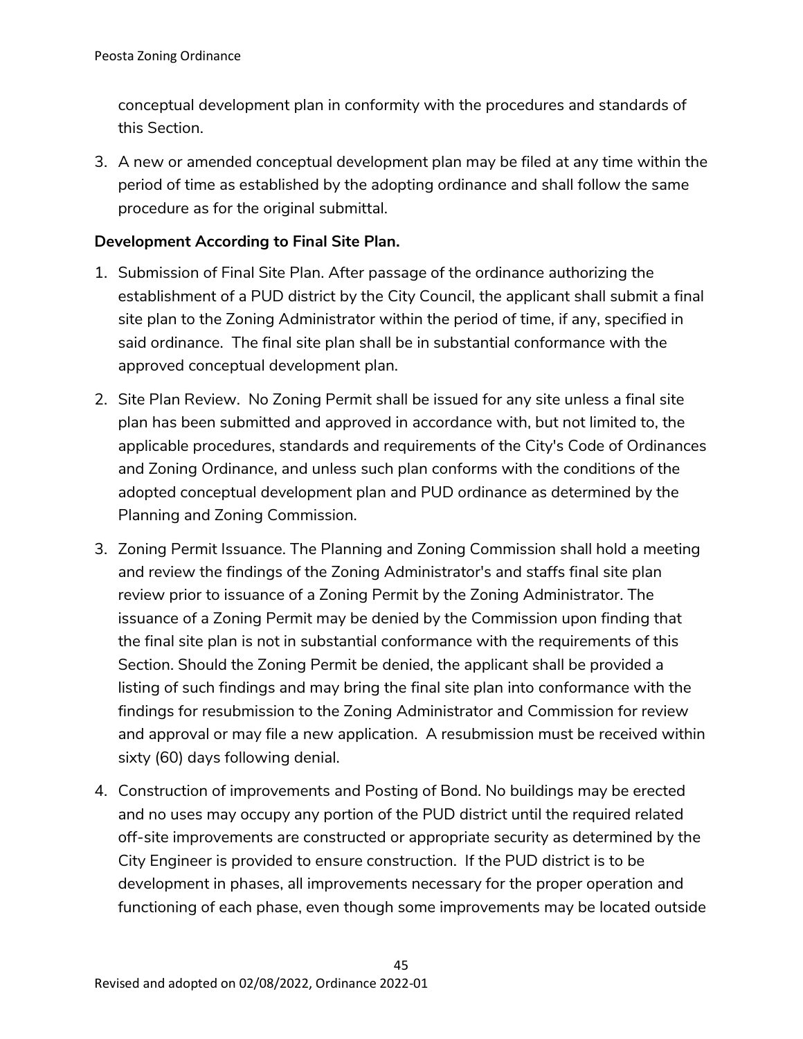conceptual development plan in conformity with the procedures and standards of this Section.

3. A new or amended conceptual development plan may be filed at any time within the period of time as established by the adopting ordinance and shall follow the same procedure as for the original submittal.

**Development According to Final Site Plan.**

1. Submission of Final Site Plan. After passage of the ordinance authorizing the establishment of a PUD district by the City Council, the applicant shall submit a final site plan to the Zoning Administrator within the period of time, if any, specified in said ordinance. The final site plan shall be in substantial conformance with the approved conceptual development plan.
2. Site Plan Review. No Zoning Permit shall be issued for any site unless a final site plan has been submitted and approved in accordance with, but not limited to, the applicable procedures, standards and requirements of the City's Code of Ordinances and Zoning Ordinance, and unless such plan conforms with the conditions of the adopted conceptual development plan and PUD ordinance as determined by the Planning and Zoning Commission.
3. Zoning Permit Issuance. The Planning and Zoning Commission shall hold a meeting and review the findings of the Zoning Administrator's and staffs final site plan review prior to issuance of a Zoning Permit by the Zoning Administrator. The issuance of a Zoning Permit may be denied by the Commission upon finding that the final site plan is not in substantial conformance with the requirements of this Section. Should the Zoning Permit be denied, the applicant shall be provided a listing of such findings and may bring the final site plan into conformance with the findings for resubmission to the Zoning Administrator and Commission for review and approval or may file a new application. A resubmission must be received within sixty (60) days following denial.
4. Construction of improvements and Posting of Bond. No buildings may be erected and no uses may occupy any portion of the PUD district until the required related off-site improvements are constructed or appropriate security as determined by the City Engineer is provided to ensure construction. If the PUD district is to be development in phases, all improvements necessary for the proper operation and functioning of each phase, even though some improvements may be located outside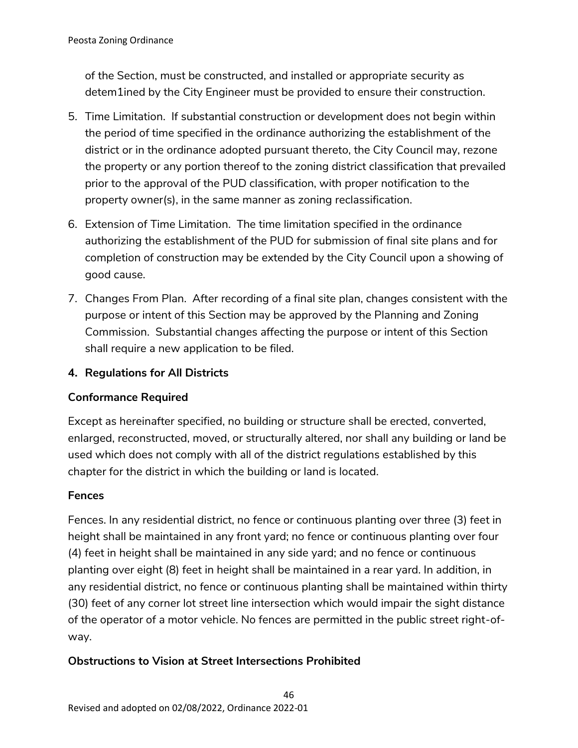of the Section, must be constructed, and installed or appropriate security as detem1ined by the City Engineer must be provided to ensure their construction.

5. Time Limitation. If substantial construction or development does not begin within the period of time specified in the ordinance authorizing the establishment of the district or in the ordinance adopted pursuant thereto, the City Council may, rezone the property or any portion thereof to the zoning district classification that prevailed prior to the approval of the PUD classification, with proper notification to the property owner(s), in the same manner as zoning reclassification.
6. Extension of Time Limitation. The time limitation specified in the ordinance authorizing the establishment of the PUD for submission of final site plans and for completion of construction may be extended by the City Council upon a showing of good cause.
7. Changes From Plan. After recording of a final site plan, changes consistent with the purpose or intent of this Section may be approved by the Planning and Zoning Commission. Substantial changes affecting the purpose or intent of this Section shall require a new application to be filed.

## 4. Regulations for All Districts

### Conformance Required

Except as hereinafter specified, no building or structure shall be erected, converted, enlarged, reconstructed, moved, or structurally altered, nor shall any building or land be used which does not comply with all of the district regulations established by this chapter for the district in which the building or land is located.

### Fences

Fences. In any residential district, no fence or continuous planting over three (3) feet in height shall be maintained in any front yard; no fence or continuous planting over four (4) feet in height shall be maintained in any side yard; and no fence or continuous planting over eight (8) feet in height shall be maintained in a rear yard. In addition, in any residential district, no fence or continuous planting shall be maintained within thirty (30) feet of any corner lot street line intersection which would impair the sight distance of the operator of a motor vehicle. No fences are permitted in the public street right-of-way.

### Obstructions to Vision at Street Intersections Prohibited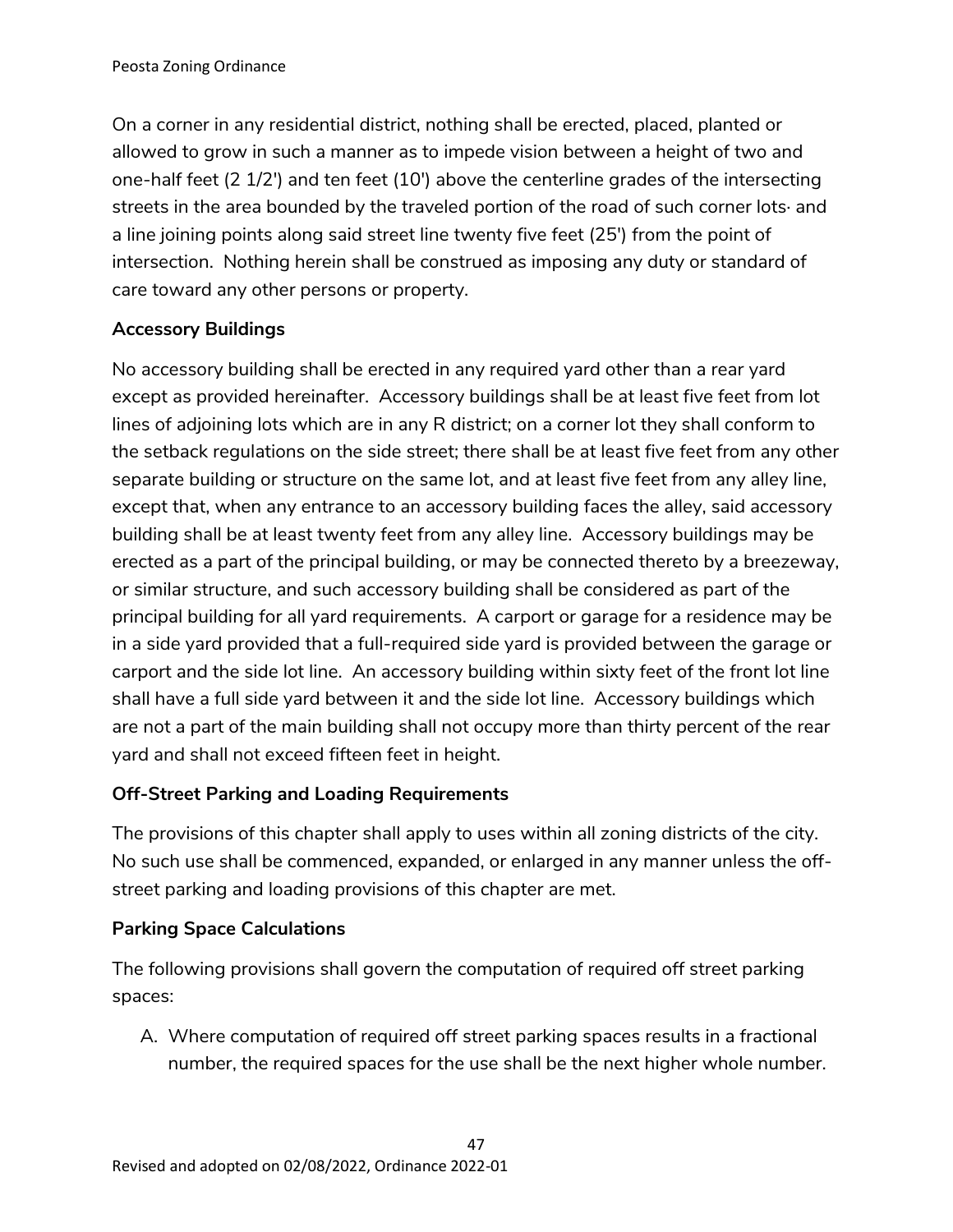On a corner in any residential district, nothing shall be erected, placed, planted or allowed to grow in such a manner as to impede vision between a height of two and one-half feet (2 1/2') and ten feet (10') above the centerline grades of the intersecting streets in the area bounded by the traveled portion of the road of such corner lots· and a line joining points along said street line twenty five feet (25') from the point of intersection. Nothing herein shall be construed as imposing any duty or standard of care toward any other persons or property.

**Accessory Buildings**

No accessory building shall be erected in any required yard other than a rear yard except as provided hereinafter. Accessory buildings shall be at least five feet from lot lines of adjoining lots which are in any R district; on a corner lot they shall conform to the setback regulations on the side street; there shall be at least five feet from any other separate building or structure on the same lot, and at least five feet from any alley line, except that, when any entrance to an accessory building faces the alley, said accessory building shall be at least twenty feet from any alley line. Accessory buildings may be erected as a part of the principal building, or may be connected thereto by a breezeway, or similar structure, and such accessory building shall be considered as part of the principal building for all yard requirements. A carport or garage for a residence may be in a side yard provided that a full-required side yard is provided between the garage or carport and the side lot line. An accessory building within sixty feet of the front lot line shall have a full side yard between it and the side lot line. Accessory buildings which are not a part of the main building shall not occupy more than thirty percent of the rear yard and shall not exceed fifteen feet in height.

**Off-Street Parking and Loading Requirements**

The provisions of this chapter shall apply to uses within all zoning districts of the city. No such use shall be commenced, expanded, or enlarged in any manner unless the off-street parking and loading provisions of this chapter are met.

**Parking Space Calculations**

The following provisions shall govern the computation of required off street parking spaces:

A. Where computation of required off street parking spaces results in a fractional number, the required spaces for the use shall be the next higher whole number.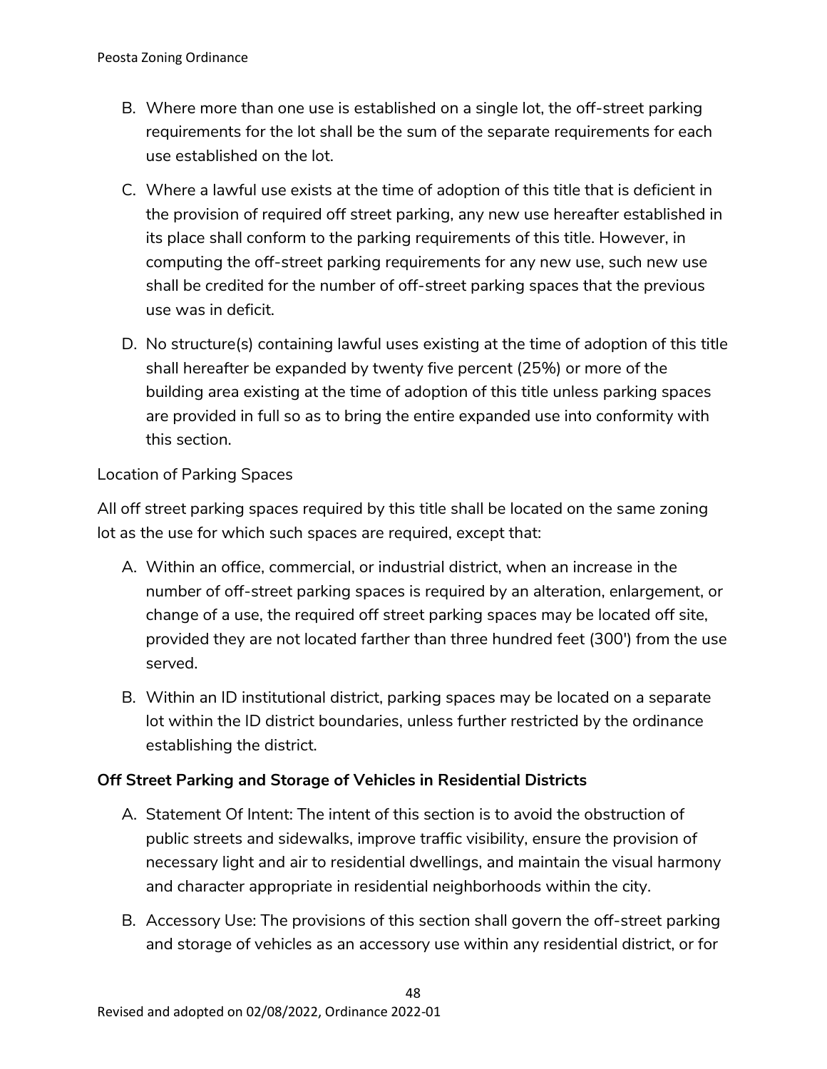B. Where more than one use is established on a single lot, the off-street parking requirements for the lot shall be the sum of the separate requirements for each use established on the lot.

C. Where a lawful use exists at the time of adoption of this title that is deficient in the provision of required off street parking, any new use hereafter established in its place shall conform to the parking requirements of this title. However, in computing the off-street parking requirements for any new use, such new use shall be credited for the number of off-street parking spaces that the previous use was in deficit.

D. No structure(s) containing lawful uses existing at the time of adoption of this title shall hereafter be expanded by twenty five percent (25%) or more of the building area existing at the time of adoption of this title unless parking spaces are provided in full so as to bring the entire expanded use into conformity with this section.

Location of Parking Spaces

All off street parking spaces required by this title shall be located on the same zoning lot as the use for which such spaces are required, except that:

A. Within an office, commercial, or industrial district, when an increase in the number of off-street parking spaces is required by an alteration, enlargement, or change of a use, the required off street parking spaces may be located off site, provided they are not located farther than three hundred feet (300') from the use served.

B. Within an ID institutional district, parking spaces may be located on a separate lot within the ID district boundaries, unless further restricted by the ordinance establishing the district.

**Off Street Parking and Storage of Vehicles in Residential Districts**

A. Statement Of Intent: The intent of this section is to avoid the obstruction of public streets and sidewalks, improve traffic visibility, ensure the provision of necessary light and air to residential dwellings, and maintain the visual harmony and character appropriate in residential neighborhoods within the city.

B. Accessory Use: The provisions of this section shall govern the off-street parking and storage of vehicles as an accessory use within any residential district, or for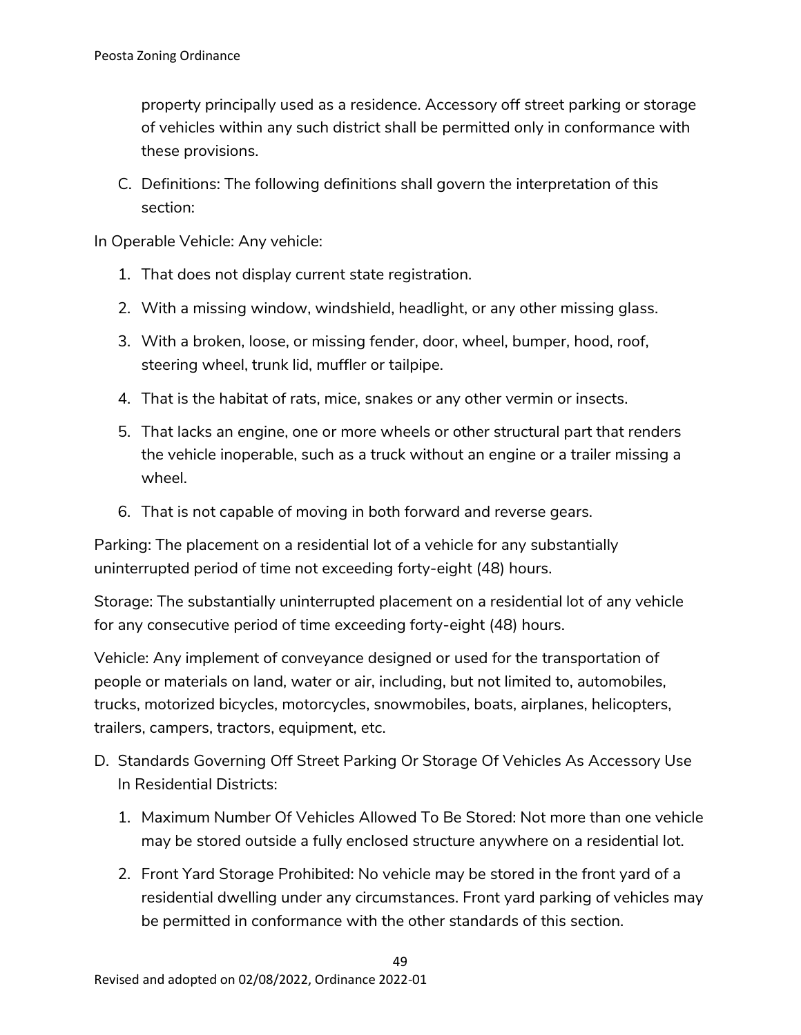property principally used as a residence. Accessory off street parking or storage of vehicles within any such district shall be permitted only in conformance with these provisions.

C. Definitions: The following definitions shall govern the interpretation of this section:

In Operable Vehicle: Any vehicle:

1. That does not display current state registration.
2. With a missing window, windshield, headlight, or any other missing glass.
3. With a broken, loose, or missing fender, door, wheel, bumper, hood, roof, steering wheel, trunk lid, muffler or tailpipe.
4. That is the habitat of rats, mice, snakes or any other vermin or insects.
5. That lacks an engine, one or more wheels or other structural part that renders the vehicle inoperable, such as a truck without an engine or a trailer missing a wheel.
6. That is not capable of moving in both forward and reverse gears.

Parking: The placement on a residential lot of a vehicle for any substantially uninterrupted period of time not exceeding forty-eight (48) hours.

Storage: The substantially uninterrupted placement on a residential lot of any vehicle for any consecutive period of time exceeding forty-eight (48) hours.

Vehicle: Any implement of conveyance designed or used for the transportation of people or materials on land, water or air, including, but not limited to, automobiles, trucks, motorized bicycles, motorcycles, snowmobiles, boats, airplanes, helicopters, trailers, campers, tractors, equipment, etc.

D. Standards Governing Off Street Parking Or Storage Of Vehicles As Accessory Use In Residential Districts:

   1. Maximum Number Of Vehicles Allowed To Be Stored: Not more than one vehicle may be stored outside a fully enclosed structure anywhere on a residential lot.
   2. Front Yard Storage Prohibited: No vehicle may be stored in the front yard of a residential dwelling under any circumstances. Front yard parking of vehicles may be permitted in conformance with the other standards of this section.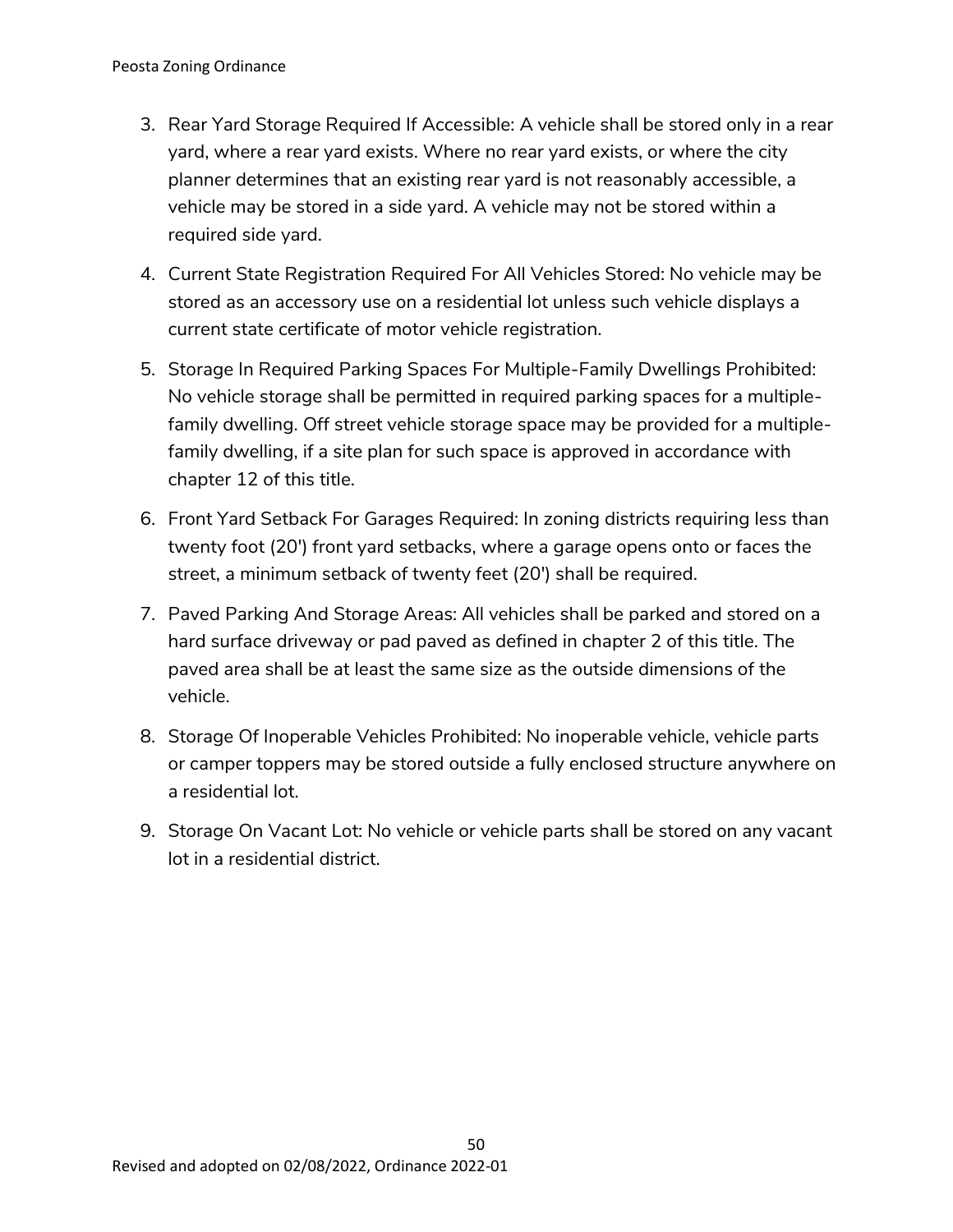3. Rear Yard Storage Required If Accessible: A vehicle shall be stored only in a rear yard, where a rear yard exists. Where no rear yard exists, or where the city planner determines that an existing rear yard is not reasonably accessible, a vehicle may be stored in a side yard. A vehicle may not be stored within a required side yard.
4. Current State Registration Required For All Vehicles Stored: No vehicle may be stored as an accessory use on a residential lot unless such vehicle displays a current state certificate of motor vehicle registration.
5. Storage In Required Parking Spaces For Multiple-Family Dwellings Prohibited: No vehicle storage shall be permitted in required parking spaces for a multiple-family dwelling. Off street vehicle storage space may be provided for a multiple-family dwelling, if a site plan for such space is approved in accordance with chapter 12 of this title.
6. Front Yard Setback For Garages Required: In zoning districts requiring less than twenty foot (20') front yard setbacks, where a garage opens onto or faces the street, a minimum setback of twenty feet (20') shall be required.
7. Paved Parking And Storage Areas: All vehicles shall be parked and stored on a hard surface driveway or pad paved as defined in chapter 2 of this title. The paved area shall be at least the same size as the outside dimensions of the vehicle.
8. Storage Of Inoperable Vehicles Prohibited: No inoperable vehicle, vehicle parts or camper toppers may be stored outside a fully enclosed structure anywhere on a residential lot.
9. Storage On Vacant Lot: No vehicle or vehicle parts shall be stored on any vacant lot in a residential district.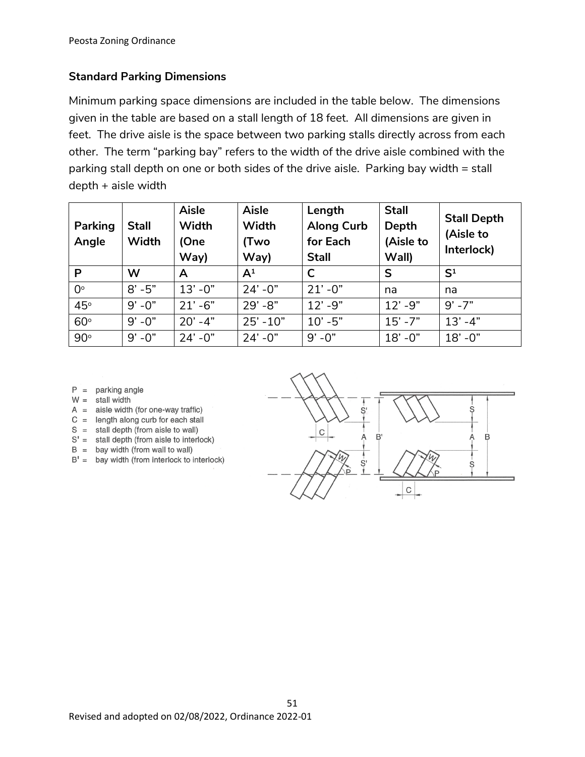### Standard Parking Dimensions

Minimum parking space dimensions are included in the table below. The dimensions given in the table are based on a stall length of 18 feet. All dimensions are given in feet. The drive aisle is the space between two parking stalls directly across from each other. The term "parking bay" refers to the width of the drive aisle combined with the parking stall depth on one or both sides of the drive aisle. Parking bay width = stall depth + aisle width

| Parking Angle | Stall Width | Aisle Width (One Way) | Aisle Width (Two Way) | Length Along Curb for Each Stall | Stall Depth (Aisle to Wall) | Stall Depth (Aisle to Interlock) |
|---|---|---|---|---|---|---|
| P | W | A | A[1] | C | S | S[1] |
| 0° | 8' -5" | 13' -0" | 24' -0" | 21' -0" | na | na |
| 45° | 9' -0" | 21' -6" | 29' -8" | 12' -9" | 12' -9" | 9' -7" |
| 60° | 9' -0" | 20' -4" | 25' -10" | 10' -5" | 15' -7" | 13' -4" |
| 90° | 9' -0" | 24' -0" | 24' -0" | 9' -0" | 18' -0" | 18' -0" |

P = parking angle
W = stall width
A = aisle width (for one-way traffic)
C = length along curb for each stall
S = stall depth (from aisle to wall)
S' = stall depth (from aisle to interlock)
B = bay width (from wall to wall)
B' = bay width (from interlock to interlock)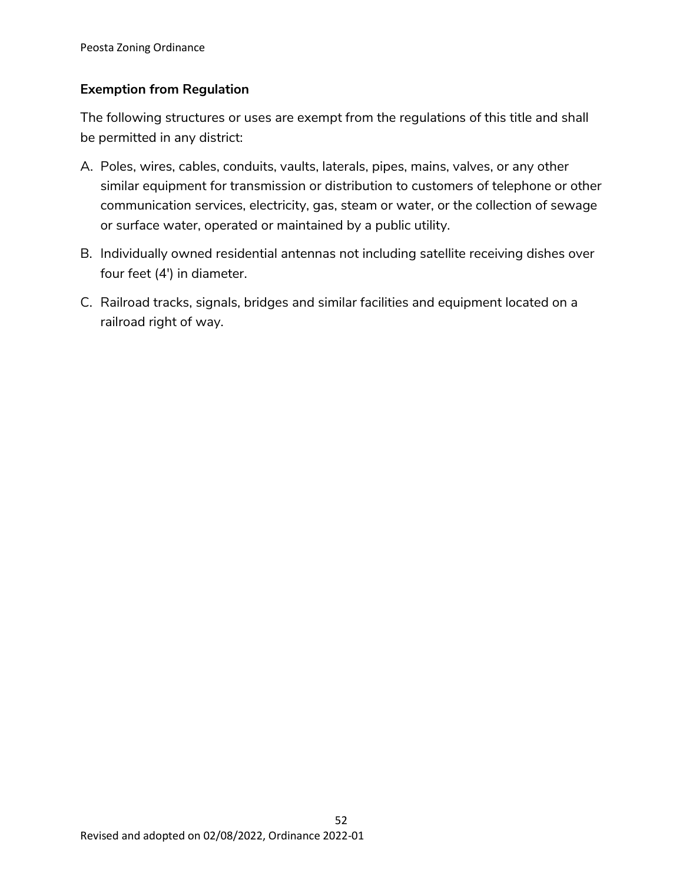### Exemption from Regulation

The following structures or uses are exempt from the regulations of this title and shall be permitted in any district:

A. Poles, wires, cables, conduits, vaults, laterals, pipes, mains, valves, or any other similar equipment for transmission or distribution to customers of telephone or other communication services, electricity, gas, steam or water, or the collection of sewage or surface water, operated or maintained by a public utility.

B. Individually owned residential antennas not including satellite receiving dishes over four feet (4') in diameter.

C. Railroad tracks, signals, bridges and similar facilities and equipment located on a railroad right of way.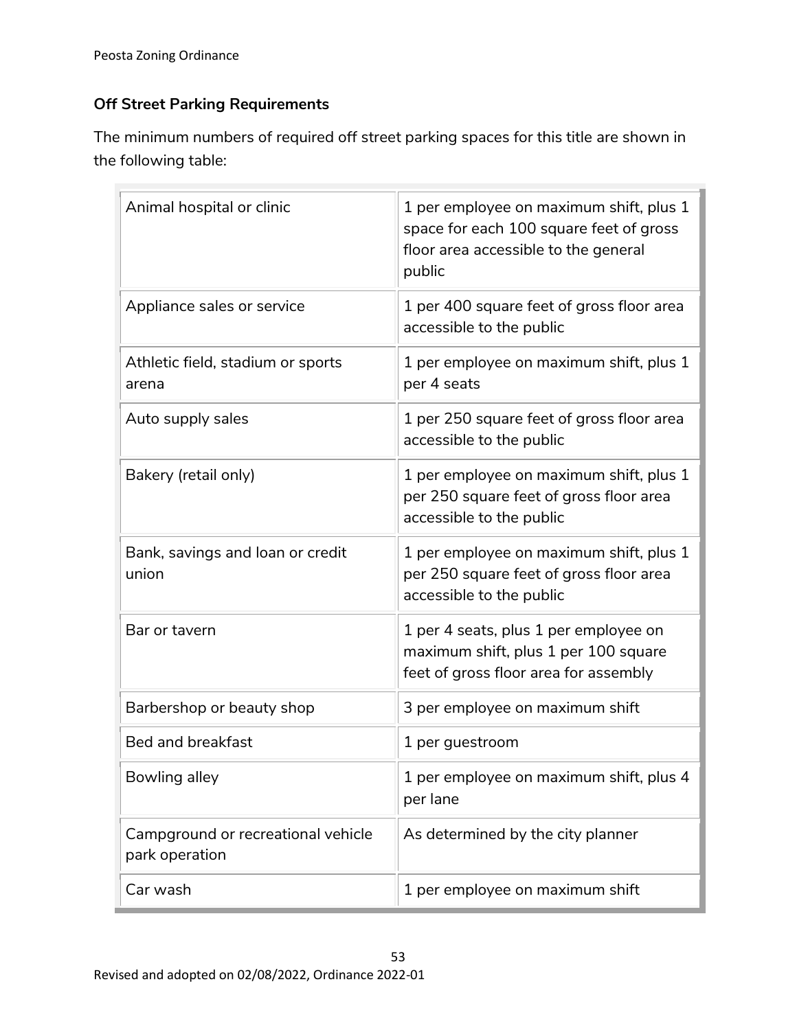### Off Street Parking Requirements

The minimum numbers of required off street parking spaces for this title are shown in the following table:

| | |
|---|---|
| Animal hospital or clinic | 1 per employee on maximum shift, plus 1 space for each 100 square feet of gross floor area accessible to the general public |
| Appliance sales or service | 1 per 400 square feet of gross floor area accessible to the public |
| Athletic field, stadium or sports arena | 1 per employee on maximum shift, plus 1 per 4 seats |
| Auto supply sales | 1 per 250 square feet of gross floor area accessible to the public |
| Bakery (retail only) | 1 per employee on maximum shift, plus 1 per 250 square feet of gross floor area accessible to the public |
| Bank, savings and loan or credit union | 1 per employee on maximum shift, plus 1 per 250 square feet of gross floor area accessible to the public |
| Bar or tavern | 1 per 4 seats, plus 1 per employee on maximum shift, plus 1 per 100 square feet of gross floor area for assembly |
| Barbershop or beauty shop | 3 per employee on maximum shift |
| Bed and breakfast | 1 per guestroom |
| Bowling alley | 1 per employee on maximum shift, plus 4 per lane |
| Campground or recreational vehicle park operation | As determined by the city planner |
| Car wash | 1 per employee on maximum shift |

Revised and adopted on 02/08/2022, Ordinance 2022-01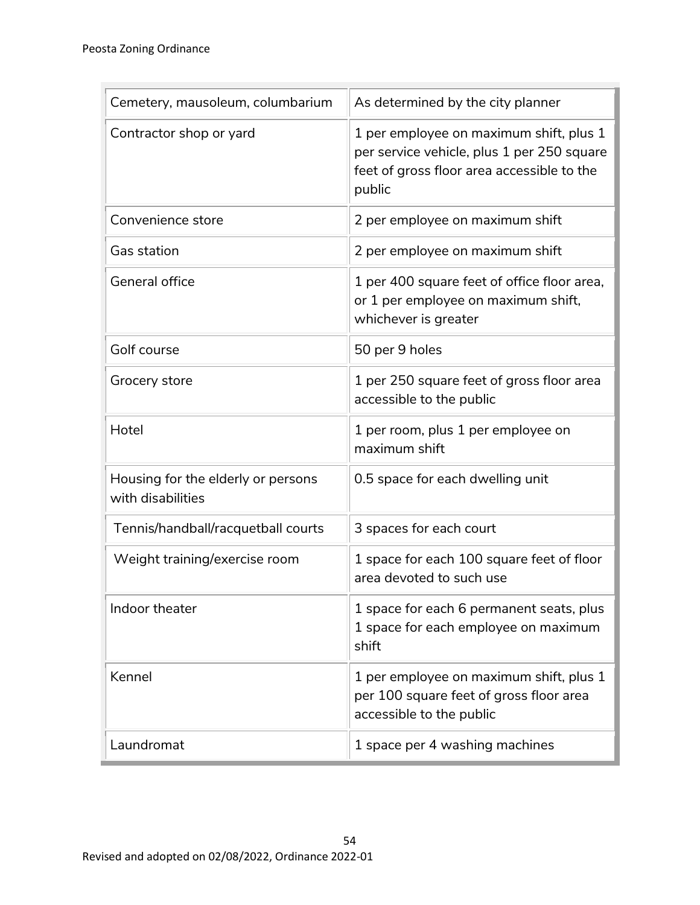| | |
|---|---|
| Cemetery, mausoleum, columbarium | As determined by the city planner |
| Contractor shop or yard | 1 per employee on maximum shift, plus 1 per service vehicle, plus 1 per 250 square feet of gross floor area accessible to the public |
| Convenience store | 2 per employee on maximum shift |
| Gas station | 2 per employee on maximum shift |
| General office | 1 per 400 square feet of office floor area, or 1 per employee on maximum shift, whichever is greater |
| Golf course | 50 per 9 holes |
| Grocery store | 1 per 250 square feet of gross floor area accessible to the public |
| Hotel | 1 per room, plus 1 per employee on maximum shift |
| Housing for the elderly or persons with disabilities | 0.5 space for each dwelling unit |
| Tennis/handball/racquetball courts | 3 spaces for each court |
| Weight training/exercise room | 1 space for each 100 square feet of floor area devoted to such use |
| Indoor theater | 1 space for each 6 permanent seats, plus 1 space for each employee on maximum shift |
| Kennel | 1 per employee on maximum shift, plus 1 per 100 square feet of gross floor area accessible to the public |
| Laundromat | 1 space per 4 washing machines |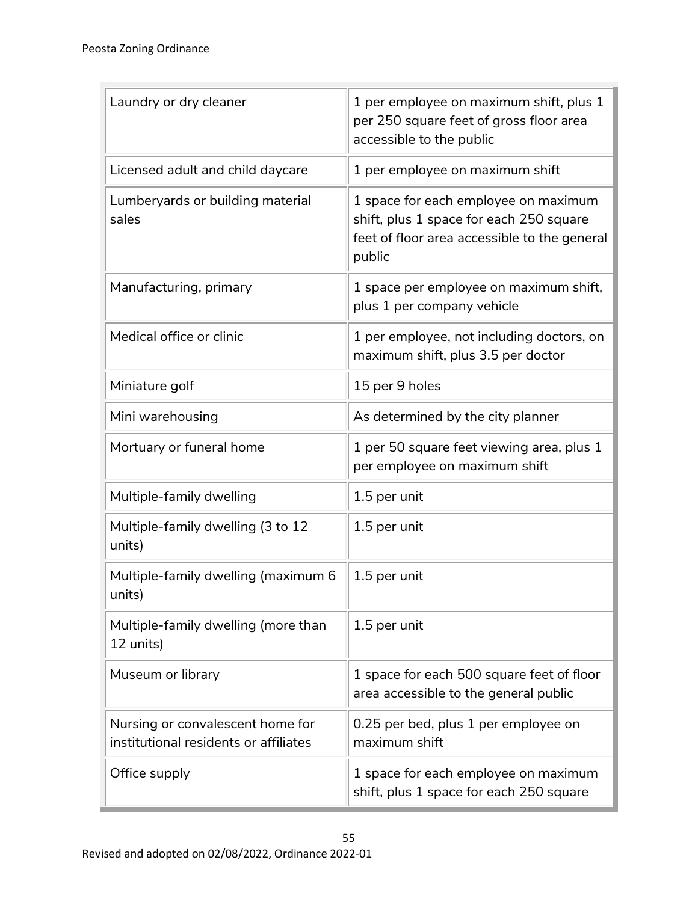| Laundry or dry cleaner | 1 per employee on maximum shift, plus 1 per 250 square feet of gross floor area accessible to the public |
|---|---|
| Licensed adult and child daycare | 1 per employee on maximum shift |
| Lumberyards or building material sales | 1 space for each employee on maximum shift, plus 1 space for each 250 square feet of floor area accessible to the general public |
| Manufacturing, primary | 1 space per employee on maximum shift, plus 1 per company vehicle |
| Medical office or clinic | 1 per employee, not including doctors, on maximum shift, plus 3.5 per doctor |
| Miniature golf | 15 per 9 holes |
| Mini warehousing | As determined by the city planner |
| Mortuary or funeral home | 1 per 50 square feet viewing area, plus 1 per employee on maximum shift |
| Multiple-family dwelling | 1.5 per unit |
| Multiple-family dwelling (3 to 12 units) | 1.5 per unit |
| Multiple-family dwelling (maximum 6 units) | 1.5 per unit |
| Multiple-family dwelling (more than 12 units) | 1.5 per unit |
| Museum or library | 1 space for each 500 square feet of floor area accessible to the general public |
| Nursing or convalescent home for institutional residents or affiliates | 0.25 per bed, plus 1 per employee on maximum shift |
| Office supply | 1 space for each employee on maximum shift, plus 1 space for each 250 square |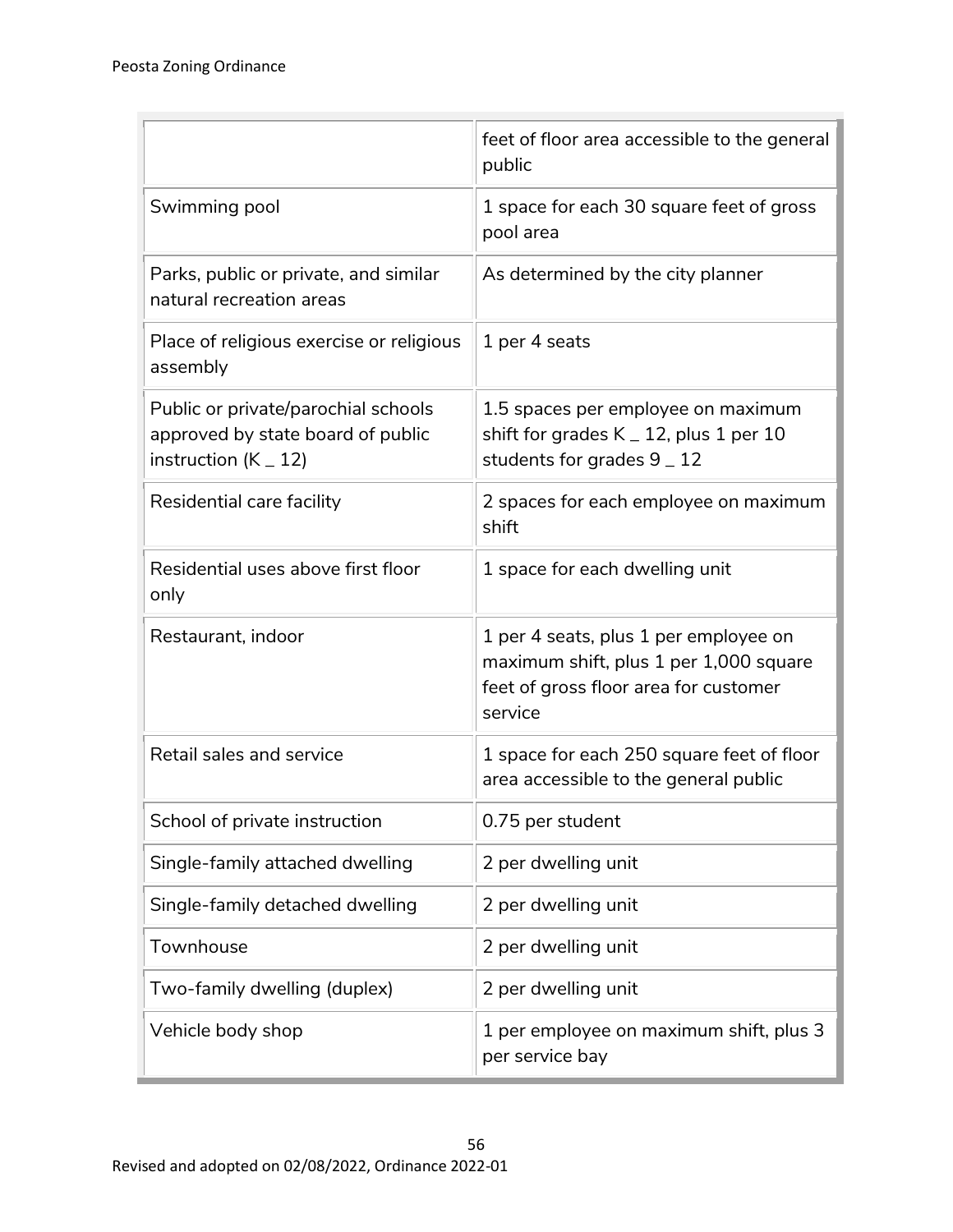| | |
|---|---|
| | feet of floor area accessible to the general public |
| Swimming pool | 1 space for each 30 square feet of gross pool area |
| Parks, public or private, and similar natural recreation areas | As determined by the city planner |
| Place of religious exercise or religious assembly | 1 per 4 seats |
| Public or private/parochial schools approved by state board of public instruction (K _ 12) | 1.5 spaces per employee on maximum shift for grades K _ 12, plus 1 per 10 students for grades 9 _ 12 |
| Residential care facility | 2 spaces for each employee on maximum shift |
| Residential uses above first floor only | 1 space for each dwelling unit |
| Restaurant, indoor | 1 per 4 seats, plus 1 per employee on maximum shift, plus 1 per 1,000 square feet of gross floor area for customer service |
| Retail sales and service | 1 space for each 250 square feet of floor area accessible to the general public |
| School of private instruction | 0.75 per student |
| Single-family attached dwelling | 2 per dwelling unit |
| Single-family detached dwelling | 2 per dwelling unit |
| Townhouse | 2 per dwelling unit |
| Two-family dwelling (duplex) | 2 per dwelling unit |
| Vehicle body shop | 1 per employee on maximum shift, plus 3 per service bay |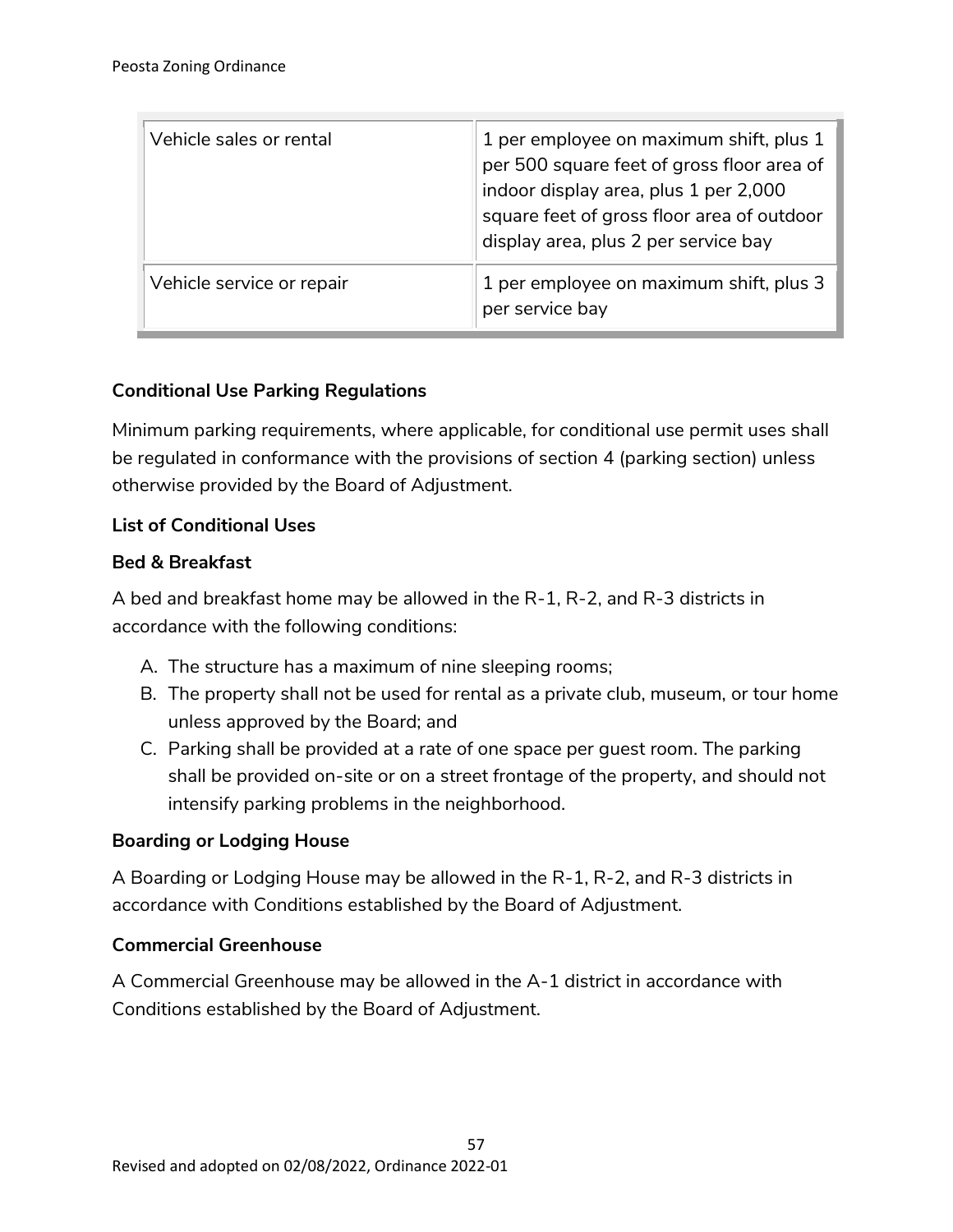| | |
|---|---|
| Vehicle sales or rental | 1 per employee on maximum shift, plus 1 per 500 square feet of gross floor area of indoor display area, plus 1 per 2,000 square feet of gross floor area of outdoor display area, plus 2 per service bay |
| Vehicle service or repair | 1 per employee on maximum shift, plus 3 per service bay |

**Conditional Use Parking Regulations**

Minimum parking requirements, where applicable, for conditional use permit uses shall be regulated in conformance with the provisions of section 4 (parking section) unless otherwise provided by the Board of Adjustment.

**List of Conditional Uses**

**Bed & Breakfast**

A bed and breakfast home may be allowed in the R-1, R-2, and R-3 districts in accordance with the following conditions:

A. The structure has a maximum of nine sleeping rooms;
B. The property shall not be used for rental as a private club, museum, or tour home unless approved by the Board; and
C. Parking shall be provided at a rate of one space per guest room. The parking shall be provided on-site or on a street frontage of the property, and should not intensify parking problems in the neighborhood.

**Boarding or Lodging House**

A Boarding or Lodging House may be allowed in the R-1, R-2, and R-3 districts in accordance with Conditions established by the Board of Adjustment.

**Commercial Greenhouse**

A Commercial Greenhouse may be allowed in the A-1 district in accordance with Conditions established by the Board of Adjustment.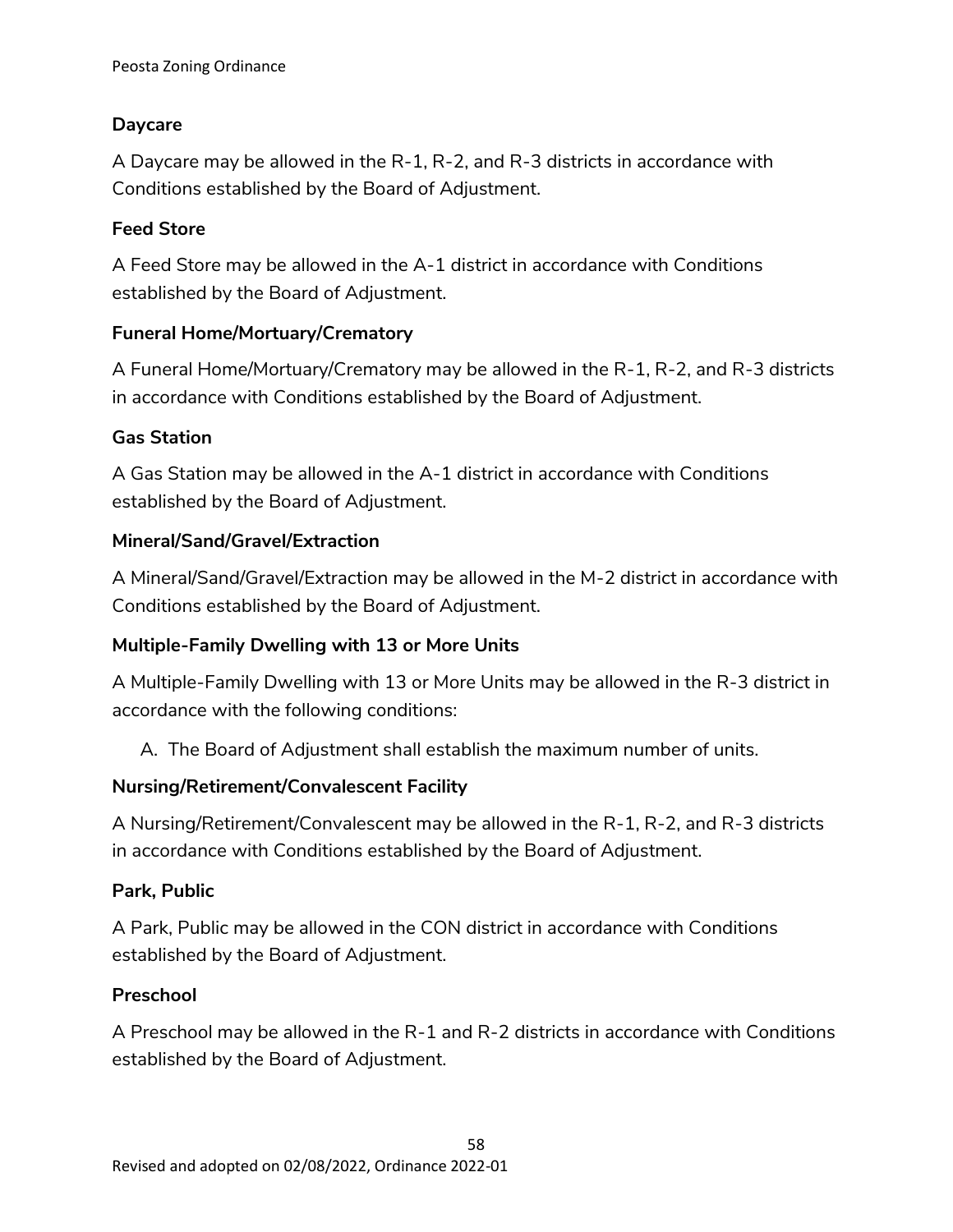**Daycare**

A Daycare may be allowed in the R-1, R-2, and R-3 districts in accordance with Conditions established by the Board of Adjustment.

**Feed Store**

A Feed Store may be allowed in the A-1 district in accordance with Conditions established by the Board of Adjustment.

**Funeral Home/Mortuary/Crematory**

A Funeral Home/Mortuary/Crematory may be allowed in the R-1, R-2, and R-3 districts in accordance with Conditions established by the Board of Adjustment.

**Gas Station**

A Gas Station may be allowed in the A-1 district in accordance with Conditions established by the Board of Adjustment.

**Mineral/Sand/Gravel/Extraction**

A Mineral/Sand/Gravel/Extraction may be allowed in the M-2 district in accordance with Conditions established by the Board of Adjustment.

**Multiple-Family Dwelling with 13 or More Units**

A Multiple-Family Dwelling with 13 or More Units may be allowed in the R-3 district in accordance with the following conditions:

A. The Board of Adjustment shall establish the maximum number of units.

**Nursing/Retirement/Convalescent Facility**

A Nursing/Retirement/Convalescent may be allowed in the R-1, R-2, and R-3 districts in accordance with Conditions established by the Board of Adjustment.

**Park, Public**

A Park, Public may be allowed in the CON district in accordance with Conditions established by the Board of Adjustment.

**Preschool**

A Preschool may be allowed in the R-1 and R-2 districts in accordance with Conditions established by the Board of Adjustment.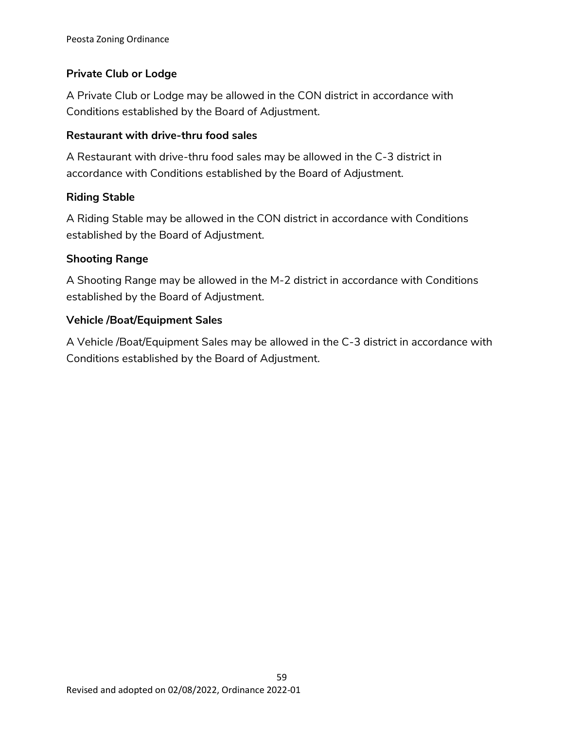### Private Club or Lodge

A Private Club or Lodge may be allowed in the CON district in accordance with Conditions established by the Board of Adjustment.

### Restaurant with drive-thru food sales

A Restaurant with drive-thru food sales may be allowed in the C-3 district in accordance with Conditions established by the Board of Adjustment.

### Riding Stable

A Riding Stable may be allowed in the CON district in accordance with Conditions established by the Board of Adjustment.

### Shooting Range

A Shooting Range may be allowed in the M-2 district in accordance with Conditions established by the Board of Adjustment.

### Vehicle /Boat/Equipment Sales

A Vehicle /Boat/Equipment Sales may be allowed in the C-3 district in accordance with Conditions established by the Board of Adjustment.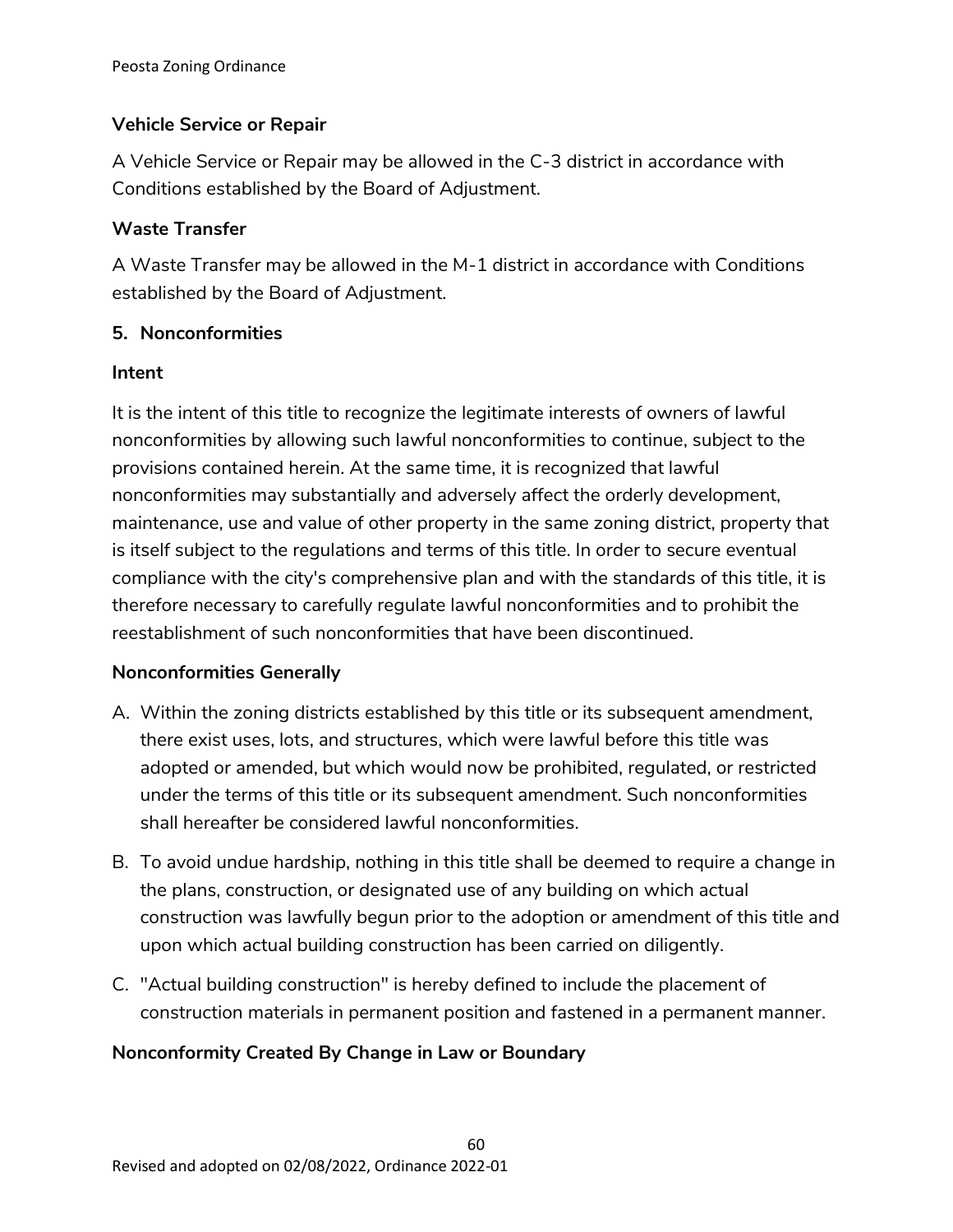### Vehicle Service or Repair

A Vehicle Service or Repair may be allowed in the C-3 district in accordance with Conditions established by the Board of Adjustment.

### Waste Transfer

A Waste Transfer may be allowed in the M-1 district in accordance with Conditions established by the Board of Adjustment.

## 5. Nonconformities

### Intent

It is the intent of this title to recognize the legitimate interests of owners of lawful nonconformities by allowing such lawful nonconformities to continue, subject to the provisions contained herein. At the same time, it is recognized that lawful nonconformities may substantially and adversely affect the orderly development, maintenance, use and value of other property in the same zoning district, property that is itself subject to the regulations and terms of this title. In order to secure eventual compliance with the city's comprehensive plan and with the standards of this title, it is therefore necessary to carefully regulate lawful nonconformities and to prohibit the reestablishment of such nonconformities that have been discontinued.

### Nonconformities Generally

A. Within the zoning districts established by this title or its subsequent amendment, there exist uses, lots, and structures, which were lawful before this title was adopted or amended, but which would now be prohibited, regulated, or restricted under the terms of this title or its subsequent amendment. Such nonconformities shall hereafter be considered lawful nonconformities.

B. To avoid undue hardship, nothing in this title shall be deemed to require a change in the plans, construction, or designated use of any building on which actual construction was lawfully begun prior to the adoption or amendment of this title and upon which actual building construction has been carried on diligently.

C. "Actual building construction" is hereby defined to include the placement of construction materials in permanent position and fastened in a permanent manner.

### Nonconformity Created By Change in Law or Boundary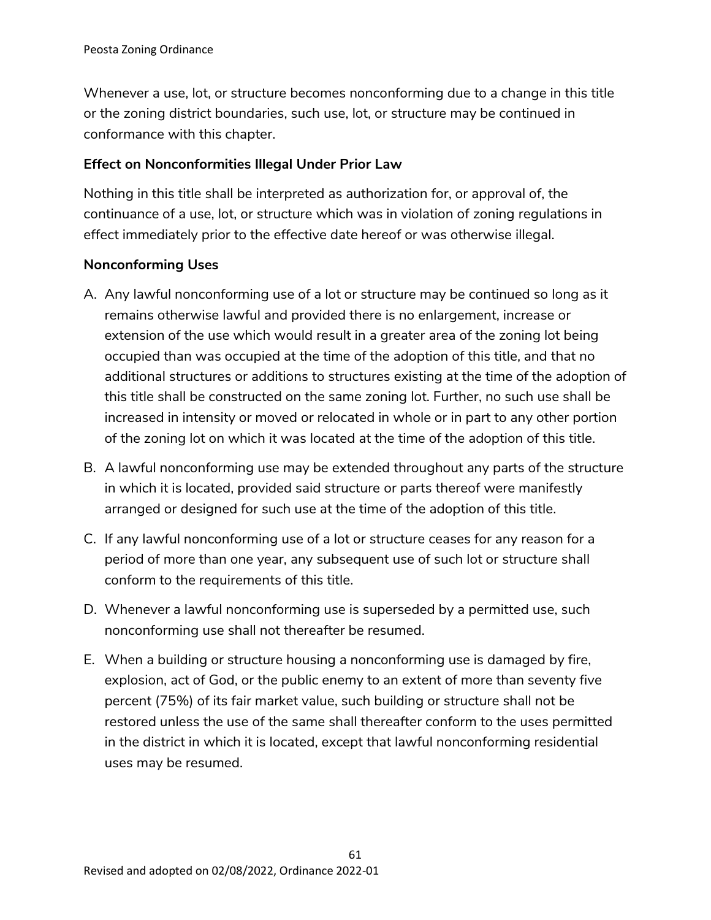Whenever a use, lot, or structure becomes nonconforming due to a change in this title or the zoning district boundaries, such use, lot, or structure may be continued in conformance with this chapter.

**Effect on Nonconformities Illegal Under Prior Law**

Nothing in this title shall be interpreted as authorization for, or approval of, the continuance of a use, lot, or structure which was in violation of zoning regulations in effect immediately prior to the effective date hereof or was otherwise illegal.

**Nonconforming Uses**

A. Any lawful nonconforming use of a lot or structure may be continued so long as it remains otherwise lawful and provided there is no enlargement, increase or extension of the use which would result in a greater area of the zoning lot being occupied than was occupied at the time of the adoption of this title, and that no additional structures or additions to structures existing at the time of the adoption of this title shall be constructed on the same zoning lot. Further, no such use shall be increased in intensity or moved or relocated in whole or in part to any other portion of the zoning lot on which it was located at the time of the adoption of this title.

B. A lawful nonconforming use may be extended throughout any parts of the structure in which it is located, provided said structure or parts thereof were manifestly arranged or designed for such use at the time of the adoption of this title.

C. If any lawful nonconforming use of a lot or structure ceases for any reason for a period of more than one year, any subsequent use of such lot or structure shall conform to the requirements of this title.

D. Whenever a lawful nonconforming use is superseded by a permitted use, such nonconforming use shall not thereafter be resumed.

E. When a building or structure housing a nonconforming use is damaged by fire, explosion, act of God, or the public enemy to an extent of more than seventy five percent (75%) of its fair market value, such building or structure shall not be restored unless the use of the same shall thereafter conform to the uses permitted in the district in which it is located, except that lawful nonconforming residential uses may be resumed.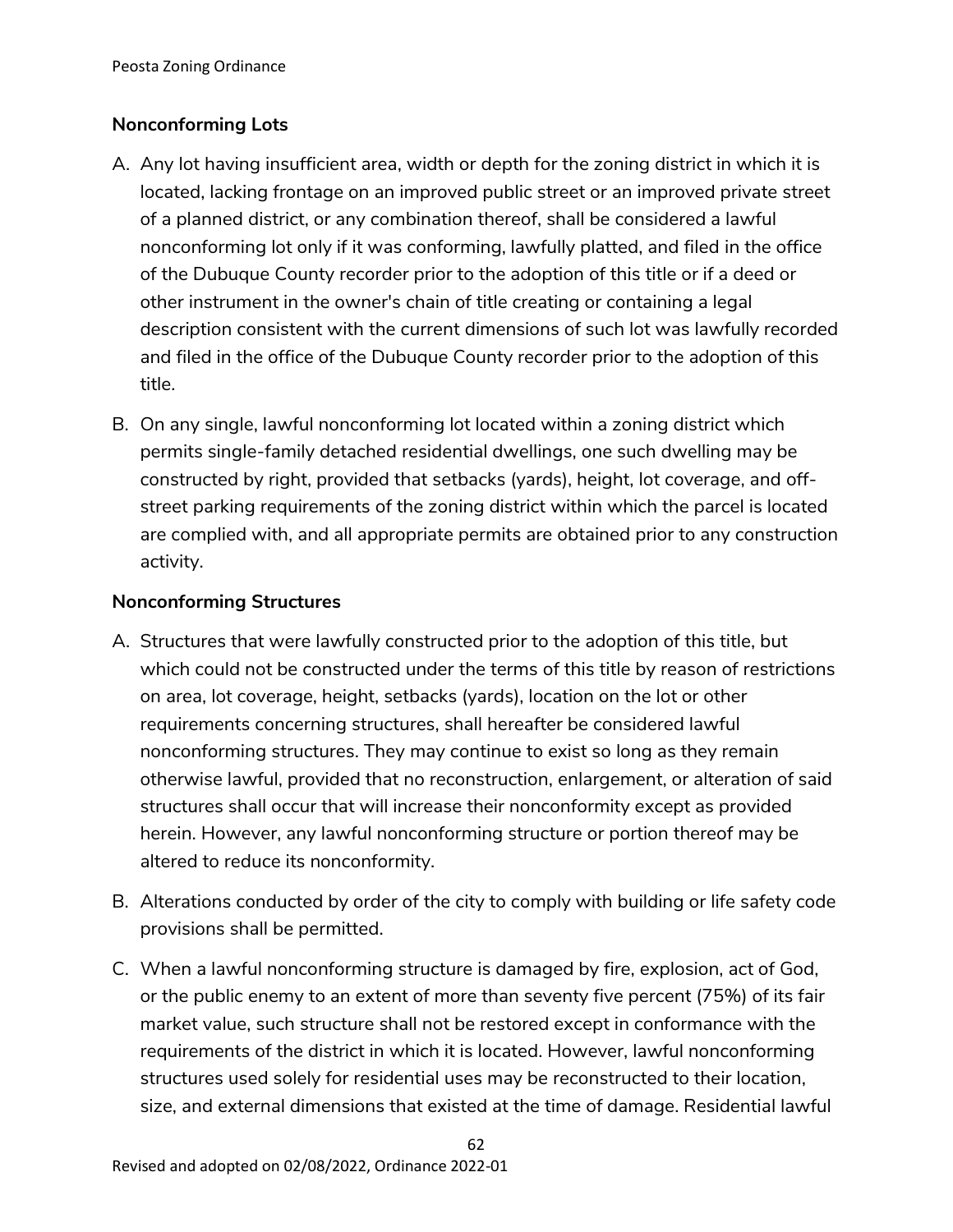### Nonconforming Lots

A. Any lot having insufficient area, width or depth for the zoning district in which it is located, lacking frontage on an improved public street or an improved private street of a planned district, or any combination thereof, shall be considered a lawful nonconforming lot only if it was conforming, lawfully platted, and filed in the office of the Dubuque County recorder prior to the adoption of this title or if a deed or other instrument in the owner's chain of title creating or containing a legal description consistent with the current dimensions of such lot was lawfully recorded and filed in the office of the Dubuque County recorder prior to the adoption of this title.

B. On any single, lawful nonconforming lot located within a zoning district which permits single-family detached residential dwellings, one such dwelling may be constructed by right, provided that setbacks (yards), height, lot coverage, and off-street parking requirements of the zoning district within which the parcel is located are complied with, and all appropriate permits are obtained prior to any construction activity.

### Nonconforming Structures

A. Structures that were lawfully constructed prior to the adoption of this title, but which could not be constructed under the terms of this title by reason of restrictions on area, lot coverage, height, setbacks (yards), location on the lot or other requirements concerning structures, shall hereafter be considered lawful nonconforming structures. They may continue to exist so long as they remain otherwise lawful, provided that no reconstruction, enlargement, or alteration of said structures shall occur that will increase their nonconformity except as provided herein. However, any lawful nonconforming structure or portion thereof may be altered to reduce its nonconformity.

B. Alterations conducted by order of the city to comply with building or life safety code provisions shall be permitted.

C. When a lawful nonconforming structure is damaged by fire, explosion, act of God, or the public enemy to an extent of more than seventy five percent (75%) of its fair market value, such structure shall not be restored except in conformance with the requirements of the district in which it is located. However, lawful nonconforming structures used solely for residential uses may be reconstructed to their location, size, and external dimensions that existed at the time of damage. Residential lawful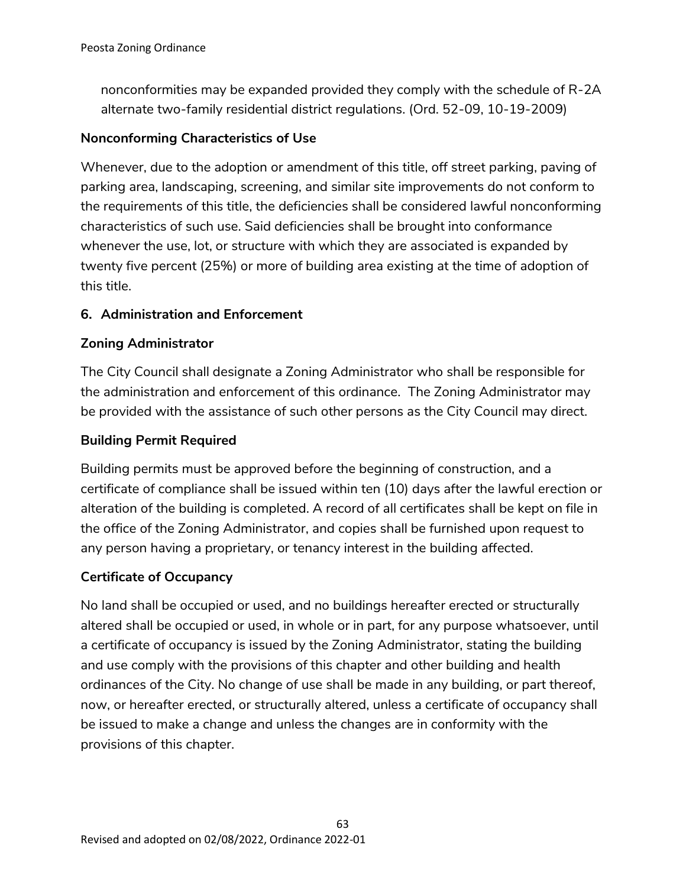nonconformities may be expanded provided they comply with the schedule of R-2A alternate two-family residential district regulations. (Ord. 52-09, 10-19-2009)

**Nonconforming Characteristics of Use**

Whenever, due to the adoption or amendment of this title, off street parking, paving of parking area, landscaping, screening, and similar site improvements do not conform to the requirements of this title, the deficiencies shall be considered lawful nonconforming characteristics of such use. Said deficiencies shall be brought into conformance whenever the use, lot, or structure with which they are associated is expanded by twenty five percent (25%) or more of building area existing at the time of adoption of this title.

## 6. Administration and Enforcement

**Zoning Administrator**

The City Council shall designate a Zoning Administrator who shall be responsible for the administration and enforcement of this ordinance. The Zoning Administrator may be provided with the assistance of such other persons as the City Council may direct.

**Building Permit Required**

Building permits must be approved before the beginning of construction, and a certificate of compliance shall be issued within ten (10) days after the lawful erection or alteration of the building is completed. A record of all certificates shall be kept on file in the office of the Zoning Administrator, and copies shall be furnished upon request to any person having a proprietary, or tenancy interest in the building affected.

**Certificate of Occupancy**

No land shall be occupied or used, and no buildings hereafter erected or structurally altered shall be occupied or used, in whole or in part, for any purpose whatsoever, until a certificate of occupancy is issued by the Zoning Administrator, stating the building and use comply with the provisions of this chapter and other building and health ordinances of the City. No change of use shall be made in any building, or part thereof, now, or hereafter erected, or structurally altered, unless a certificate of occupancy shall be issued to make a change and unless the changes are in conformity with the provisions of this chapter.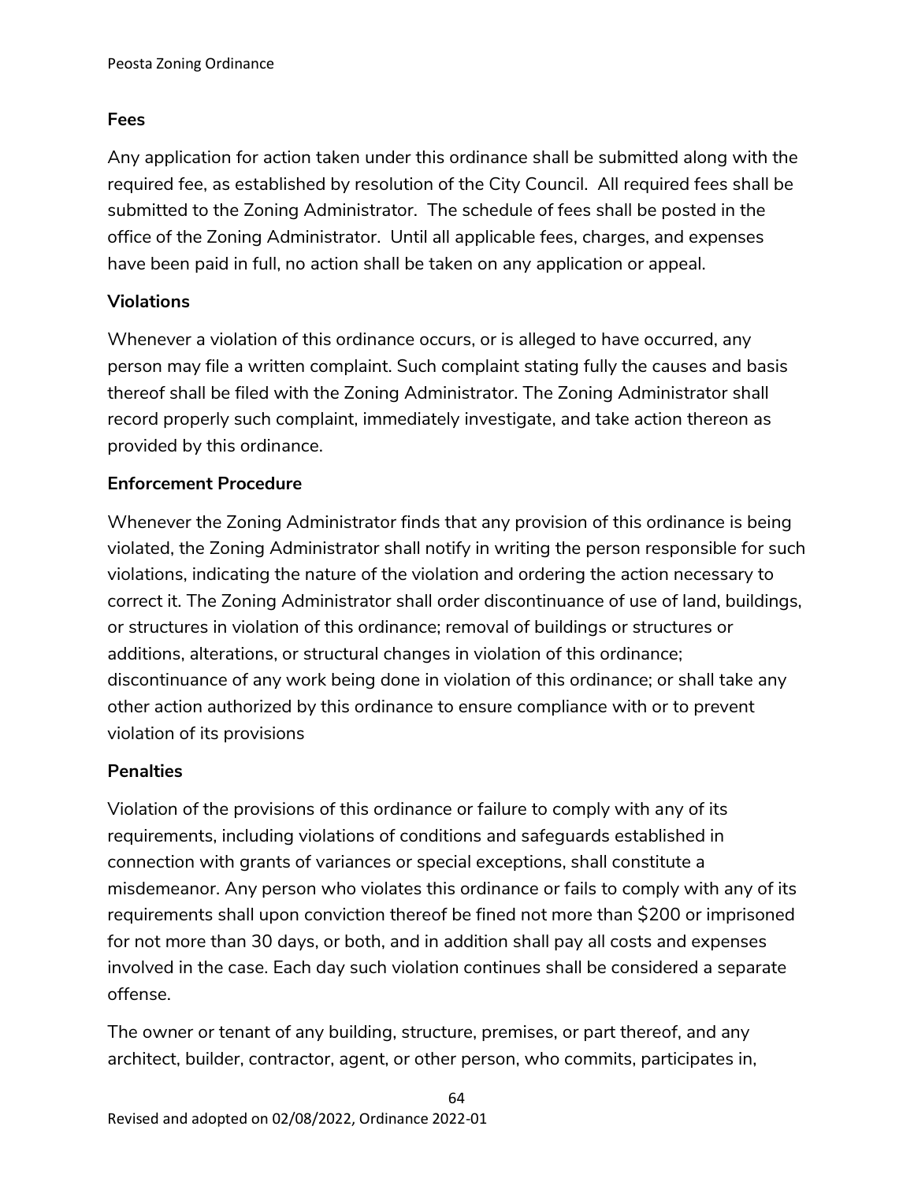**Fees**

Any application for action taken under this ordinance shall be submitted along with the required fee, as established by resolution of the City Council. All required fees shall be submitted to the Zoning Administrator. The schedule of fees shall be posted in the office of the Zoning Administrator. Until all applicable fees, charges, and expenses have been paid in full, no action shall be taken on any application or appeal.

**Violations**

Whenever a violation of this ordinance occurs, or is alleged to have occurred, any person may file a written complaint. Such complaint stating fully the causes and basis thereof shall be filed with the Zoning Administrator. The Zoning Administrator shall record properly such complaint, immediately investigate, and take action thereon as provided by this ordinance.

**Enforcement Procedure**

Whenever the Zoning Administrator finds that any provision of this ordinance is being violated, the Zoning Administrator shall notify in writing the person responsible for such violations, indicating the nature of the violation and ordering the action necessary to correct it. The Zoning Administrator shall order discontinuance of use of land, buildings, or structures in violation of this ordinance; removal of buildings or structures or additions, alterations, or structural changes in violation of this ordinance; discontinuance of any work being done in violation of this ordinance; or shall take any other action authorized by this ordinance to ensure compliance with or to prevent violation of its provisions

**Penalties**

Violation of the provisions of this ordinance or failure to comply with any of its requirements, including violations of conditions and safeguards established in connection with grants of variances or special exceptions, shall constitute a misdemeanor. Any person who violates this ordinance or fails to comply with any of its requirements shall upon conviction thereof be fined not more than $200 or imprisoned for not more than 30 days, or both, and in addition shall pay all costs and expenses involved in the case. Each day such violation continues shall be considered a separate offense.

The owner or tenant of any building, structure, premises, or part thereof, and any architect, builder, contractor, agent, or other person, who commits, participates in,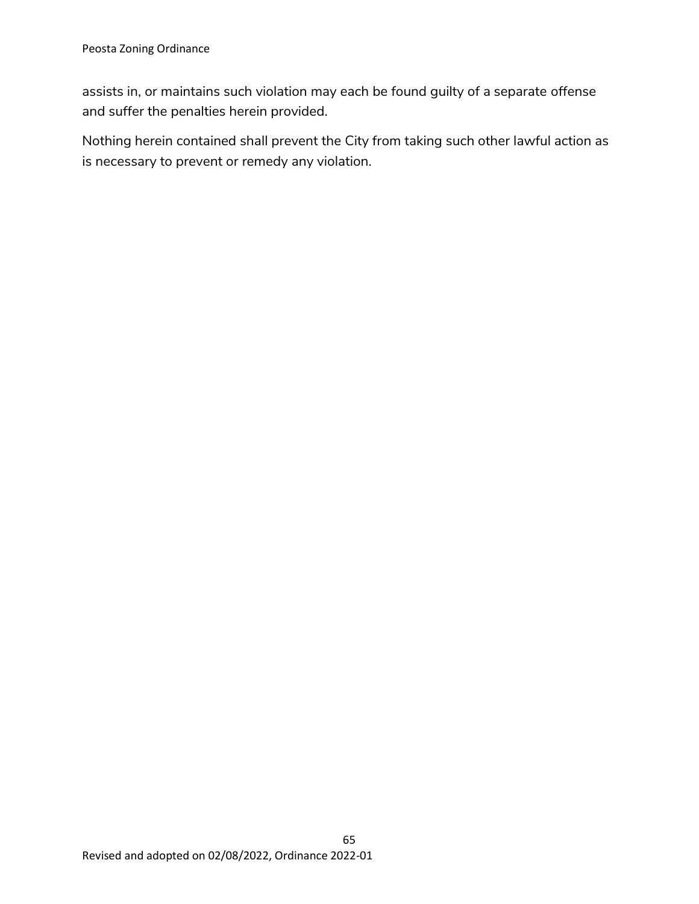assists in, or maintains such violation may each be found guilty of a separate offense and suffer the penalties herein provided.

Nothing herein contained shall prevent the City from taking such other lawful action as is necessary to prevent or remedy any violation.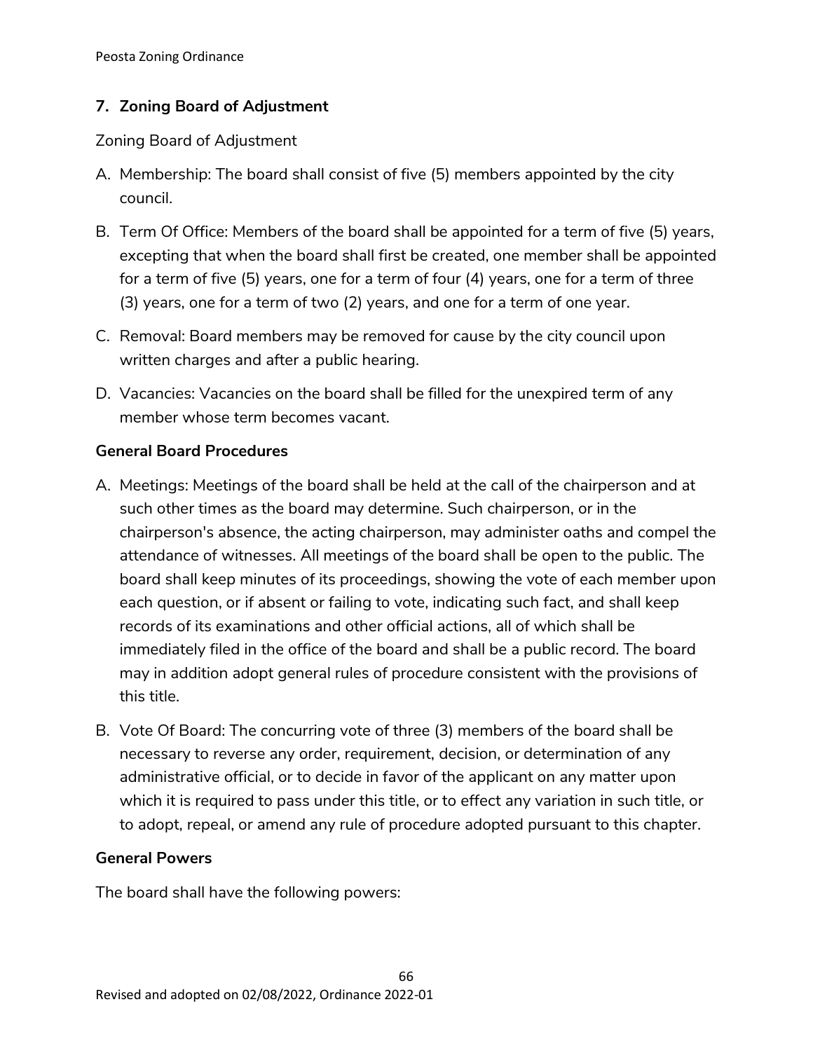## 7. Zoning Board of Adjustment

Zoning Board of Adjustment

A. Membership: The board shall consist of five (5) members appointed by the city council.

B. Term Of Office: Members of the board shall be appointed for a term of five (5) years, excepting that when the board shall first be created, one member shall be appointed for a term of five (5) years, one for a term of four (4) years, one for a term of three (3) years, one for a term of two (2) years, and one for a term of one year.

C. Removal: Board members may be removed for cause by the city council upon written charges and after a public hearing.

D. Vacancies: Vacancies on the board shall be filled for the unexpired term of any member whose term becomes vacant.

### General Board Procedures

A. Meetings: Meetings of the board shall be held at the call of the chairperson and at such other times as the board may determine. Such chairperson, or in the chairperson's absence, the acting chairperson, may administer oaths and compel the attendance of witnesses. All meetings of the board shall be open to the public. The board shall keep minutes of its proceedings, showing the vote of each member upon each question, or if absent or failing to vote, indicating such fact, and shall keep records of its examinations and other official actions, all of which shall be immediately filed in the office of the board and shall be a public record. The board may in addition adopt general rules of procedure consistent with the provisions of this title.

B. Vote Of Board: The concurring vote of three (3) members of the board shall be necessary to reverse any order, requirement, decision, or determination of any administrative official, or to decide in favor of the applicant on any matter upon which it is required to pass under this title, or to effect any variation in such title, or to adopt, repeal, or amend any rule of procedure adopted pursuant to this chapter.

### General Powers

The board shall have the following powers: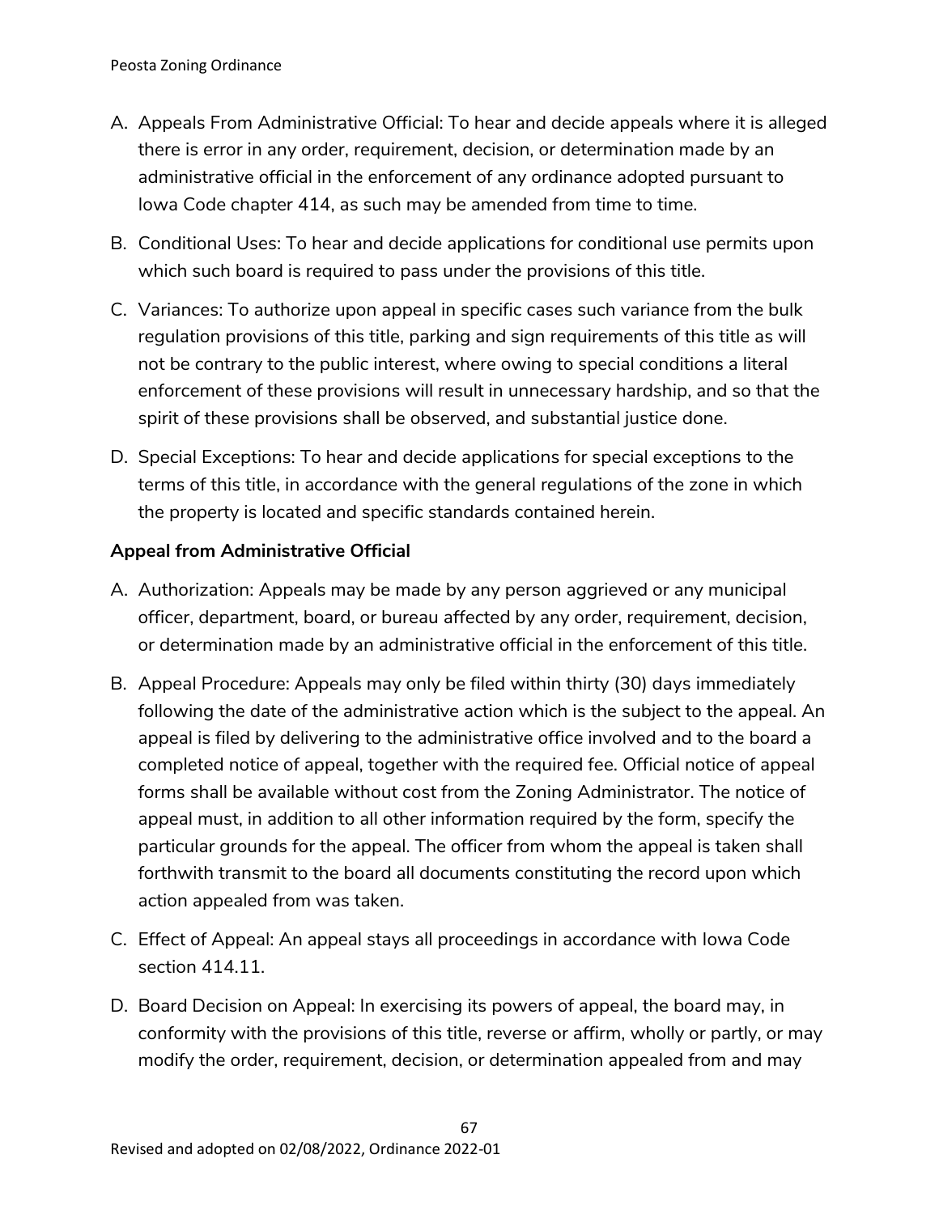A. Appeals From Administrative Official: To hear and decide appeals where it is alleged there is error in any order, requirement, decision, or determination made by an administrative official in the enforcement of any ordinance adopted pursuant to Iowa Code chapter 414, as such may be amended from time to time.
B. Conditional Uses: To hear and decide applications for conditional use permits upon which such board is required to pass under the provisions of this title.
C. Variances: To authorize upon appeal in specific cases such variance from the bulk regulation provisions of this title, parking and sign requirements of this title as will not be contrary to the public interest, where owing to special conditions a literal enforcement of these provisions will result in unnecessary hardship, and so that the spirit of these provisions shall be observed, and substantial justice done.
D. Special Exceptions: To hear and decide applications for special exceptions to the terms of this title, in accordance with the general regulations of the zone in which the property is located and specific standards contained herein.

**Appeal from Administrative Official**

A. Authorization: Appeals may be made by any person aggrieved or any municipal officer, department, board, or bureau affected by any order, requirement, decision, or determination made by an administrative official in the enforcement of this title.
B. Appeal Procedure: Appeals may only be filed within thirty (30) days immediately following the date of the administrative action which is the subject to the appeal. An appeal is filed by delivering to the administrative office involved and to the board a completed notice of appeal, together with the required fee. Official notice of appeal forms shall be available without cost from the Zoning Administrator. The notice of appeal must, in addition to all other information required by the form, specify the particular grounds for the appeal. The officer from whom the appeal is taken shall forthwith transmit to the board all documents constituting the record upon which action appealed from was taken.
C. Effect of Appeal: An appeal stays all proceedings in accordance with Iowa Code section 414.11.
D. Board Decision on Appeal: In exercising its powers of appeal, the board may, in conformity with the provisions of this title, reverse or affirm, wholly or partly, or may modify the order, requirement, decision, or determination appealed from and may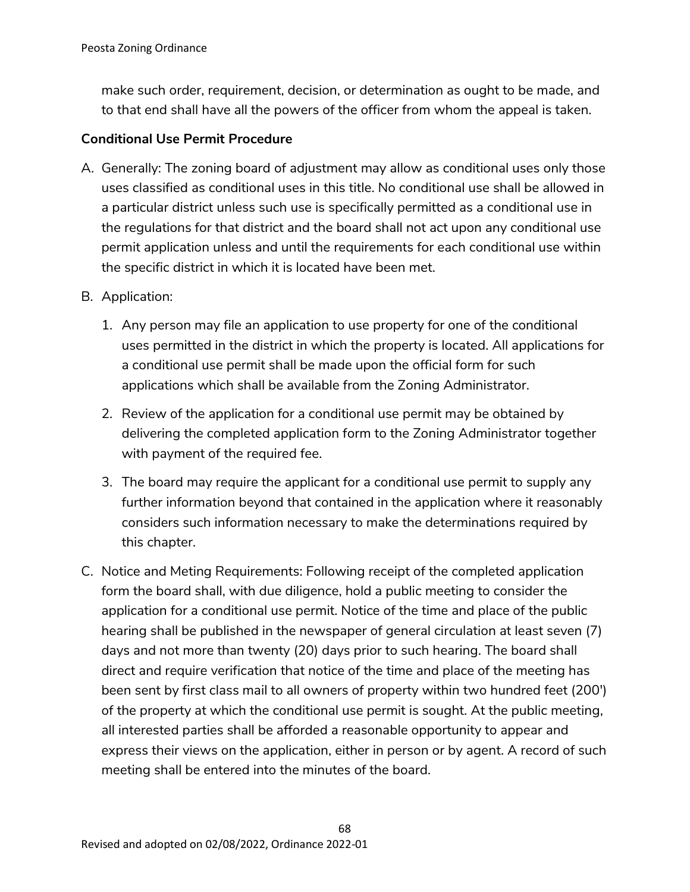make such order, requirement, decision, or determination as ought to be made, and to that end shall have all the powers of the officer from whom the appeal is taken.

**Conditional Use Permit Procedure**

A. Generally: The zoning board of adjustment may allow as conditional uses only those uses classified as conditional uses in this title. No conditional use shall be allowed in a particular district unless such use is specifically permitted as a conditional use in the regulations for that district and the board shall not act upon any conditional use permit application unless and until the requirements for each conditional use within the specific district in which it is located have been met.

B. Application:

   1. Any person may file an application to use property for one of the conditional uses permitted in the district in which the property is located. All applications for a conditional use permit shall be made upon the official form for such applications which shall be available from the Zoning Administrator.

   2. Review of the application for a conditional use permit may be obtained by delivering the completed application form to the Zoning Administrator together with payment of the required fee.

   3. The board may require the applicant for a conditional use permit to supply any further information beyond that contained in the application where it reasonably considers such information necessary to make the determinations required by this chapter.

C. Notice and Meting Requirements: Following receipt of the completed application form the board shall, with due diligence, hold a public meeting to consider the application for a conditional use permit. Notice of the time and place of the public hearing shall be published in the newspaper of general circulation at least seven (7) days and not more than twenty (20) days prior to such hearing. The board shall direct and require verification that notice of the time and place of the meeting has been sent by first class mail to all owners of property within two hundred feet (200') of the property at which the conditional use permit is sought. At the public meeting, all interested parties shall be afforded a reasonable opportunity to appear and express their views on the application, either in person or by agent. A record of such meeting shall be entered into the minutes of the board.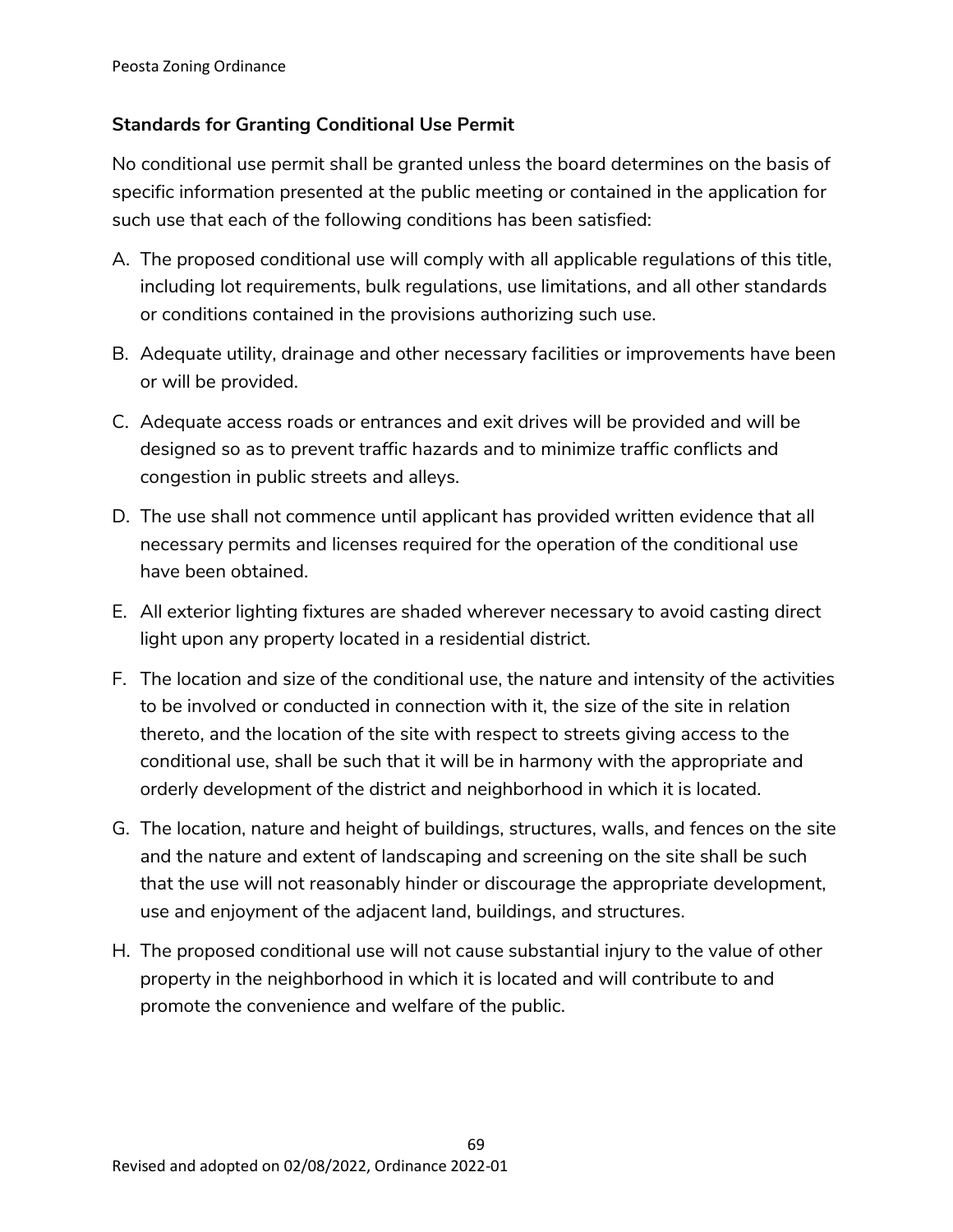### Standards for Granting Conditional Use Permit

No conditional use permit shall be granted unless the board determines on the basis of specific information presented at the public meeting or contained in the application for such use that each of the following conditions has been satisfied:

A. The proposed conditional use will comply with all applicable regulations of this title, including lot requirements, bulk regulations, use limitations, and all other standards or conditions contained in the provisions authorizing such use.

B. Adequate utility, drainage and other necessary facilities or improvements have been or will be provided.

C. Adequate access roads or entrances and exit drives will be provided and will be designed so as to prevent traffic hazards and to minimize traffic conflicts and congestion in public streets and alleys.

D. The use shall not commence until applicant has provided written evidence that all necessary permits and licenses required for the operation of the conditional use have been obtained.

E. All exterior lighting fixtures are shaded wherever necessary to avoid casting direct light upon any property located in a residential district.

F. The location and size of the conditional use, the nature and intensity of the activities to be involved or conducted in connection with it, the size of the site in relation thereto, and the location of the site with respect to streets giving access to the conditional use, shall be such that it will be in harmony with the appropriate and orderly development of the district and neighborhood in which it is located.

G. The location, nature and height of buildings, structures, walls, and fences on the site and the nature and extent of landscaping and screening on the site shall be such that the use will not reasonably hinder or discourage the appropriate development, use and enjoyment of the adjacent land, buildings, and structures.

H. The proposed conditional use will not cause substantial injury to the value of other property in the neighborhood in which it is located and will contribute to and promote the convenience and welfare of the public.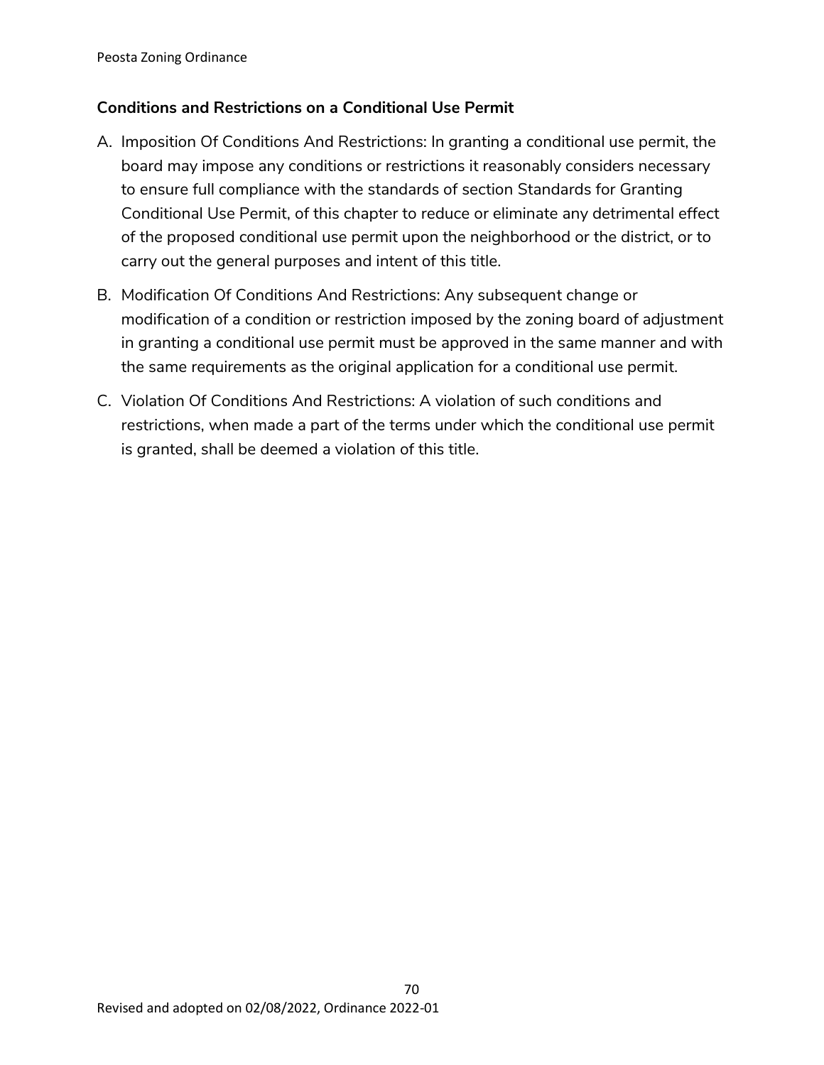### Conditions and Restrictions on a Conditional Use Permit

A. Imposition Of Conditions And Restrictions: In granting a conditional use permit, the board may impose any conditions or restrictions it reasonably considers necessary to ensure full compliance with the standards of section Standards for Granting Conditional Use Permit, of this chapter to reduce or eliminate any detrimental effect of the proposed conditional use permit upon the neighborhood or the district, or to carry out the general purposes and intent of this title.

B. Modification Of Conditions And Restrictions: Any subsequent change or modification of a condition or restriction imposed by the zoning board of adjustment in granting a conditional use permit must be approved in the same manner and with the same requirements as the original application for a conditional use permit.

C. Violation Of Conditions And Restrictions: A violation of such conditions and restrictions, when made a part of the terms under which the conditional use permit is granted, shall be deemed a violation of this title.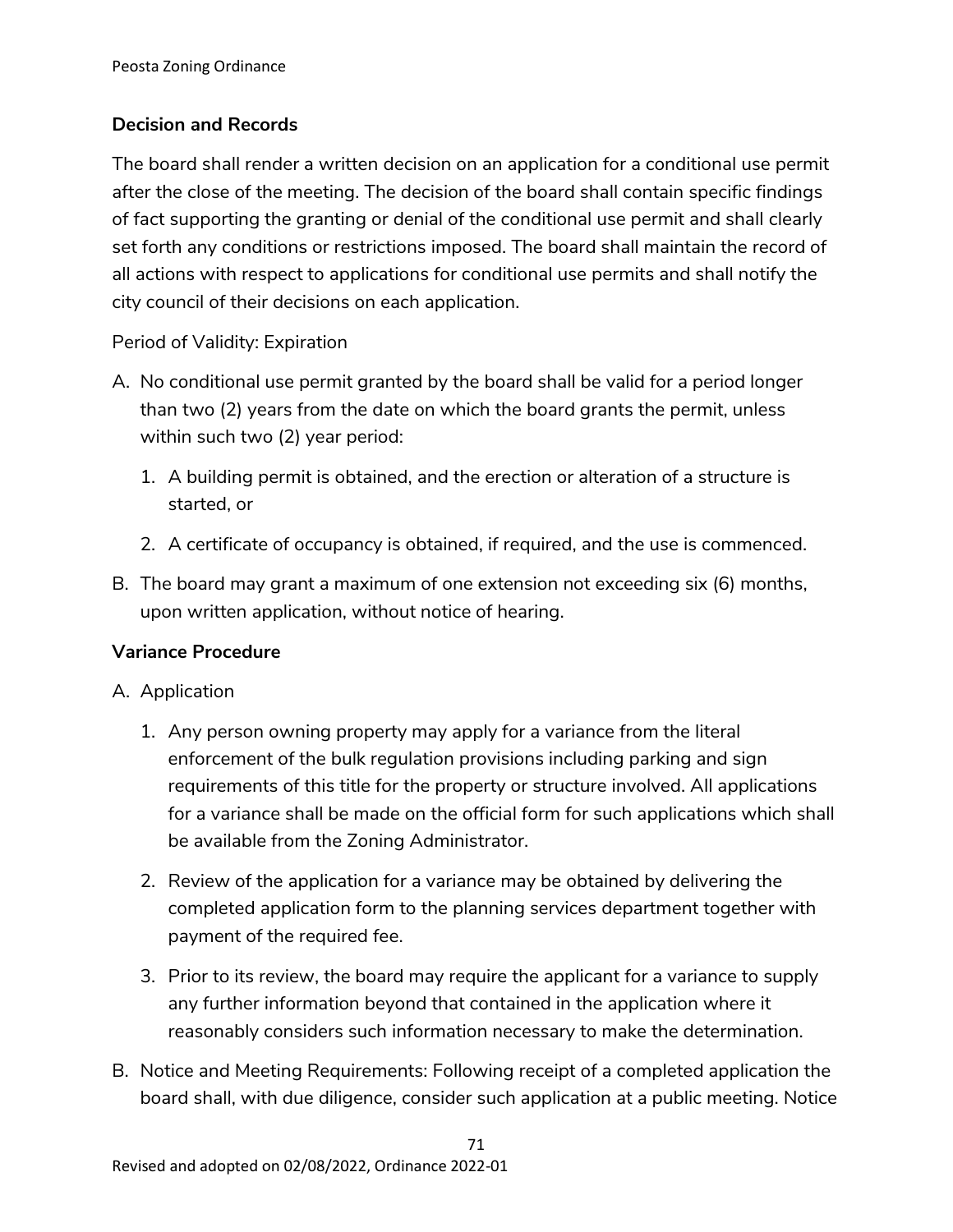**Decision and Records**

The board shall render a written decision on an application for a conditional use permit after the close of the meeting. The decision of the board shall contain specific findings of fact supporting the granting or denial of the conditional use permit and shall clearly set forth any conditions or restrictions imposed. The board shall maintain the record of all actions with respect to applications for conditional use permits and shall notify the city council of their decisions on each application.

Period of Validity: Expiration

A. No conditional use permit granted by the board shall be valid for a period longer than two (2) years from the date on which the board grants the permit, unless within such two (2) year period:

   1. A building permit is obtained, and the erection or alteration of a structure is started, or

   2. A certificate of occupancy is obtained, if required, and the use is commenced.

B. The board may grant a maximum of one extension not exceeding six (6) months, upon written application, without notice of hearing.

**Variance Procedure**

A. Application

   1. Any person owning property may apply for a variance from the literal enforcement of the bulk regulation provisions including parking and sign requirements of this title for the property or structure involved. All applications for a variance shall be made on the official form for such applications which shall be available from the Zoning Administrator.

   2. Review of the application for a variance may be obtained by delivering the completed application form to the planning services department together with payment of the required fee.

   3. Prior to its review, the board may require the applicant for a variance to supply any further information beyond that contained in the application where it reasonably considers such information necessary to make the determination.

B. Notice and Meeting Requirements: Following receipt of a completed application the board shall, with due diligence, consider such application at a public meeting. Notice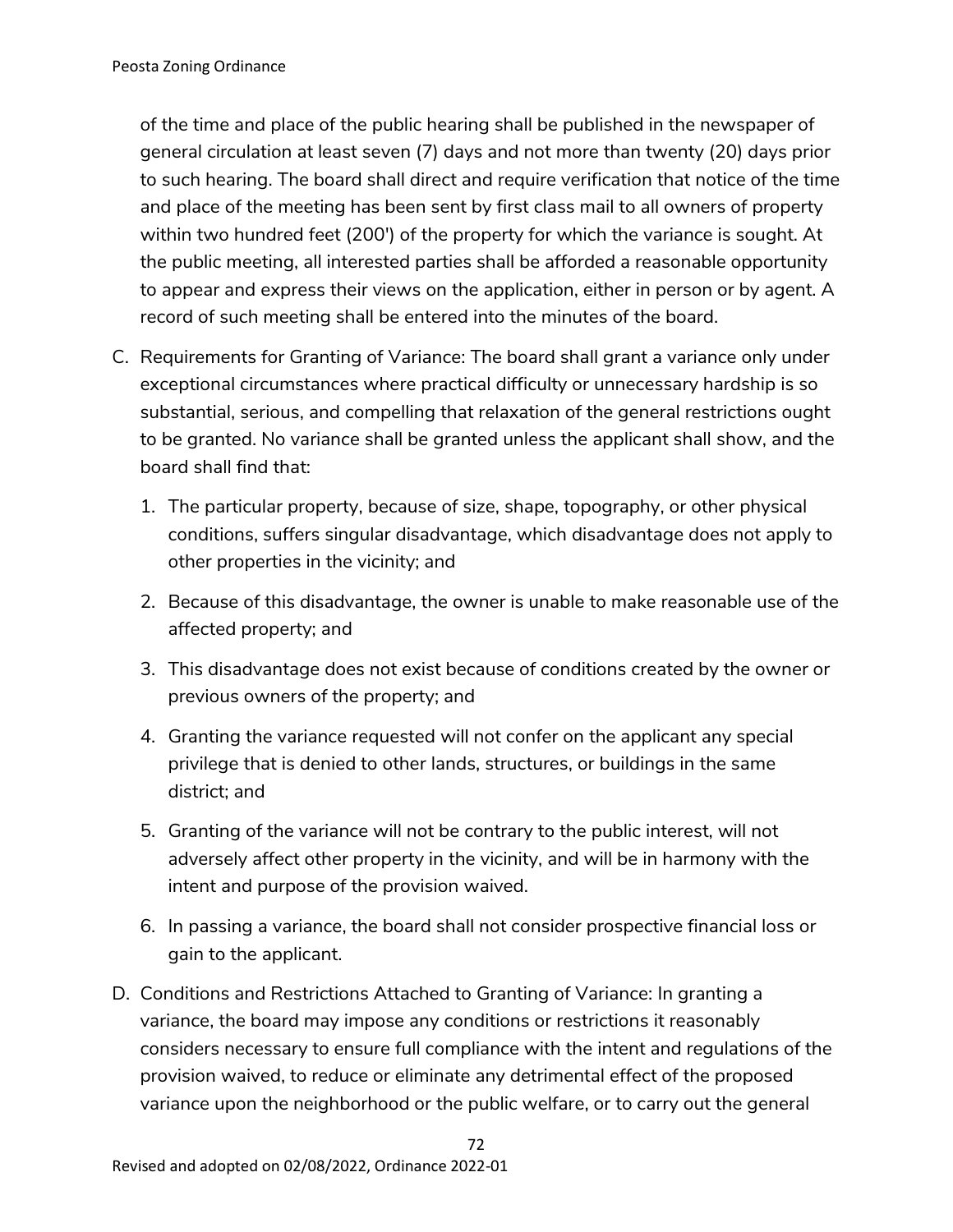of the time and place of the public hearing shall be published in the newspaper of general circulation at least seven (7) days and not more than twenty (20) days prior to such hearing. The board shall direct and require verification that notice of the time and place of the meeting has been sent by first class mail to all owners of property within two hundred feet (200') of the property for which the variance is sought. At the public meeting, all interested parties shall be afforded a reasonable opportunity to appear and express their views on the application, either in person or by agent. A record of such meeting shall be entered into the minutes of the board.

C. Requirements for Granting of Variance: The board shall grant a variance only under exceptional circumstances where practical difficulty or unnecessary hardship is so substantial, serious, and compelling that relaxation of the general restrictions ought to be granted. No variance shall be granted unless the applicant shall show, and the board shall find that:

   1. The particular property, because of size, shape, topography, or other physical conditions, suffers singular disadvantage, which disadvantage does not apply to other properties in the vicinity; and

   2. Because of this disadvantage, the owner is unable to make reasonable use of the affected property; and

   3. This disadvantage does not exist because of conditions created by the owner or previous owners of the property; and

   4. Granting the variance requested will not confer on the applicant any special privilege that is denied to other lands, structures, or buildings in the same district; and

   5. Granting of the variance will not be contrary to the public interest, will not adversely affect other property in the vicinity, and will be in harmony with the intent and purpose of the provision waived.

   6. In passing a variance, the board shall not consider prospective financial loss or gain to the applicant.

D. Conditions and Restrictions Attached to Granting of Variance: In granting a variance, the board may impose any conditions or restrictions it reasonably considers necessary to ensure full compliance with the intent and regulations of the provision waived, to reduce or eliminate any detrimental effect of the proposed variance upon the neighborhood or the public welfare, or to carry out the general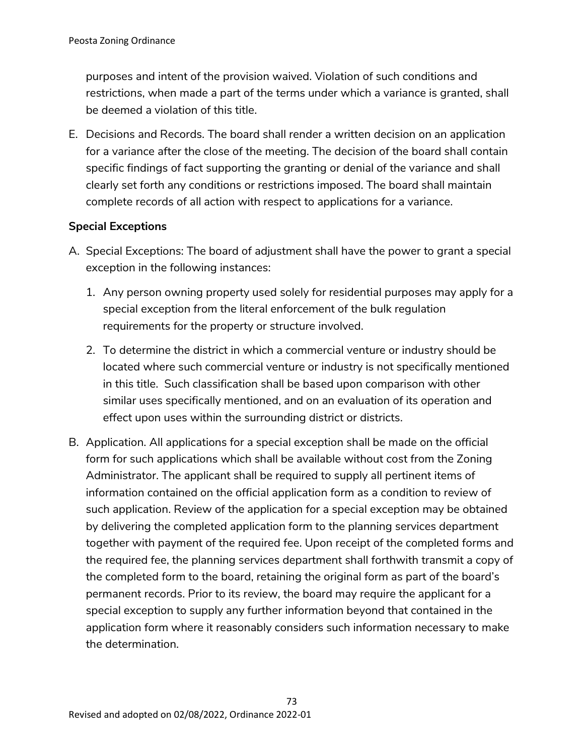purposes and intent of the provision waived. Violation of such conditions and restrictions, when made a part of the terms under which a variance is granted, shall be deemed a violation of this title.

E. Decisions and Records. The board shall render a written decision on an application for a variance after the close of the meeting. The decision of the board shall contain specific findings of fact supporting the granting or denial of the variance and shall clearly set forth any conditions or restrictions imposed. The board shall maintain complete records of all action with respect to applications for a variance.

**Special Exceptions**

A. Special Exceptions: The board of adjustment shall have the power to grant a special exception in the following instances:

   1. Any person owning property used solely for residential purposes may apply for a special exception from the literal enforcement of the bulk regulation requirements for the property or structure involved.
   2. To determine the district in which a commercial venture or industry should be located where such commercial venture or industry is not specifically mentioned in this title. Such classification shall be based upon comparison with other similar uses specifically mentioned, and on an evaluation of its operation and effect upon uses within the surrounding district or districts.

B. Application. All applications for a special exception shall be made on the official form for such applications which shall be available without cost from the Zoning Administrator. The applicant shall be required to supply all pertinent items of information contained on the official application form as a condition to review of such application. Review of the application for a special exception may be obtained by delivering the completed application form to the planning services department together with payment of the required fee. Upon receipt of the completed forms and the required fee, the planning services department shall forthwith transmit a copy of the completed form to the board, retaining the original form as part of the board's permanent records. Prior to its review, the board may require the applicant for a special exception to supply any further information beyond that contained in the application form where it reasonably considers such information necessary to make the determination.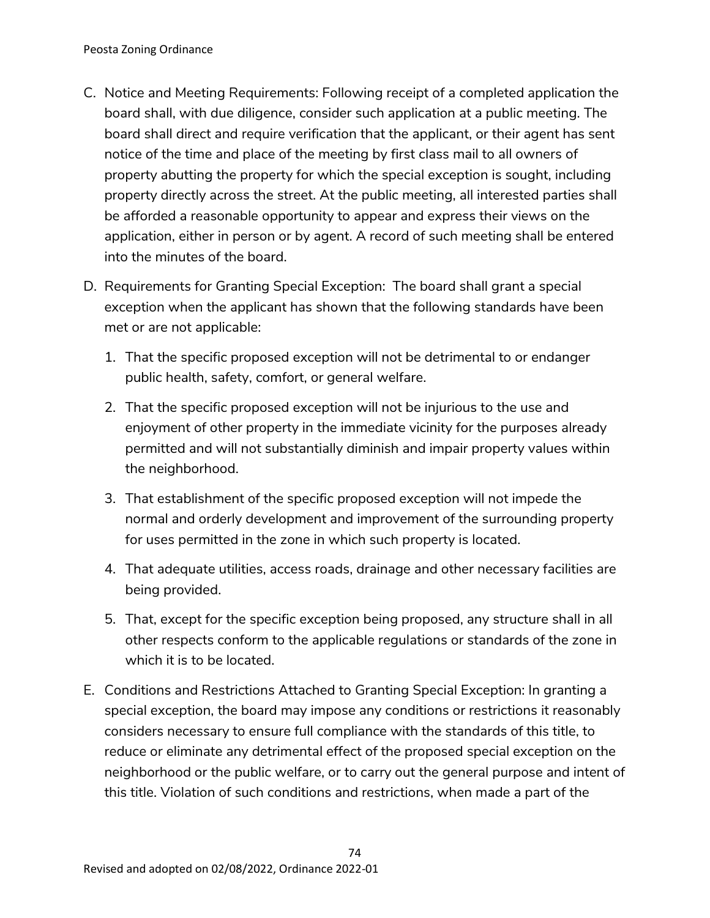C. Notice and Meeting Requirements: Following receipt of a completed application the board shall, with due diligence, consider such application at a public meeting. The board shall direct and require verification that the applicant, or their agent has sent notice of the time and place of the meeting by first class mail to all owners of property abutting the property for which the special exception is sought, including property directly across the street. At the public meeting, all interested parties shall be afforded a reasonable opportunity to appear and express their views on the application, either in person or by agent. A record of such meeting shall be entered into the minutes of the board.

D. Requirements for Granting Special Exception: The board shall grant a special exception when the applicant has shown that the following standards have been met or are not applicable:

   1. That the specific proposed exception will not be detrimental to or endanger public health, safety, comfort, or general welfare.

   2. That the specific proposed exception will not be injurious to the use and enjoyment of other property in the immediate vicinity for the purposes already permitted and will not substantially diminish and impair property values within the neighborhood.

   3. That establishment of the specific proposed exception will not impede the normal and orderly development and improvement of the surrounding property for uses permitted in the zone in which such property is located.

   4. That adequate utilities, access roads, drainage and other necessary facilities are being provided.

   5. That, except for the specific exception being proposed, any structure shall in all other respects conform to the applicable regulations or standards of the zone in which it is to be located.

E. Conditions and Restrictions Attached to Granting Special Exception: In granting a special exception, the board may impose any conditions or restrictions it reasonably considers necessary to ensure full compliance with the standards of this title, to reduce or eliminate any detrimental effect of the proposed special exception on the neighborhood or the public welfare, or to carry out the general purpose and intent of this title. Violation of such conditions and restrictions, when made a part of the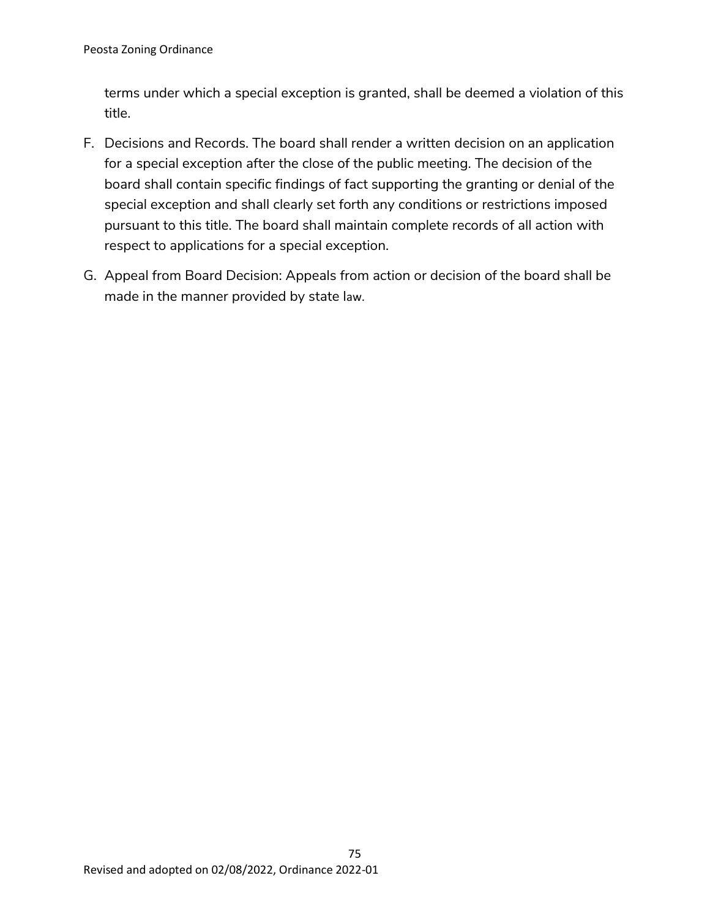terms under which a special exception is granted, shall be deemed a violation of this title.

F. Decisions and Records. The board shall render a written decision on an application for a special exception after the close of the public meeting. The decision of the board shall contain specific findings of fact supporting the granting or denial of the special exception and shall clearly set forth any conditions or restrictions imposed pursuant to this title. The board shall maintain complete records of all action with respect to applications for a special exception.

G. Appeal from Board Decision: Appeals from action or decision of the board shall be made in the manner provided by state law.